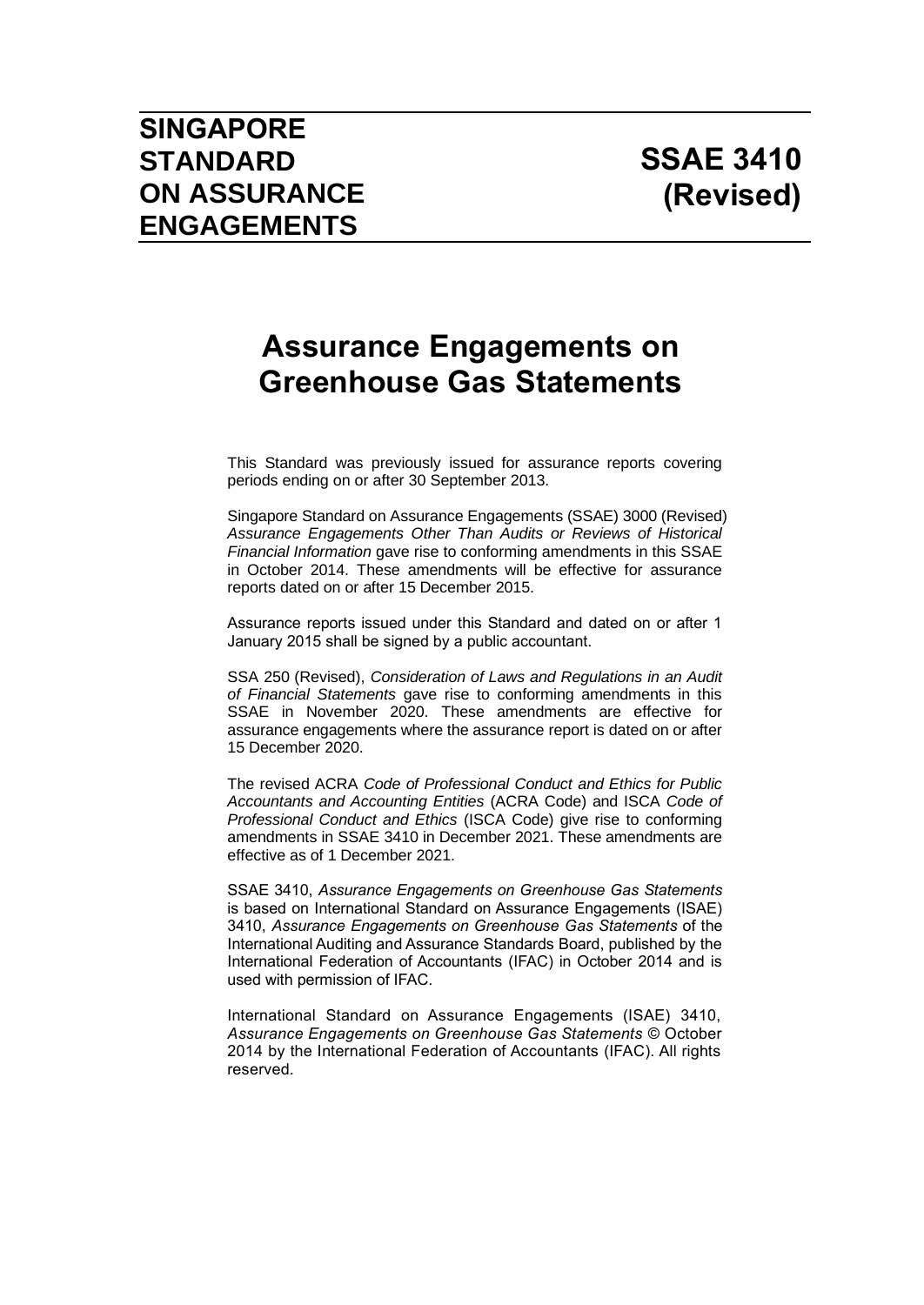# SINGAPORE STANDARD ON ASSURANCE ENGAGEMENTS

# SSAE 3410 (Revised)

## Assurance Engagements on Greenhouse Gas Statements

This Standard was previously issued for assurance reports covering periods ending on or after 30 September 2013.

Singapore Standard on Assurance Engagements (SSAE) 3000 (Revised) *Assurance Engagements Other Than Audits or Reviews of Historical Financial Information* gave rise to conforming amendments in this SSAE in October 2014. These amendments will be effective for assurance reports dated on or after 15 December 2015.

Assurance reports issued under this Standard and dated on or after 1 January 2015 shall be signed by a public accountant.

SSA 250 (Revised), *Consideration of Laws and Regulations in an Audit of Financial Statements* gave rise to conforming amendments in this SSAE in November 2020. These amendments are effective for assurance engagements where the assurance report is dated on or after 15 December 2020.

The revised ACRA *Code of Professional Conduct and Ethics for Public Accountants and Accounting Entities* (ACRA Code) and ISCA *Code of Professional Conduct and Ethics* (ISCA Code) give rise to conforming amendments in SSAE 3410 in December 2021. These amendments are effective as of 1 December 2021.

SSAE 3410, *Assurance Engagements on Greenhouse Gas Statements* is based on International Standard on Assurance Engagements (ISAE) 3410, *Assurance Engagements on Greenhouse Gas Statements* of the International Auditing and Assurance Standards Board, published by the International Federation of Accountants (IFAC) in October 2014 and is used with permission of IFAC.

International Standard on Assurance Engagements (ISAE) 3410, *Assurance Engagements on Greenhouse Gas Statements* © October 2014 by the International Federation of Accountants (IFAC). All rights reserved.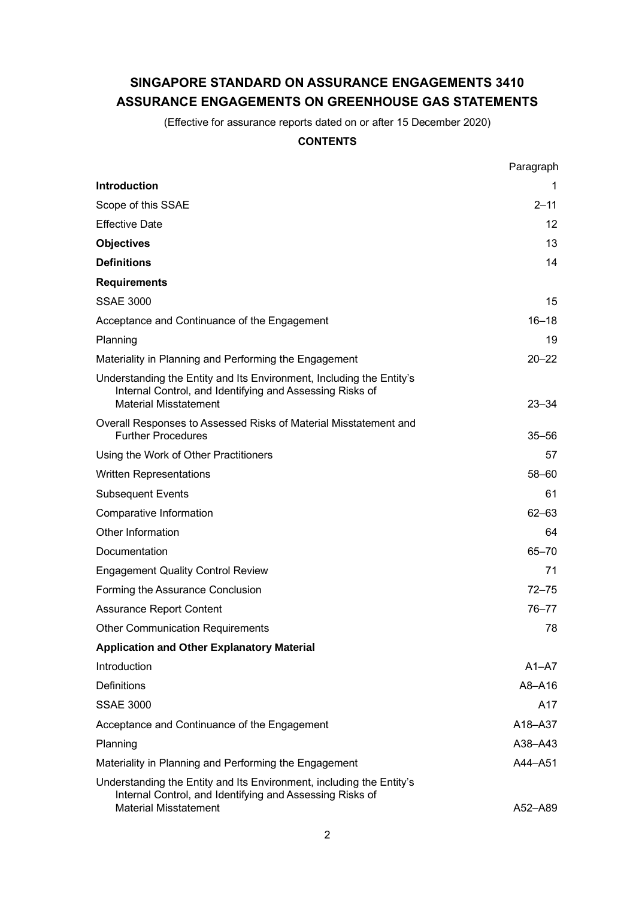# SINGAPORE STANDARD ON ASSURANCE ENGAGEMENTS 3410
# ASSURANCE ENGAGEMENTS ON GREENHOUSE GAS STATEMENTS

(Effective for assurance reports dated on or after 15 December 2020)

**CONTENTS**

| | Paragraph |
|---|---|
| **Introduction** | 1 |
| Scope of this SSAE | 2–11 |
| Effective Date | 12 |
| **Objectives** | 13 |
| **Definitions** | 14 |
| **Requirements** | |
| SSAE 3000 | 15 |
| Acceptance and Continuance of the Engagement | 16–18 |
| Planning | 19 |
| Materiality in Planning and Performing the Engagement | 20–22 |
| Understanding the Entity and Its Environment, Including the Entity's Internal Control, and Identifying and Assessing Risks of Material Misstatement | 23–34 |
| Overall Responses to Assessed Risks of Material Misstatement and Further Procedures | 35–56 |
| Using the Work of Other Practitioners | 57 |
| Written Representations | 58–60 |
| Subsequent Events | 61 |
| Comparative Information | 62–63 |
| Other Information | 64 |
| Documentation | 65–70 |
| Engagement Quality Control Review | 71 |
| Forming the Assurance Conclusion | 72–75 |
| Assurance Report Content | 76–77 |
| Other Communication Requirements | 78 |
| **Application and Other Explanatory Material** | |
| Introduction | A1–A7 |
| Definitions | A8–A16 |
| SSAE 3000 | A17 |
| Acceptance and Continuance of the Engagement | A18–A37 |
| Planning | A38–A43 |
| Materiality in Planning and Performing the Engagement | A44–A51 |
| Understanding the Entity and Its Environment, including the Entity's Internal Control, and Identifying and Assessing Risks of Material Misstatement | A52–A89 |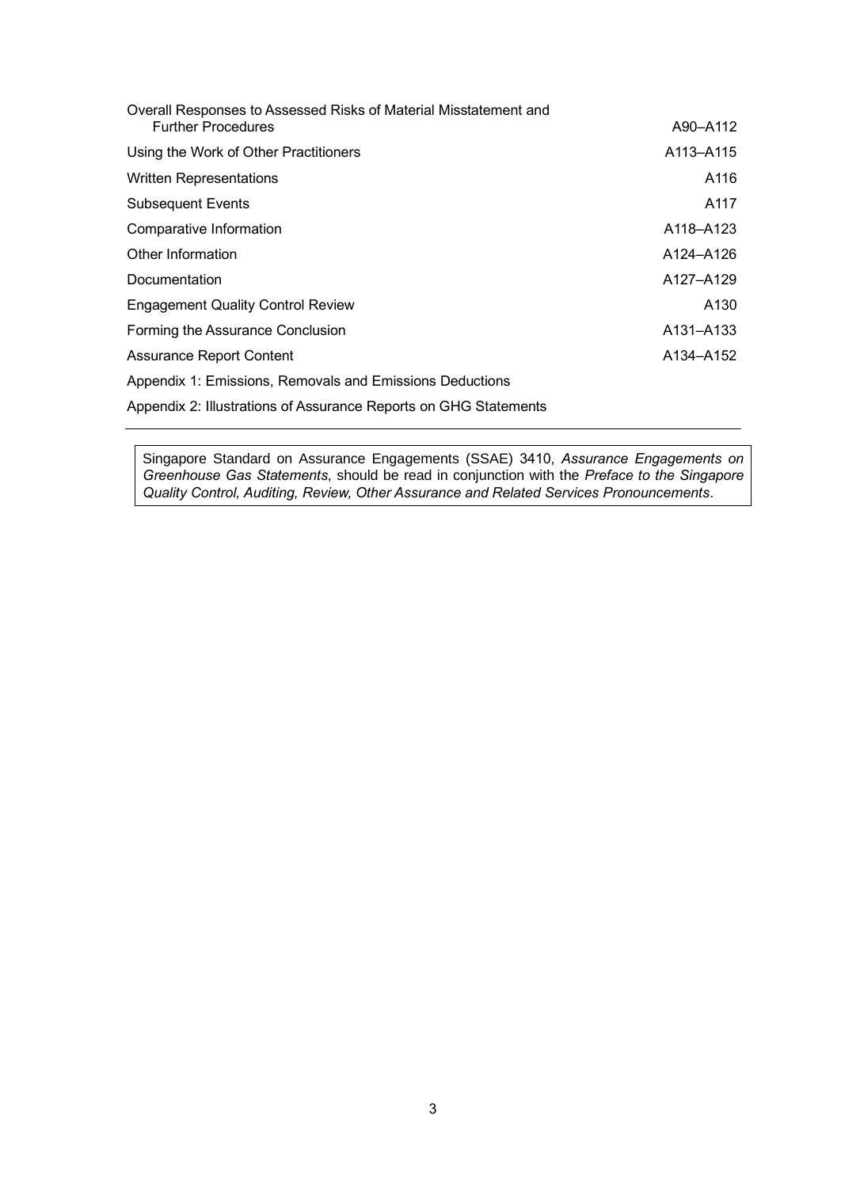| | |
|---|---|
| Overall Responses to Assessed Risks of Material Misstatement and Further Procedures | A90–A112 |
| Using the Work of Other Practitioners | A113–A115 |
| Written Representations | A116 |
| Subsequent Events | A117 |
| Comparative Information | A118–A123 |
| Other Information | A124–A126 |
| Documentation | A127–A129 |
| Engagement Quality Control Review | A130 |
| Forming the Assurance Conclusion | A131–A133 |
| Assurance Report Content | A134–A152 |
| Appendix 1: Emissions, Removals and Emissions Deductions | |
| Appendix 2: Illustrations of Assurance Reports on GHG Statements | |

Singapore Standard on Assurance Engagements (SSAE) 3410, *Assurance Engagements on Greenhouse Gas Statements*, should be read in conjunction with the *Preface to the Singapore Quality Control, Auditing, Review, Other Assurance and Related Services Pronouncements*.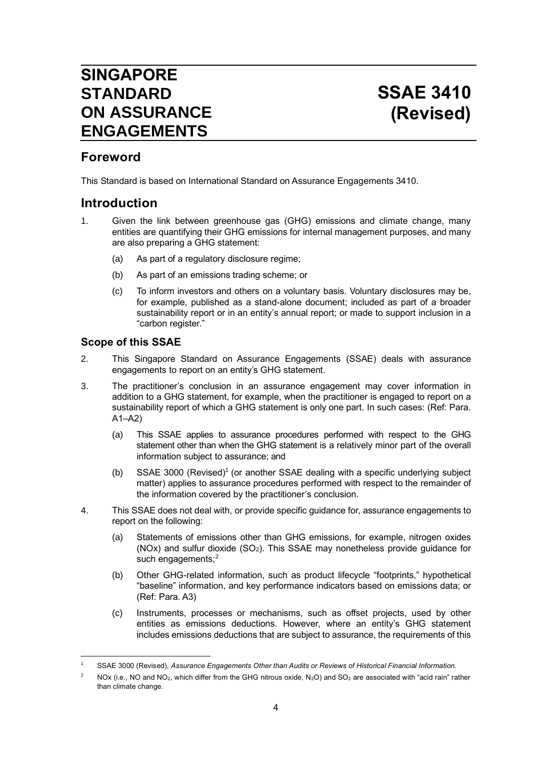# SINGAPORE STANDARD ON ASSURANCE ENGAGEMENTS

# SSAE 3410 (Revised)

## Foreword

This Standard is based on International Standard on Assurance Engagements 3410.

## Introduction

1. Given the link between greenhouse gas (GHG) emissions and climate change, many entities are quantifying their GHG emissions for internal management purposes, and many are also preparing a GHG statement:

   (a) As part of a regulatory disclosure regime;

   (b) As part of an emissions trading scheme; or

   (c) To inform investors and others on a voluntary basis. Voluntary disclosures may be, for example, published as a stand-alone document; included as part of a broader sustainability report or in an entity's annual report; or made to support inclusion in a "carbon register."

### Scope of this SSAE

2. This Singapore Standard on Assurance Engagements (SSAE) deals with assurance engagements to report on an entity's GHG statement.

3. The practitioner's conclusion in an assurance engagement may cover information in addition to a GHG statement, for example, when the practitioner is engaged to report on a sustainability report of which a GHG statement is only one part. In such cases: (Ref: Para. A1–A2)

   (a) This SSAE applies to assurance procedures performed with respect to the GHG statement other than when the GHG statement is a relatively minor part of the overall information subject to assurance; and

   (b) SSAE 3000 (Revised)[1] (or another SSAE dealing with a specific underlying subject matter) applies to assurance procedures performed with respect to the remainder of the information covered by the practitioner's conclusion.

4. This SSAE does not deal with, or provide specific guidance for, assurance engagements to report on the following:

   (a) Statements of emissions other than GHG emissions, for example, nitrogen oxides (NOx) and sulfur dioxide ($SO_2$). This SSAE may nonetheless provide guidance for such engagements;[2]

   (b) Other GHG-related information, such as product lifecycle "footprints," hypothetical "baseline" information, and key performance indicators based on emissions data; or (Ref: Para. A3)

   (c) Instruments, processes or mechanisms, such as offset projects, used by other entities as emissions deductions. However, where an entity's GHG statement includes emissions deductions that are subject to assurance, the requirements of this

---

[1] SSAE 3000 (Revised), *Assurance Engagements Other than Audits or Reviews of Historical Financial Information.*

[2] NOx (i.e., NO and $NO_2$, which differ from the GHG nitrous oxide, $N_2O$) and $SO_2$ are associated with "acid rain" rather than climate change.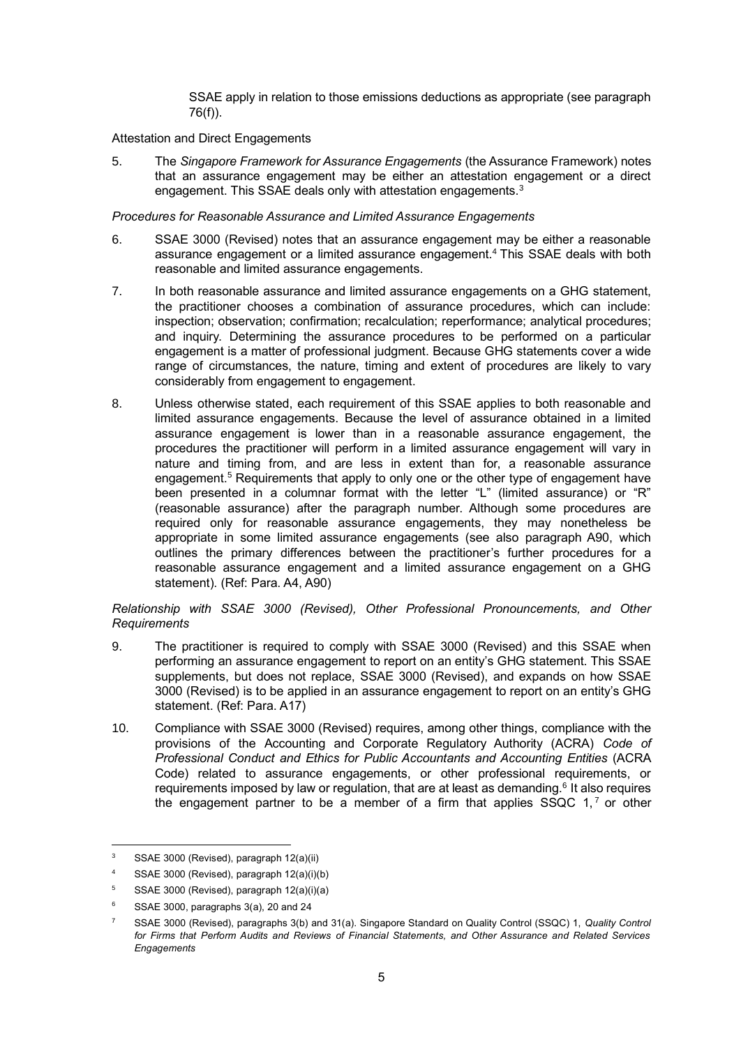SSAE apply in relation to those emissions deductions as appropriate (see paragraph 76(f)).

Attestation and Direct Engagements

5. The *Singapore Framework for Assurance Engagements* (the Assurance Framework) notes that an assurance engagement may be either an attestation engagement or a direct engagement. This SSAE deals only with attestation engagements.[3]

*Procedures for Reasonable Assurance and Limited Assurance Engagements*

6. SSAE 3000 (Revised) notes that an assurance engagement may be either a reasonable assurance engagement or a limited assurance engagement.[4] This SSAE deals with both reasonable and limited assurance engagements.

7. In both reasonable assurance and limited assurance engagements on a GHG statement, the practitioner chooses a combination of assurance procedures, which can include: inspection; observation; confirmation; recalculation; reperformance; analytical procedures; and inquiry. Determining the assurance procedures to be performed on a particular engagement is a matter of professional judgment. Because GHG statements cover a wide range of circumstances, the nature, timing and extent of procedures are likely to vary considerably from engagement to engagement.

8. Unless otherwise stated, each requirement of this SSAE applies to both reasonable and limited assurance engagements. Because the level of assurance obtained in a limited assurance engagement is lower than in a reasonable assurance engagement, the procedures the practitioner will perform in a limited assurance engagement will vary in nature and timing from, and are less in extent than for, a reasonable assurance engagement.[5] Requirements that apply to only one or the other type of engagement have been presented in a columnar format with the letter "L" (limited assurance) or "R" (reasonable assurance) after the paragraph number. Although some procedures are required only for reasonable assurance engagements, they may nonetheless be appropriate in some limited assurance engagements (see also paragraph A90, which outlines the primary differences between the practitioner's further procedures for a reasonable assurance engagement and a limited assurance engagement on a GHG statement). (Ref: Para. A4, A90)

*Relationship with SSAE 3000 (Revised), Other Professional Pronouncements, and Other Requirements*

9. The practitioner is required to comply with SSAE 3000 (Revised) and this SSAE when performing an assurance engagement to report on an entity's GHG statement. This SSAE supplements, but does not replace, SSAE 3000 (Revised), and expands on how SSAE 3000 (Revised) is to be applied in an assurance engagement to report on an entity's GHG statement. (Ref: Para. A17)

10. Compliance with SSAE 3000 (Revised) requires, among other things, compliance with the provisions of the Accounting and Corporate Regulatory Authority (ACRA) *Code of Professional Conduct and Ethics for Public Accountants and Accounting Entities* (ACRA Code) related to assurance engagements, or other professional requirements, or requirements imposed by law or regulation, that are at least as demanding.[6] It also requires the engagement partner to be a member of a firm that applies SSQC 1,[7] or other

---

[3] SSAE 3000 (Revised), paragraph 12(a)(ii)

[4] SSAE 3000 (Revised), paragraph 12(a)(i)(b)

[5] SSAE 3000 (Revised), paragraph 12(a)(i)(a)

[6] SSAE 3000, paragraphs 3(a), 20 and 24

[7] SSAE 3000 (Revised), paragraphs 3(b) and 31(a). Singapore Standard on Quality Control (SSQC) 1, *Quality Control for Firms that Perform Audits and Reviews of Financial Statements, and Other Assurance and Related Services Engagements*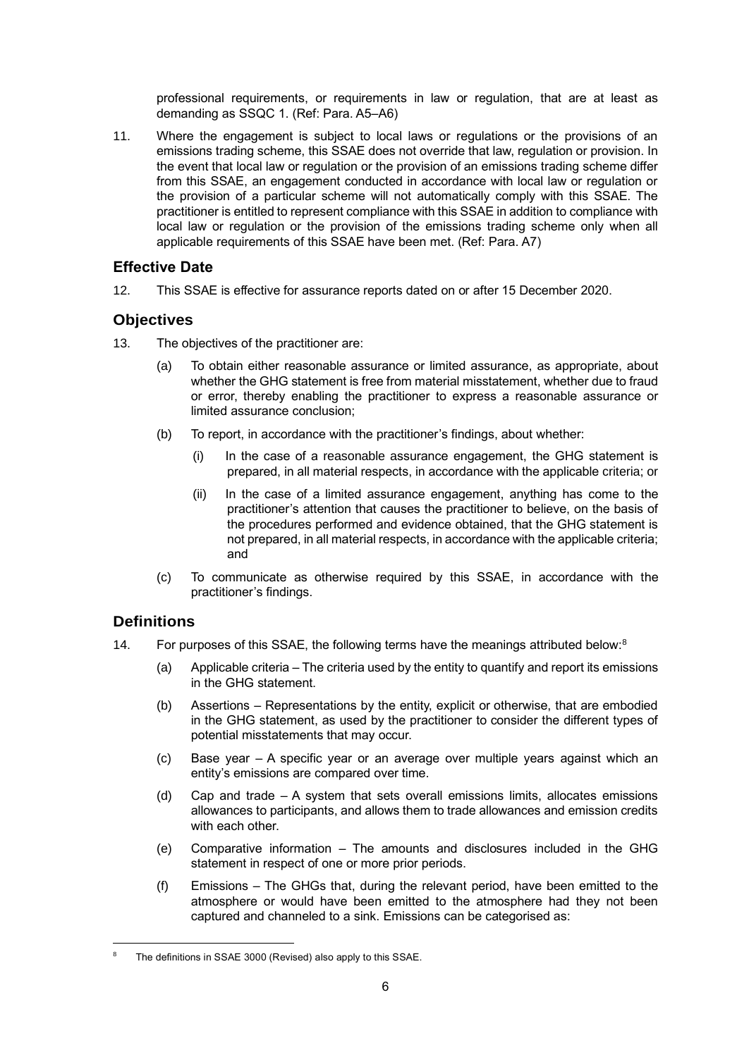professional requirements, or requirements in law or regulation, that are at least as demanding as SSQC 1. (Ref: Para. A5–A6)

11. Where the engagement is subject to local laws or regulations or the provisions of an emissions trading scheme, this SSAE does not override that law, regulation or provision. In the event that local law or regulation or the provision of an emissions trading scheme differ from this SSAE, an engagement conducted in accordance with local law or regulation or the provision of a particular scheme will not automatically comply with this SSAE. The practitioner is entitled to represent compliance with this SSAE in addition to compliance with local law or regulation or the provision of the emissions trading scheme only when all applicable requirements of this SSAE have been met. (Ref: Para. A7)

## Effective Date

12. This SSAE is effective for assurance reports dated on or after 15 December 2020.

## Objectives

13. The objectives of the practitioner are:

    (a) To obtain either reasonable assurance or limited assurance, as appropriate, about whether the GHG statement is free from material misstatement, whether due to fraud or error, thereby enabling the practitioner to express a reasonable assurance or limited assurance conclusion;

    (b) To report, in accordance with the practitioner's findings, about whether:

        (i) In the case of a reasonable assurance engagement, the GHG statement is prepared, in all material respects, in accordance with the applicable criteria; or

        (ii) In the case of a limited assurance engagement, anything has come to the practitioner's attention that causes the practitioner to believe, on the basis of the procedures performed and evidence obtained, that the GHG statement is not prepared, in all material respects, in accordance with the applicable criteria; and

    (c) To communicate as otherwise required by this SSAE, in accordance with the practitioner's findings.

## Definitions

14. For purposes of this SSAE, the following terms have the meanings attributed below:[8]

    (a) Applicable criteria – The criteria used by the entity to quantify and report its emissions in the GHG statement.

    (b) Assertions – Representations by the entity, explicit or otherwise, that are embodied in the GHG statement, as used by the practitioner to consider the different types of potential misstatements that may occur.

    (c) Base year – A specific year or an average over multiple years against which an entity's emissions are compared over time.

    (d) Cap and trade – A system that sets overall emissions limits, allocates emissions allowances to participants, and allows them to trade allowances and emission credits with each other.

    (e) Comparative information – The amounts and disclosures included in the GHG statement in respect of one or more prior periods.

    (f) Emissions – The GHGs that, during the relevant period, have been emitted to the atmosphere or would have been emitted to the atmosphere had they not been captured and channeled to a sink. Emissions can be categorised as:

---

[8] The definitions in SSAE 3000 (Revised) also apply to this SSAE.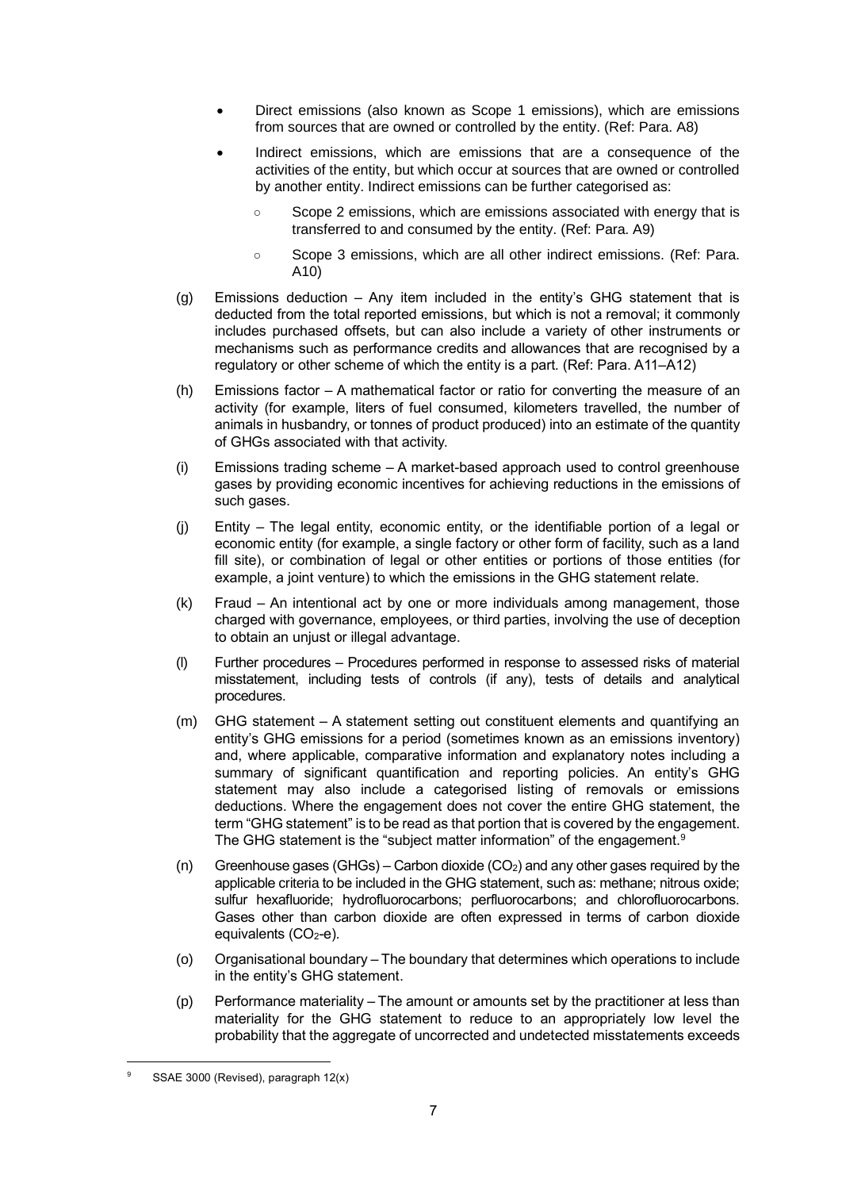- Direct emissions (also known as Scope 1 emissions), which are emissions from sources that are owned or controlled by the entity. (Ref: Para. A8)
- Indirect emissions, which are emissions that are a consequence of the activities of the entity, but which occur at sources that are owned or controlled by another entity. Indirect emissions can be further categorised as:
  - Scope 2 emissions, which are emissions associated with energy that is transferred to and consumed by the entity. (Ref: Para. A9)
  - Scope 3 emissions, which are all other indirect emissions. (Ref: Para. A10)

(g) Emissions deduction – Any item included in the entity's GHG statement that is deducted from the total reported emissions, but which is not a removal; it commonly includes purchased offsets, but can also include a variety of other instruments or mechanisms such as performance credits and allowances that are recognised by a regulatory or other scheme of which the entity is a part. (Ref: Para. A11–A12)

(h) Emissions factor – A mathematical factor or ratio for converting the measure of an activity (for example, liters of fuel consumed, kilometers travelled, the number of animals in husbandry, or tonnes of product produced) into an estimate of the quantity of GHGs associated with that activity.

(i) Emissions trading scheme – A market-based approach used to control greenhouse gases by providing economic incentives for achieving reductions in the emissions of such gases.

(j) Entity – The legal entity, economic entity, or the identifiable portion of a legal or economic entity (for example, a single factory or other form of facility, such as a land fill site), or combination of legal or other entities or portions of those entities (for example, a joint venture) to which the emissions in the GHG statement relate.

(k) Fraud – An intentional act by one or more individuals among management, those charged with governance, employees, or third parties, involving the use of deception to obtain an unjust or illegal advantage.

(l) Further procedures – Procedures performed in response to assessed risks of material misstatement, including tests of controls (if any), tests of details and analytical procedures.

(m) GHG statement – A statement setting out constituent elements and quantifying an entity's GHG emissions for a period (sometimes known as an emissions inventory) and, where applicable, comparative information and explanatory notes including a summary of significant quantification and reporting policies. An entity's GHG statement may also include a categorised listing of removals or emissions deductions. Where the engagement does not cover the entire GHG statement, the term "GHG statement" is to be read as that portion that is covered by the engagement. The GHG statement is the "subject matter information" of the engagement.[9]

(n) Greenhouse gases (GHGs) – Carbon dioxide ($CO_2$) and any other gases required by the applicable criteria to be included in the GHG statement, such as: methane; nitrous oxide; sulfur hexafluoride; hydrofluorocarbons; perfluorocarbons; and chlorofluorocarbons. Gases other than carbon dioxide are often expressed in terms of carbon dioxide equivalents ($CO_2$-e).

(o) Organisational boundary – The boundary that determines which operations to include in the entity's GHG statement.

(p) Performance materiality – The amount or amounts set by the practitioner at less than materiality for the GHG statement to reduce to an appropriately low level the probability that the aggregate of uncorrected and undetected misstatements exceeds

---

[9] SSAE 3000 (Revised), paragraph 12(x)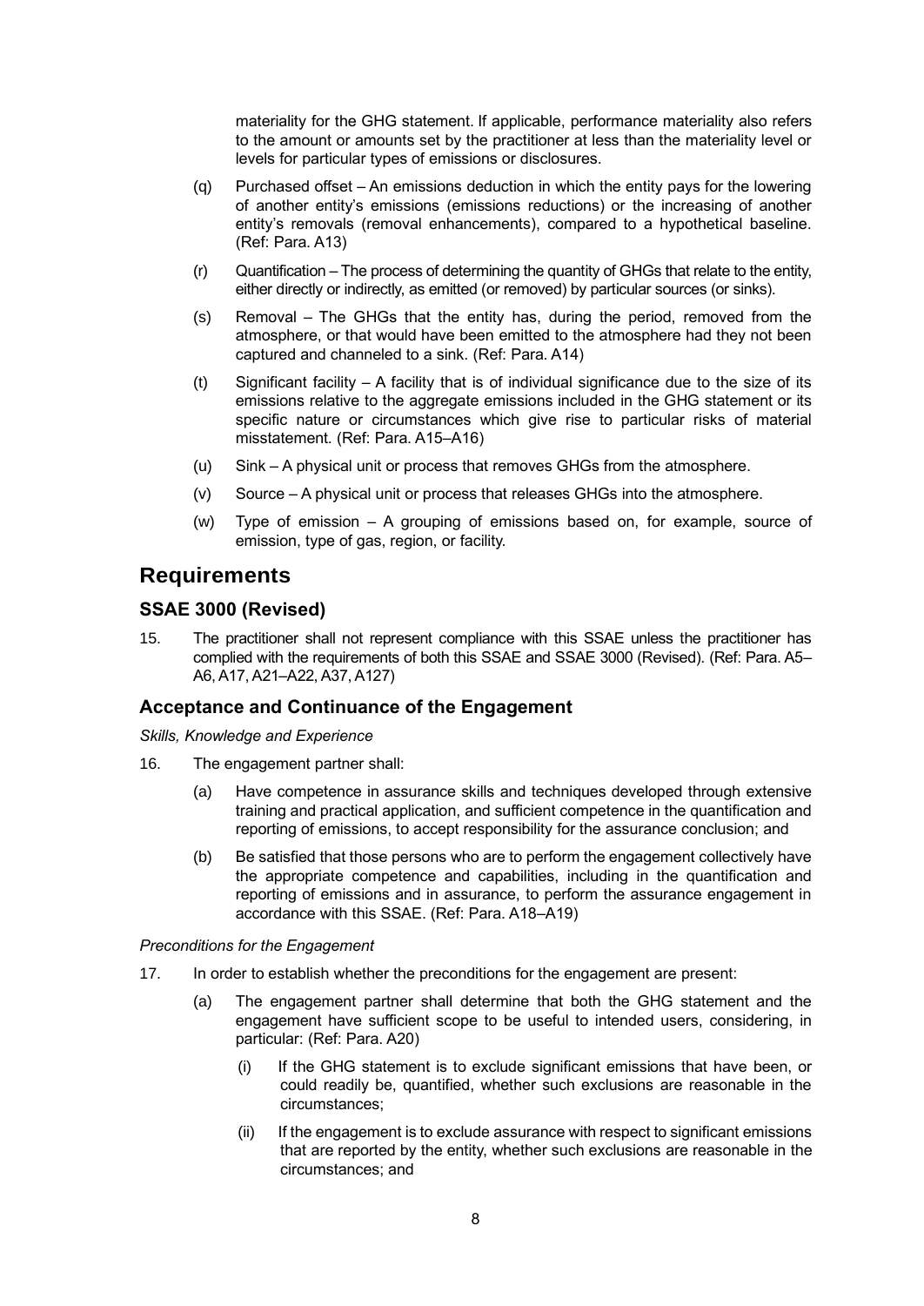materiality for the GHG statement. If applicable, performance materiality also refers to the amount or amounts set by the practitioner at less than the materiality level or levels for particular types of emissions or disclosures.

(q) Purchased offset – An emissions deduction in which the entity pays for the lowering of another entity's emissions (emissions reductions) or the increasing of another entity's removals (removal enhancements), compared to a hypothetical baseline. (Ref: Para. A13)

(r) Quantification – The process of determining the quantity of GHGs that relate to the entity, either directly or indirectly, as emitted (or removed) by particular sources (or sinks).

(s) Removal – The GHGs that the entity has, during the period, removed from the atmosphere, or that would have been emitted to the atmosphere had they not been captured and channeled to a sink. (Ref: Para. A14)

(t) Significant facility – A facility that is of individual significance due to the size of its emissions relative to the aggregate emissions included in the GHG statement or its specific nature or circumstances which give rise to particular risks of material misstatement. (Ref: Para. A15–A16)

(u) Sink – A physical unit or process that removes GHGs from the atmosphere.

(v) Source – A physical unit or process that releases GHGs into the atmosphere.

(w) Type of emission – A grouping of emissions based on, for example, source of emission, type of gas, region, or facility.

# Requirements

## SSAE 3000 (Revised)

15. The practitioner shall not represent compliance with this SSAE unless the practitioner has complied with the requirements of both this SSAE and SSAE 3000 (Revised). (Ref: Para. A5–A6, A17, A21–A22, A37, A127)

## Acceptance and Continuance of the Engagement

*Skills, Knowledge and Experience*

16. The engagement partner shall:

    (a) Have competence in assurance skills and techniques developed through extensive training and practical application, and sufficient competence in the quantification and reporting of emissions, to accept responsibility for the assurance conclusion; and

    (b) Be satisfied that those persons who are to perform the engagement collectively have the appropriate competence and capabilities, including in the quantification and reporting of emissions and in assurance, to perform the assurance engagement in accordance with this SSAE. (Ref: Para. A18–A19)

*Preconditions for the Engagement*

17. In order to establish whether the preconditions for the engagement are present:

    (a) The engagement partner shall determine that both the GHG statement and the engagement have sufficient scope to be useful to intended users, considering, in particular: (Ref: Para. A20)

        (i) If the GHG statement is to exclude significant emissions that have been, or could readily be, quantified, whether such exclusions are reasonable in the circumstances;

        (ii) If the engagement is to exclude assurance with respect to significant emissions that are reported by the entity, whether such exclusions are reasonable in the circumstances; and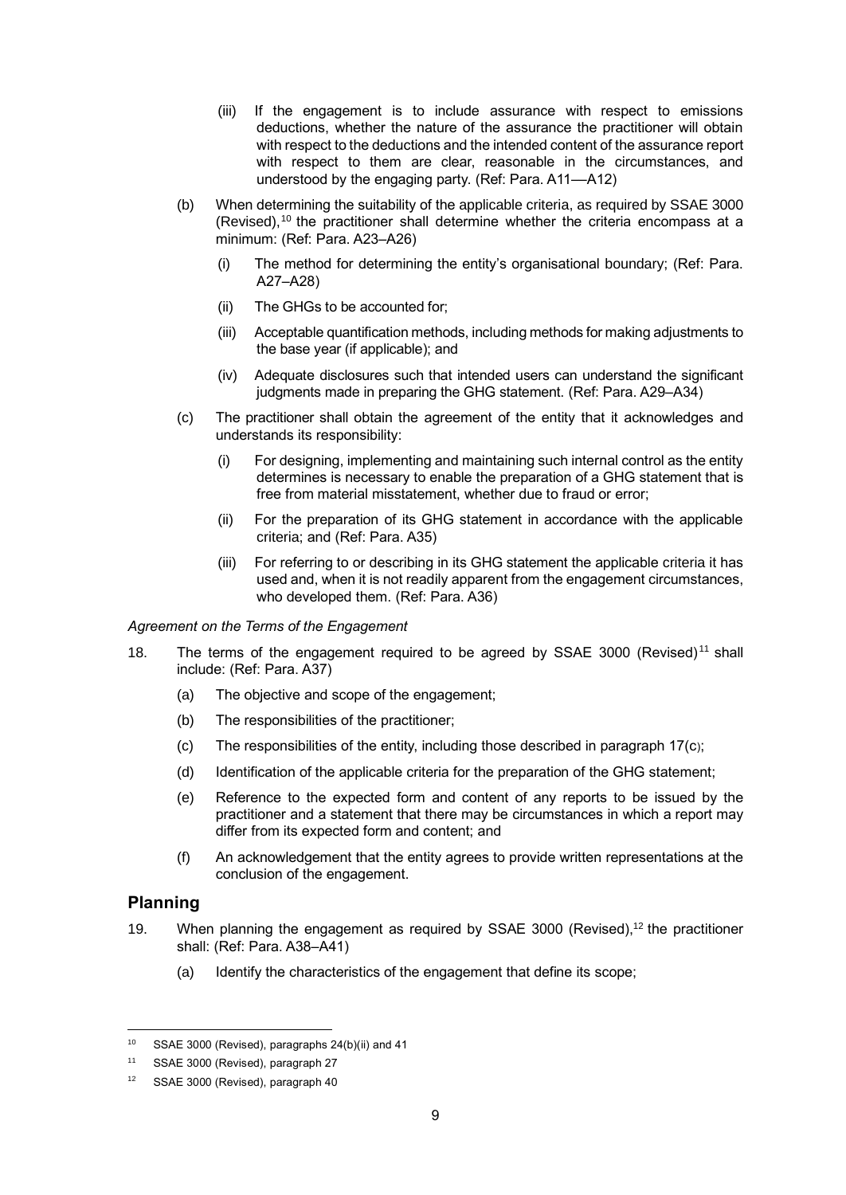(iii) If the engagement is to include assurance with respect to emissions deductions, whether the nature of the assurance the practitioner will obtain with respect to the deductions and the intended content of the assurance report with respect to them are clear, reasonable in the circumstances, and understood by the engaging party. (Ref: Para. A11—A12)

(b) When determining the suitability of the applicable criteria, as required by SSAE 3000 (Revised),[10] the practitioner shall determine whether the criteria encompass at a minimum: (Ref: Para. A23–A26)

(i) The method for determining the entity's organisational boundary; (Ref: Para. A27–A28)

(ii) The GHGs to be accounted for;

(iii) Acceptable quantification methods, including methods for making adjustments to the base year (if applicable); and

(iv) Adequate disclosures such that intended users can understand the significant judgments made in preparing the GHG statement. (Ref: Para. A29–A34)

(c) The practitioner shall obtain the agreement of the entity that it acknowledges and understands its responsibility:

(i) For designing, implementing and maintaining such internal control as the entity determines is necessary to enable the preparation of a GHG statement that is free from material misstatement, whether due to fraud or error;

(ii) For the preparation of its GHG statement in accordance with the applicable criteria; and (Ref: Para. A35)

(iii) For referring to or describing in its GHG statement the applicable criteria it has used and, when it is not readily apparent from the engagement circumstances, who developed them. (Ref: Para. A36)

*Agreement on the Terms of the Engagement*

18. The terms of the engagement required to be agreed by SSAE 3000 (Revised)[11] shall include: (Ref: Para. A37)

(a) The objective and scope of the engagement;

(b) The responsibilities of the practitioner;

(c) The responsibilities of the entity, including those described in paragraph 17(c);

(d) Identification of the applicable criteria for the preparation of the GHG statement;

(e) Reference to the expected form and content of any reports to be issued by the practitioner and a statement that there may be circumstances in which a report may differ from its expected form and content; and

(f) An acknowledgement that the entity agrees to provide written representations at the conclusion of the engagement.

## Planning

19. When planning the engagement as required by SSAE 3000 (Revised),[12] the practitioner shall: (Ref: Para. A38–A41)

(a) Identify the characteristics of the engagement that define its scope;

---

[10] SSAE 3000 (Revised), paragraphs 24(b)(ii) and 41

[11] SSAE 3000 (Revised), paragraph 27

[12] SSAE 3000 (Revised), paragraph 40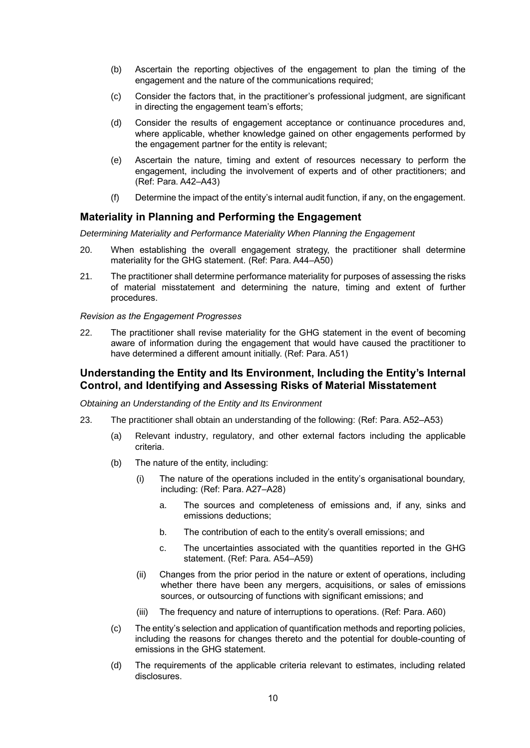(b) Ascertain the reporting objectives of the engagement to plan the timing of the engagement and the nature of the communications required;

(c) Consider the factors that, in the practitioner's professional judgment, are significant in directing the engagement team's efforts;

(d) Consider the results of engagement acceptance or continuance procedures and, where applicable, whether knowledge gained on other engagements performed by the engagement partner for the entity is relevant;

(e) Ascertain the nature, timing and extent of resources necessary to perform the engagement, including the involvement of experts and of other practitioners; and (Ref: Para. A42–A43)

(f) Determine the impact of the entity's internal audit function, if any, on the engagement.

## Materiality in Planning and Performing the Engagement

*Determining Materiality and Performance Materiality When Planning the Engagement*

20. When establishing the overall engagement strategy, the practitioner shall determine materiality for the GHG statement. (Ref: Para. A44–A50)

21. The practitioner shall determine performance materiality for purposes of assessing the risks of material misstatement and determining the nature, timing and extent of further procedures.

*Revision as the Engagement Progresses*

22. The practitioner shall revise materiality for the GHG statement in the event of becoming aware of information during the engagement that would have caused the practitioner to have determined a different amount initially. (Ref: Para. A51)

## Understanding the Entity and Its Environment, Including the Entity's Internal Control, and Identifying and Assessing Risks of Material Misstatement

*Obtaining an Understanding of the Entity and Its Environment*

23. The practitioner shall obtain an understanding of the following: (Ref: Para. A52–A53)

    (a) Relevant industry, regulatory, and other external factors including the applicable criteria.

    (b) The nature of the entity, including:

    (i) The nature of the operations included in the entity's organisational boundary, including: (Ref: Para. A27–A28)

    a. The sources and completeness of emissions and, if any, sinks and emissions deductions;

    b. The contribution of each to the entity's overall emissions; and

    c. The uncertainties associated with the quantities reported in the GHG statement. (Ref: Para. A54–A59)

    (ii) Changes from the prior period in the nature or extent of operations, including whether there have been any mergers, acquisitions, or sales of emissions sources, or outsourcing of functions with significant emissions; and

    (iii) The frequency and nature of interruptions to operations. (Ref: Para. A60)

    (c) The entity's selection and application of quantification methods and reporting policies, including the reasons for changes thereto and the potential for double-counting of emissions in the GHG statement.

    (d) The requirements of the applicable criteria relevant to estimates, including related disclosures.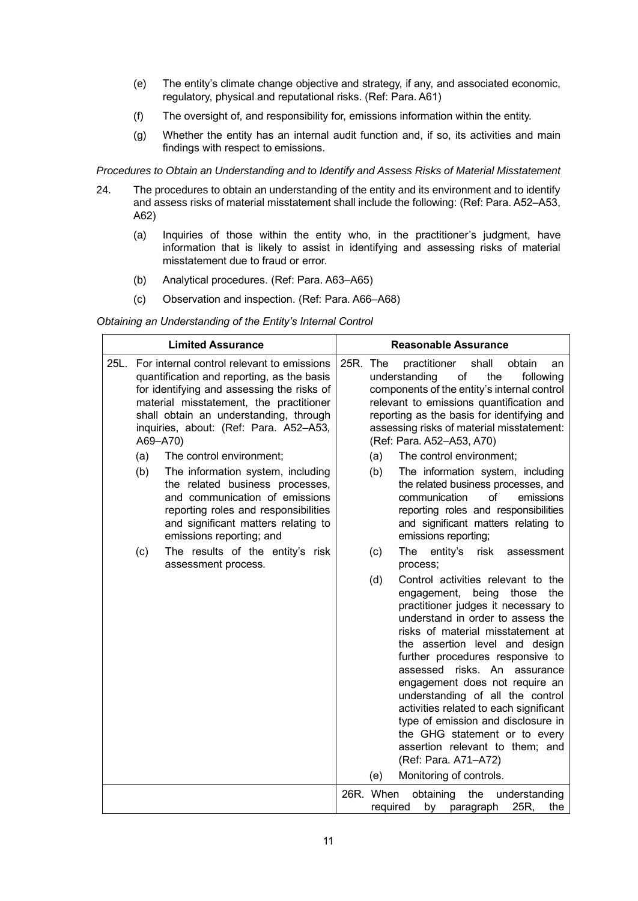(e) The entity's climate change objective and strategy, if any, and associated economic, regulatory, physical and reputational risks. (Ref: Para. A61)

(f) The oversight of, and responsibility for, emissions information within the entity.

(g) Whether the entity has an internal audit function and, if so, its activities and main findings with respect to emissions.

*Procedures to Obtain an Understanding and to Identify and Assess Risks of Material Misstatement*

24. The procedures to obtain an understanding of the entity and its environment and to identify and assess risks of material misstatement shall include the following: (Ref: Para. A52–A53, A62)

    (a) Inquiries of those within the entity who, in the practitioner's judgment, have information that is likely to assist in identifying and assessing risks of material misstatement due to fraud or error.

    (b) Analytical procedures. (Ref: Para. A63–A65)

    (c) Observation and inspection. (Ref: Para. A66–A68)

*Obtaining an Understanding of the Entity's Internal Control*

| Limited Assurance | Reasonable Assurance |
|---|---|
| 25L. For internal control relevant to emissions quantification and reporting, as the basis for identifying and assessing the risks of material misstatement, the practitioner shall obtain an understanding, through inquiries, about: (Ref: Para. A52–A53, A69–A70)<br>(a) The control environment;<br>(b) The information system, including the related business processes, and communication of emissions reporting roles and responsibilities and significant matters relating to emissions reporting; and<br>(c) The results of the entity's risk assessment process. | 25R. The practitioner shall obtain an understanding of the following components of the entity's internal control relevant to emissions quantification and reporting as the basis for identifying and assessing risks of material misstatement: (Ref: Para. A52–A53, A70)<br>(a) The control environment;<br>(b) The information system, including the related business processes, and communication of emissions reporting roles and responsibilities and significant matters relating to emissions reporting;<br>(c) The entity's risk assessment process;<br>(d) Control activities relevant to the engagement, being those the practitioner judges it necessary to understand in order to assess the risks of material misstatement at the assertion level and design further procedures responsive to assessed risks. An assurance engagement does not require an understanding of all the control activities related to each significant type of emission and disclosure in the GHG statement or to every assertion relevant to them; and (Ref: Para. A71–A72)<br>(e) Monitoring of controls. |
| | 26R. When obtaining the understanding required by paragraph 25R, the |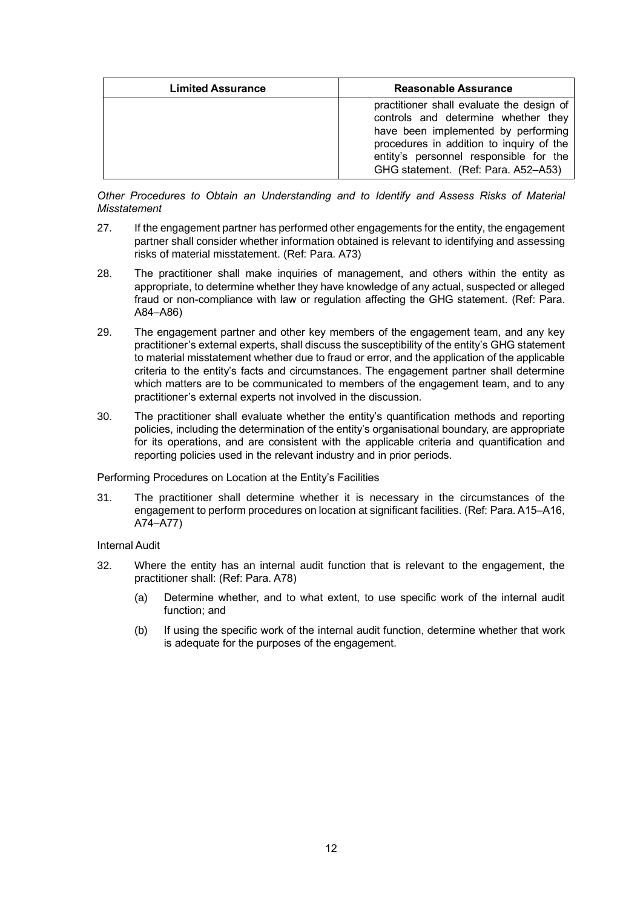| Limited Assurance | Reasonable Assurance |
| --- | --- |
| | practitioner shall evaluate the design of controls and determine whether they have been implemented by performing procedures in addition to inquiry of the entity's personnel responsible for the GHG statement. (Ref: Para. A52–A53) |

*Other Procedures to Obtain an Understanding and to Identify and Assess Risks of Material Misstatement*

27. If the engagement partner has performed other engagements for the entity, the engagement partner shall consider whether information obtained is relevant to identifying and assessing risks of material misstatement. (Ref: Para. A73)

28. The practitioner shall make inquiries of management, and others within the entity as appropriate, to determine whether they have knowledge of any actual, suspected or alleged fraud or non-compliance with law or regulation affecting the GHG statement. (Ref: Para. A84–A86)

29. The engagement partner and other key members of the engagement team, and any key practitioner's external experts, shall discuss the susceptibility of the entity's GHG statement to material misstatement whether due to fraud or error, and the application of the applicable criteria to the entity's facts and circumstances. The engagement partner shall determine which matters are to be communicated to members of the engagement team, and to any practitioner's external experts not involved in the discussion.

30. The practitioner shall evaluate whether the entity's quantification methods and reporting policies, including the determination of the entity's organisational boundary, are appropriate for its operations, and are consistent with the applicable criteria and quantification and reporting policies used in the relevant industry and in prior periods.

Performing Procedures on Location at the Entity's Facilities

31. The practitioner shall determine whether it is necessary in the circumstances of the engagement to perform procedures on location at significant facilities. (Ref: Para. A15–A16, A74–A77)

Internal Audit

32. Where the entity has an internal audit function that is relevant to the engagement, the practitioner shall: (Ref: Para. A78)

    (a) Determine whether, and to what extent, to use specific work of the internal audit function; and

    (b) If using the specific work of the internal audit function, determine whether that work is adequate for the purposes of the engagement.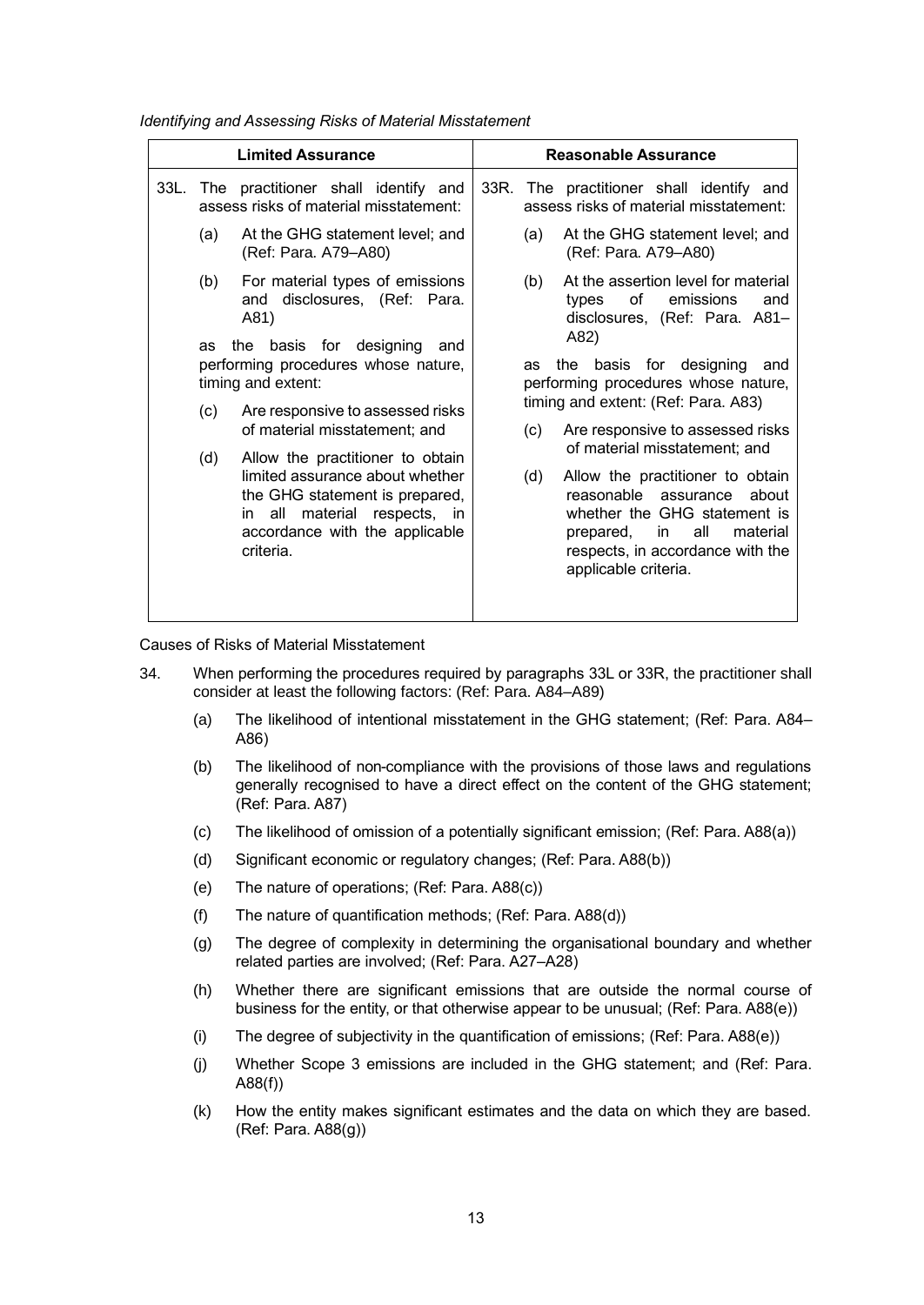*Identifying and Assessing Risks of Material Misstatement*

| Limited Assurance | Reasonable Assurance |
|---|---|
| 33L. The practitioner shall identify and assess risks of material misstatement:<br>(a) At the GHG statement level; and (Ref: Para. A79–A80)<br>(b) For material types of emissions and disclosures, (Ref: Para. A81)<br>as the basis for designing and performing procedures whose nature, timing and extent:<br>(c) Are responsive to assessed risks of material misstatement; and<br>(d) Allow the practitioner to obtain limited assurance about whether the GHG statement is prepared, in all material respects, in accordance with the applicable criteria. | 33R. The practitioner shall identify and assess risks of material misstatement:<br>(a) At the GHG statement level; and (Ref: Para. A79–A80)<br>(b) At the assertion level for material types of emissions and disclosures, (Ref: Para. A81–A82)<br>as the basis for designing and performing procedures whose nature, timing and extent: (Ref: Para. A83)<br>(c) Are responsive to assessed risks of material misstatement; and<br>(d) Allow the practitioner to obtain reasonable assurance about whether the GHG statement is prepared, in all material respects, in accordance with the applicable criteria. |

Causes of Risks of Material Misstatement

34. When performing the procedures required by paragraphs 33L or 33R, the practitioner shall consider at least the following factors: (Ref: Para. A84–A89)

    (a) The likelihood of intentional misstatement in the GHG statement; (Ref: Para. A84–A86)

    (b) The likelihood of non-compliance with the provisions of those laws and regulations generally recognised to have a direct effect on the content of the GHG statement; (Ref: Para. A87)

    (c) The likelihood of omission of a potentially significant emission; (Ref: Para. A88(a))

    (d) Significant economic or regulatory changes; (Ref: Para. A88(b))

    (e) The nature of operations; (Ref: Para. A88(c))

    (f) The nature of quantification methods; (Ref: Para. A88(d))

    (g) The degree of complexity in determining the organisational boundary and whether related parties are involved; (Ref: Para. A27–A28)

    (h) Whether there are significant emissions that are outside the normal course of business for the entity, or that otherwise appear to be unusual; (Ref: Para. A88(e))

    (i) The degree of subjectivity in the quantification of emissions; (Ref: Para. A88(e))

    (j) Whether Scope 3 emissions are included in the GHG statement; and (Ref: Para. A88(f))

    (k) How the entity makes significant estimates and the data on which they are based. (Ref: Para. A88(g))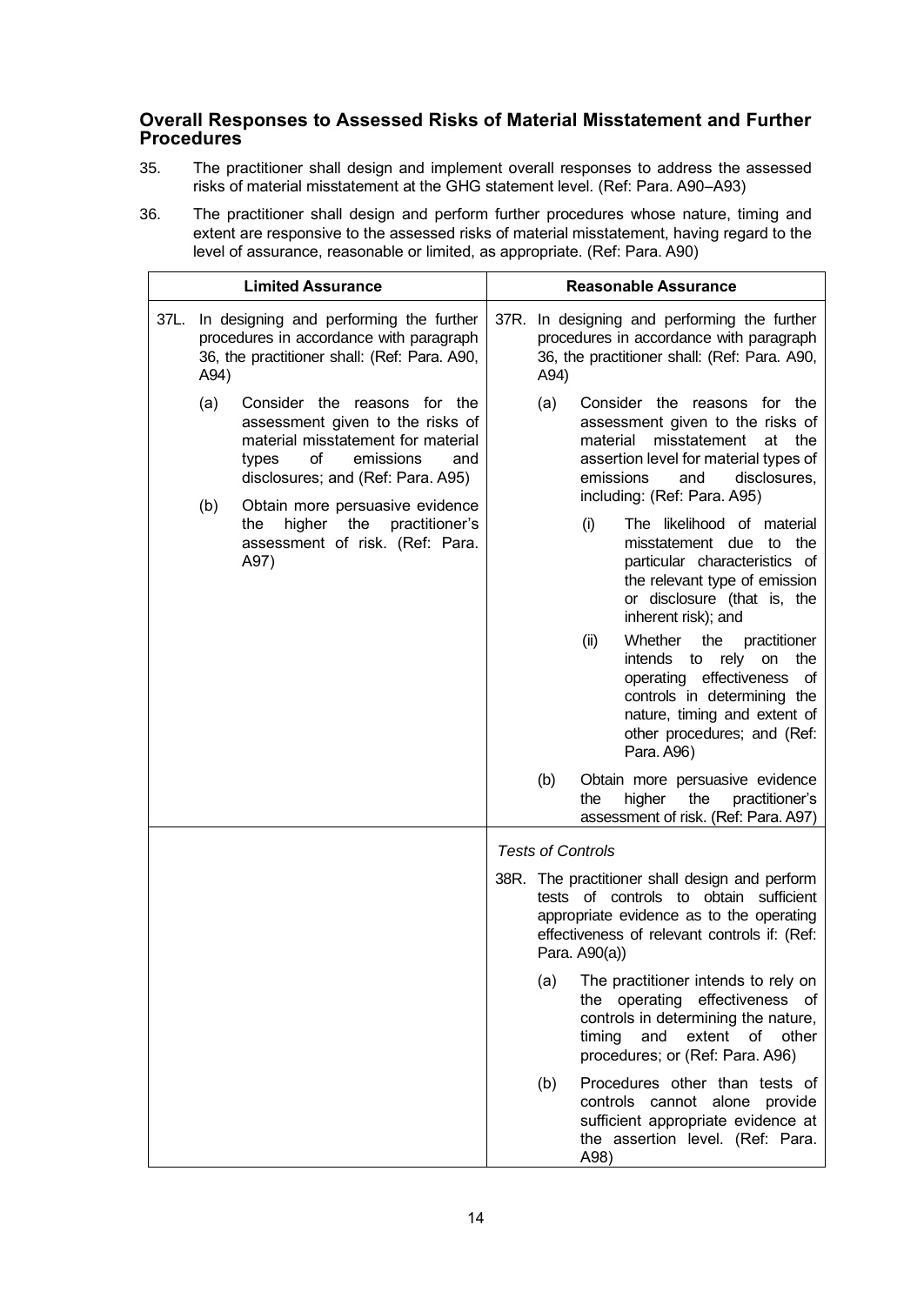## Overall Responses to Assessed Risks of Material Misstatement and Further Procedures

35. The practitioner shall design and implement overall responses to address the assessed risks of material misstatement at the GHG statement level. (Ref: Para. A90–A93)

36. The practitioner shall design and perform further procedures whose nature, timing and extent are responsive to the assessed risks of material misstatement, having regard to the level of assurance, reasonable or limited, as appropriate. (Ref: Para. A90)

| Limited Assurance | Reasonable Assurance |
| --- | --- |
| 37L. In designing and performing the further procedures in accordance with paragraph 36, the practitioner shall: (Ref: Para. A90, A94)<br>(a) Consider the reasons for the assessment given to the risks of material misstatement for material types of emissions and disclosures; and (Ref: Para. A95)<br>(b) Obtain more persuasive evidence the higher the practitioner's assessment of risk. (Ref: Para. A97) | 37R. In designing and performing the further procedures in accordance with paragraph 36, the practitioner shall: (Ref: Para. A90, A94)<br>(a) Consider the reasons for the assessment given to the risks of material misstatement at the assertion level for material types of emissions and disclosures, including: (Ref: Para. A95)<br>(i) The likelihood of material misstatement due to the particular characteristics of the relevant type of emission or disclosure (that is, the inherent risk); and<br>(ii) Whether the practitioner intends to rely on the operating effectiveness of controls in determining the nature, timing and extent of other procedures; and (Ref: Para. A96)<br>(b) Obtain more persuasive evidence the higher the practitioner's assessment of risk. (Ref: Para. A97) |
| | *Tests of Controls*<br>38R. The practitioner shall design and perform tests of controls to obtain sufficient appropriate evidence as to the operating effectiveness of relevant controls if: (Ref: Para. A90(a))<br>(a) The practitioner intends to rely on the operating effectiveness of controls in determining the nature, timing and extent of other procedures; or (Ref: Para. A96)<br>(b) Procedures other than tests of controls cannot alone provide sufficient appropriate evidence at the assertion level. (Ref: Para. A98) |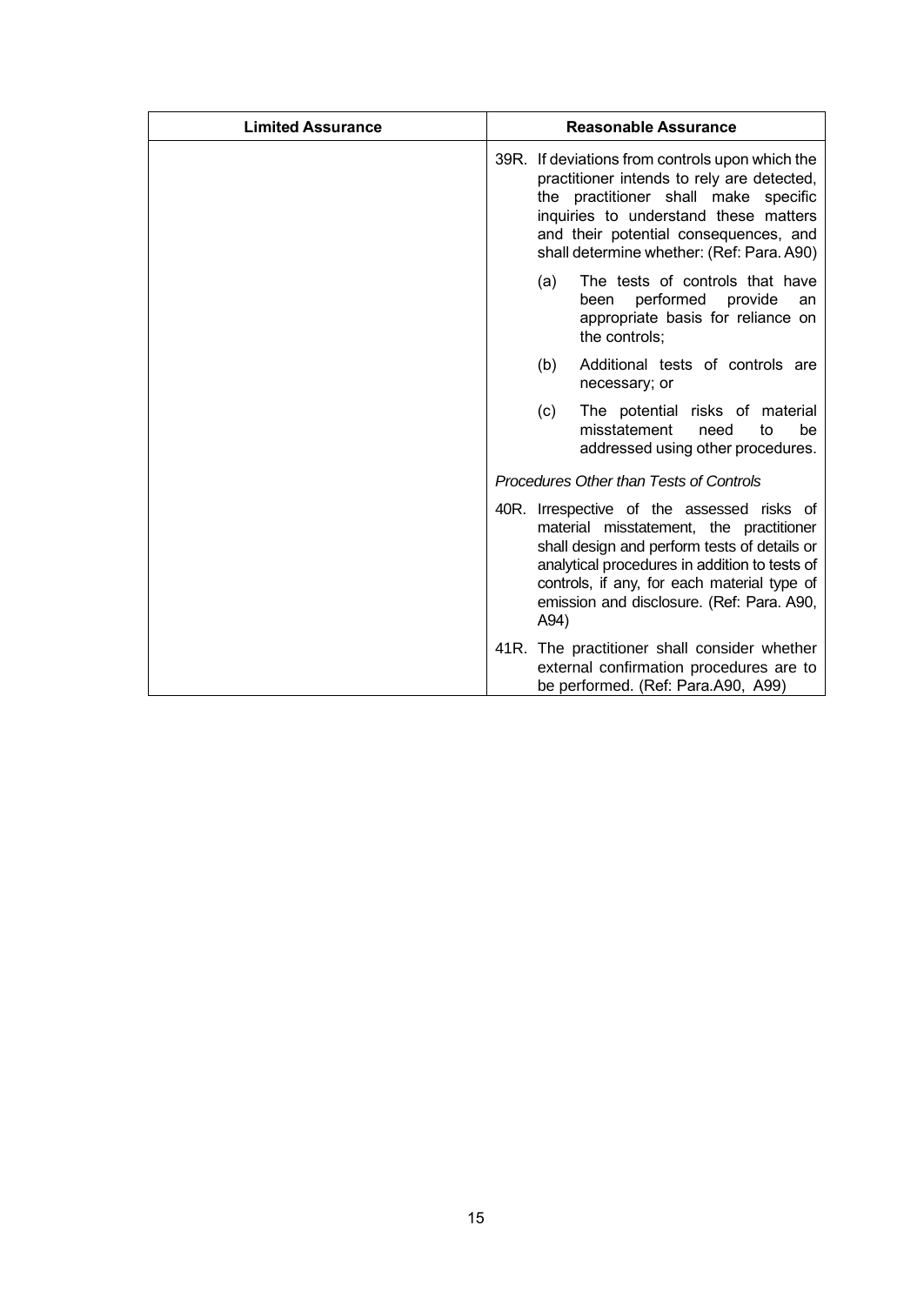| Limited Assurance | Reasonable Assurance |
| --- | --- |
| | 39R. If deviations from controls upon which the practitioner intends to rely are detected, the practitioner shall make specific inquiries to understand these matters and their potential consequences, and shall determine whether: (Ref: Para. A90)<br><br>(a) The tests of controls that have been performed provide an appropriate basis for reliance on the controls;<br><br>(b) Additional tests of controls are necessary; or<br><br>(c) The potential risks of material misstatement need to be addressed using other procedures. |
| | *Procedures Other than Tests of Controls*<br><br>40R. Irrespective of the assessed risks of material misstatement, the practitioner shall design and perform tests of details or analytical procedures in addition to tests of controls, if any, for each material type of emission and disclosure. (Ref: Para. A90, A94)<br><br>41R. The practitioner shall consider whether external confirmation procedures are to be performed. (Ref: Para.A90, A99) |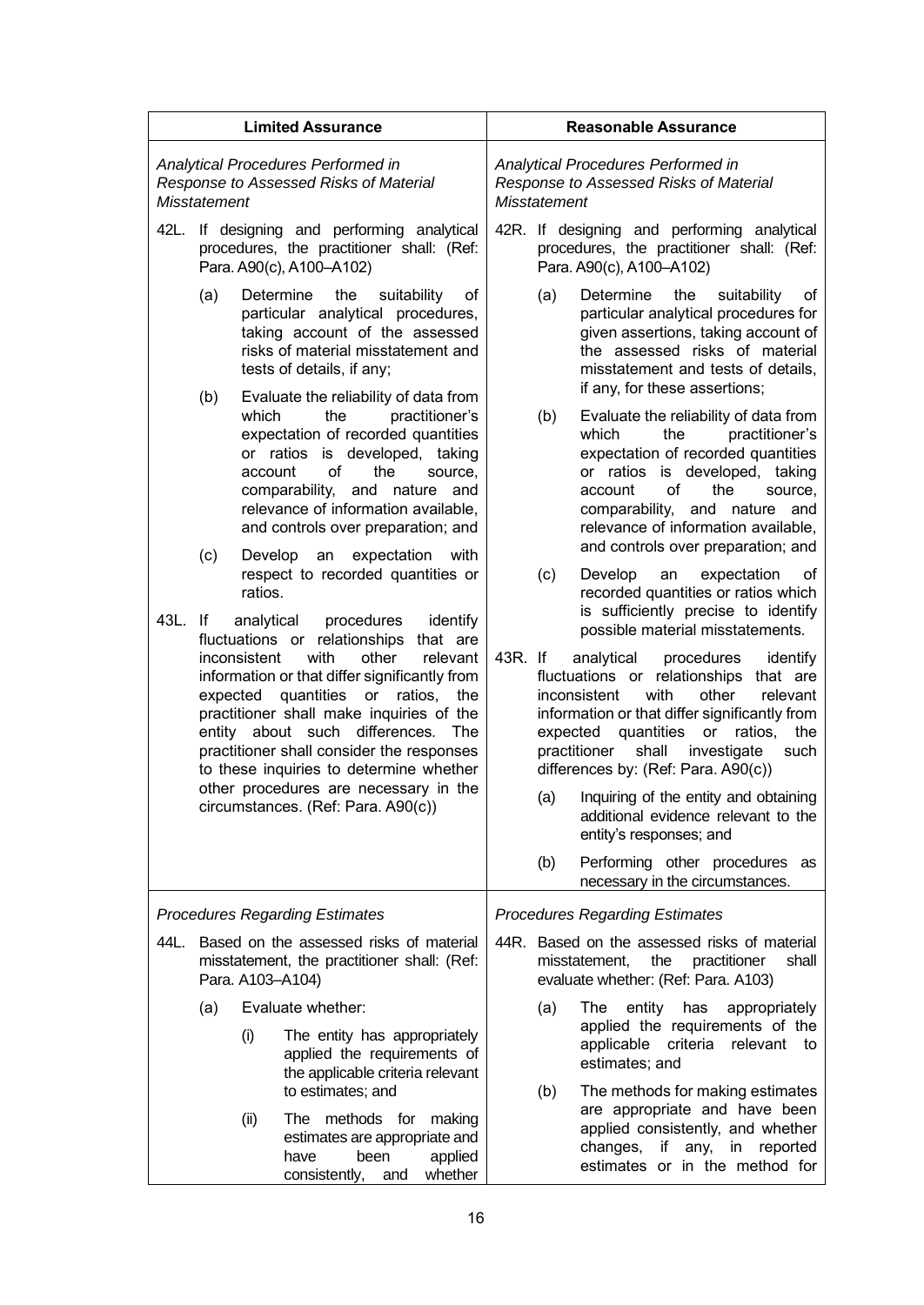| Limited Assurance | Reasonable Assurance |
| --- | --- |
| *Analytical Procedures Performed in Response to Assessed Risks of Material Misstatement* | *Analytical Procedures Performed in Response to Assessed Risks of Material Misstatement* |
| 42L. If designing and performing analytical procedures, the practitioner shall: (Ref: Para. A90(c), A100–A102)<br>(a) Determine the suitability of particular analytical procedures, taking account of the assessed risks of material misstatement and tests of details, if any;<br>(b) Evaluate the reliability of data from which the practitioner's expectation of recorded quantities or ratios is developed, taking account of the source, comparability, and nature and relevance of information available, and controls over preparation; and<br>(c) Develop an expectation with respect to recorded quantities or ratios. | 42R. If designing and performing analytical procedures, the practitioner shall: (Ref: Para. A90(c), A100–A102)<br>(a) Determine the suitability of particular analytical procedures for given assertions, taking account of the assessed risks of material misstatement and tests of details, if any, for these assertions;<br>(b) Evaluate the reliability of data from which the practitioner's expectation of recorded quantities or ratios is developed, taking account of the source, comparability, and nature and relevance of information available, and controls over preparation; and<br>(c) Develop an expectation of recorded quantities or ratios which is sufficiently precise to identify possible material misstatements. |
| 43L. If analytical procedures identify fluctuations or relationships that are inconsistent with other relevant information or that differ significantly from expected quantities or ratios, the practitioner shall make inquiries of the entity about such differences. The practitioner shall consider the responses to these inquiries to determine whether other procedures are necessary in the circumstances. (Ref: Para. A90(c)) | 43R. If analytical procedures identify fluctuations or relationships that are inconsistent with other relevant information or that differ significantly from expected quantities or ratios, the practitioner shall investigate such differences by: (Ref: Para. A90(c))<br>(a) Inquiring of the entity and obtaining additional evidence relevant to the entity's responses; and<br>(b) Performing other procedures as necessary in the circumstances. |
| *Procedures Regarding Estimates* | *Procedures Regarding Estimates* |
| 44L. Based on the assessed risks of material misstatement, the practitioner shall: (Ref: Para. A103–A104)<br>(a) Evaluate whether:<br>(i) The entity has appropriately applied the requirements of the applicable criteria relevant to estimates; and<br>(ii) The methods for making estimates are appropriate and have been applied consistently, and whether | 44R. Based on the assessed risks of material misstatement, the practitioner shall evaluate whether: (Ref: Para. A103)<br>(a) The entity has appropriately applied the requirements of the applicable criteria relevant to estimates; and<br>(b) The methods for making estimates are appropriate and have been applied consistently, and whether changes, if any, in reported estimates or in the method for |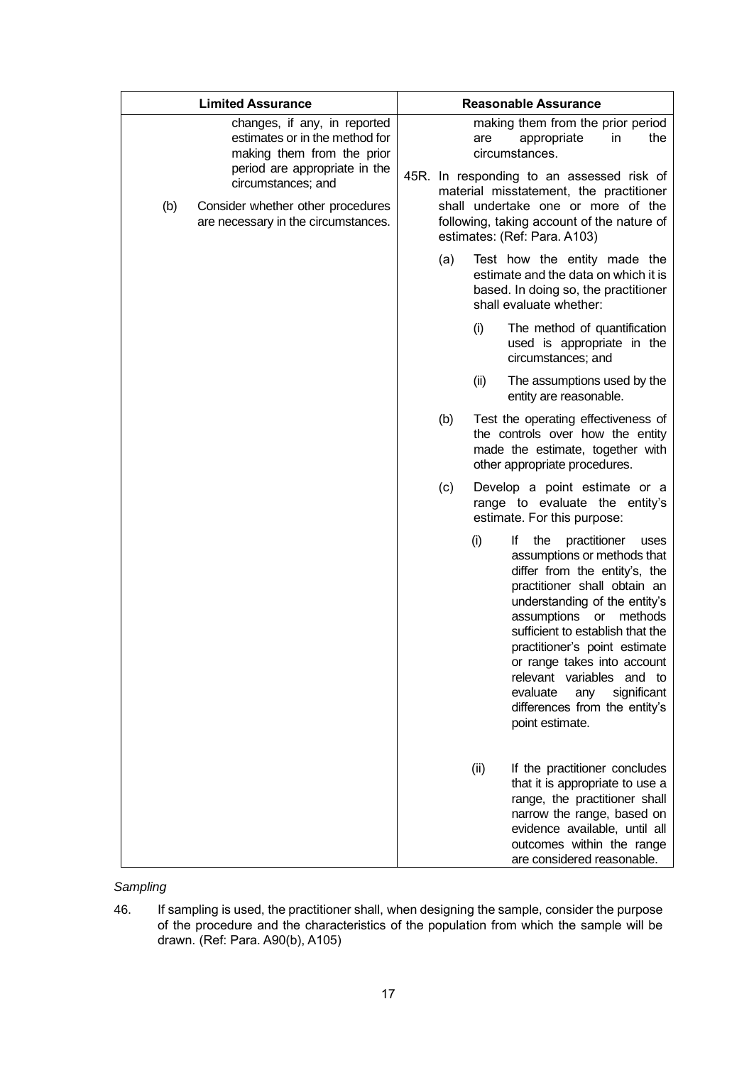| Limited Assurance | Reasonable Assurance |
|---|---|
| changes, if any, in reported estimates or in the method for making them from the prior period are appropriate in the circumstances; and<br><br>(b) Consider whether other procedures are necessary in the circumstances. | making them from the prior period are appropriate in the circumstances.<br><br>45R. In responding to an assessed risk of material misstatement, the practitioner shall undertake one or more of the following, taking account of the nature of estimates: (Ref: Para. A103)<br><br>(a) Test how the entity made the estimate and the data on which it is based. In doing so, the practitioner shall evaluate whether:<br><br>(i) The method of quantification used is appropriate in the circumstances; and<br><br>(ii) The assumptions used by the entity are reasonable.<br><br>(b) Test the operating effectiveness of the controls over how the entity made the estimate, together with other appropriate procedures.<br><br>(c) Develop a point estimate or a range to evaluate the entity's estimate. For this purpose:<br><br>(i) If the practitioner uses assumptions or methods that differ from the entity's, the practitioner shall obtain an understanding of the entity's assumptions or methods sufficient to establish that the practitioner's point estimate or range takes into account relevant variables and to evaluate any significant differences from the entity's point estimate.<br><br>(ii) If the practitioner concludes that it is appropriate to use a range, the practitioner shall narrow the range, based on evidence available, until all outcomes within the range are considered reasonable. |

*Sampling*

46. If sampling is used, the practitioner shall, when designing the sample, consider the purpose of the procedure and the characteristics of the population from which the sample will be drawn. (Ref: Para. A90(b), A105)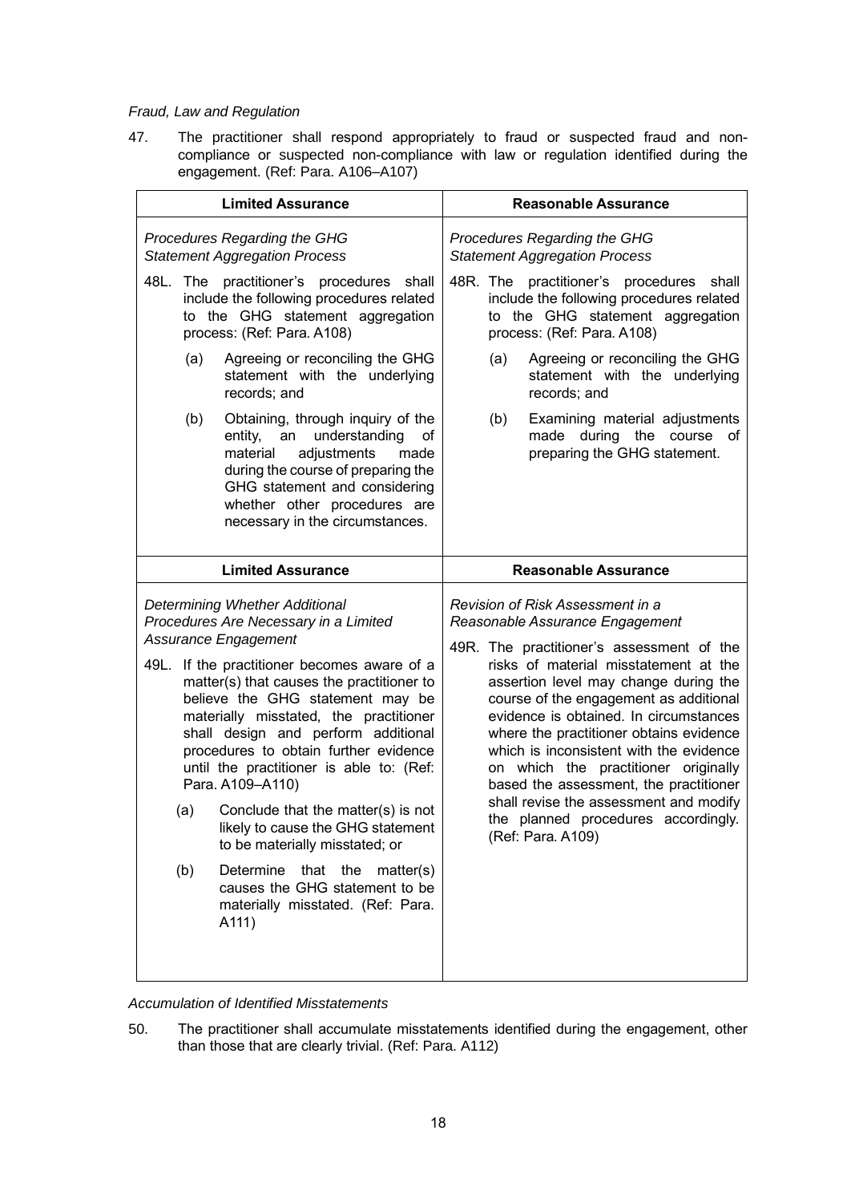*Fraud, Law and Regulation*

47. The practitioner shall respond appropriately to fraud or suspected fraud and non-compliance or suspected non-compliance with law or regulation identified during the engagement. (Ref: Para. A106–A107)

| Limited Assurance | Reasonable Assurance |
| --- | --- |
| *Procedures Regarding the GHG Statement Aggregation Process* | *Procedures Regarding the GHG Statement Aggregation Process* |
| 48L. The practitioner's procedures shall include the following procedures related to the GHG statement aggregation process: (Ref: Para. A108) | 48R. The practitioner's procedures shall include the following procedures related to the GHG statement aggregation process: (Ref: Para. A108) |
| (a) Agreeing or reconciling the GHG statement with the underlying records; and | (a) Agreeing or reconciling the GHG statement with the underlying records; and |
| (b) Obtaining, through inquiry of the entity, an understanding of material adjustments made during the course of preparing the GHG statement and considering whether other procedures are necessary in the circumstances. | (b) Examining material adjustments made during the course of preparing the GHG statement. |

| Limited Assurance | Reasonable Assurance |
| --- | --- |
| *Determining Whether Additional Procedures Are Necessary in a Limited Assurance Engagement* | *Revision of Risk Assessment in a Reasonable Assurance Engagement* |
| 49L. If the practitioner becomes aware of a matter(s) that causes the practitioner to believe the GHG statement may be materially misstated, the practitioner shall design and perform additional procedures to obtain further evidence until the practitioner is able to: (Ref: Para. A109–A110)<br>(a) Conclude that the matter(s) is not likely to cause the GHG statement to be materially misstated; or<br>(b) Determine that the matter(s) causes the GHG statement to be materially misstated. (Ref: Para. A111) | 49R. The practitioner's assessment of the risks of material misstatement at the assertion level may change during the course of the engagement as additional evidence is obtained. In circumstances where the practitioner obtains evidence which is inconsistent with the evidence on which the practitioner originally based the assessment, the practitioner shall revise the assessment and modify the planned procedures accordingly. (Ref: Para. A109) |

*Accumulation of Identified Misstatements*

50. The practitioner shall accumulate misstatements identified during the engagement, other than those that are clearly trivial. (Ref: Para. A112)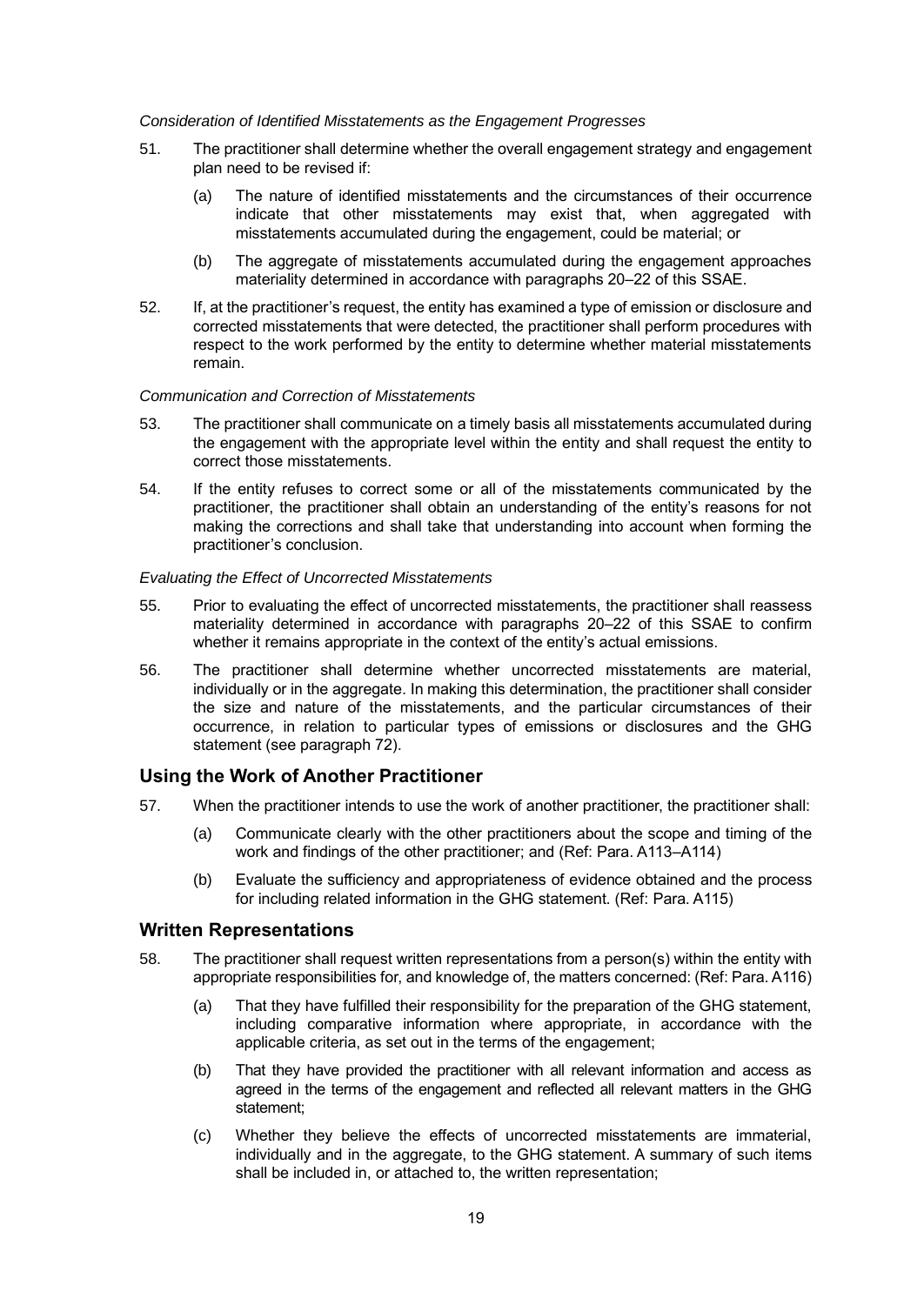*Consideration of Identified Misstatements as the Engagement Progresses*

51. The practitioner shall determine whether the overall engagement strategy and engagement plan need to be revised if:

    (a) The nature of identified misstatements and the circumstances of their occurrence indicate that other misstatements may exist that, when aggregated with misstatements accumulated during the engagement, could be material; or

    (b) The aggregate of misstatements accumulated during the engagement approaches materiality determined in accordance with paragraphs 20–22 of this SSAE.

52. If, at the practitioner's request, the entity has examined a type of emission or disclosure and corrected misstatements that were detected, the practitioner shall perform procedures with respect to the work performed by the entity to determine whether material misstatements remain.

*Communication and Correction of Misstatements*

53. The practitioner shall communicate on a timely basis all misstatements accumulated during the engagement with the appropriate level within the entity and shall request the entity to correct those misstatements.

54. If the entity refuses to correct some or all of the misstatements communicated by the practitioner, the practitioner shall obtain an understanding of the entity's reasons for not making the corrections and shall take that understanding into account when forming the practitioner's conclusion.

*Evaluating the Effect of Uncorrected Misstatements*

55. Prior to evaluating the effect of uncorrected misstatements, the practitioner shall reassess materiality determined in accordance with paragraphs 20–22 of this SSAE to confirm whether it remains appropriate in the context of the entity's actual emissions.

56. The practitioner shall determine whether uncorrected misstatements are material, individually or in the aggregate. In making this determination, the practitioner shall consider the size and nature of the misstatements, and the particular circumstances of their occurrence, in relation to particular types of emissions or disclosures and the GHG statement (see paragraph 72).

## Using the Work of Another Practitioner

57. When the practitioner intends to use the work of another practitioner, the practitioner shall:

    (a) Communicate clearly with the other practitioners about the scope and timing of the work and findings of the other practitioner; and (Ref: Para. A113–A114)

    (b) Evaluate the sufficiency and appropriateness of evidence obtained and the process for including related information in the GHG statement. (Ref: Para. A115)

## Written Representations

58. The practitioner shall request written representations from a person(s) within the entity with appropriate responsibilities for, and knowledge of, the matters concerned: (Ref: Para. A116)

    (a) That they have fulfilled their responsibility for the preparation of the GHG statement, including comparative information where appropriate, in accordance with the applicable criteria, as set out in the terms of the engagement;

    (b) That they have provided the practitioner with all relevant information and access as agreed in the terms of the engagement and reflected all relevant matters in the GHG statement;

    (c) Whether they believe the effects of uncorrected misstatements are immaterial, individually and in the aggregate, to the GHG statement. A summary of such items shall be included in, or attached to, the written representation;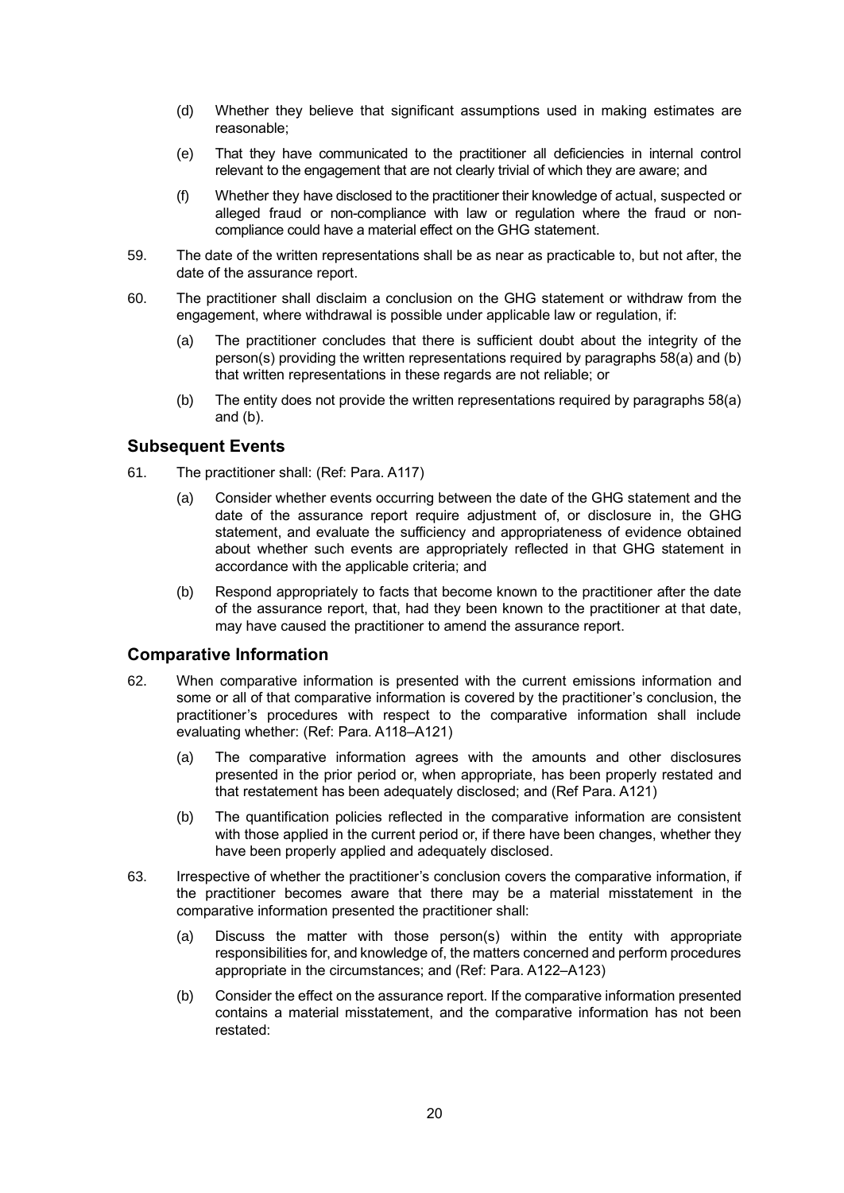(d) Whether they believe that significant assumptions used in making estimates are reasonable;

(e) That they have communicated to the practitioner all deficiencies in internal control relevant to the engagement that are not clearly trivial of which they are aware; and

(f) Whether they have disclosed to the practitioner their knowledge of actual, suspected or alleged fraud or non-compliance with law or regulation where the fraud or non-compliance could have a material effect on the GHG statement.

59. The date of the written representations shall be as near as practicable to, but not after, the date of the assurance report.

60. The practitioner shall disclaim a conclusion on the GHG statement or withdraw from the engagement, where withdrawal is possible under applicable law or regulation, if:

   (a) The practitioner concludes that there is sufficient doubt about the integrity of the person(s) providing the written representations required by paragraphs 58(a) and (b) that written representations in these regards are not reliable; or

   (b) The entity does not provide the written representations required by paragraphs 58(a) and (b).

## Subsequent Events

61. The practitioner shall: (Ref: Para. A117)

   (a) Consider whether events occurring between the date of the GHG statement and the date of the assurance report require adjustment of, or disclosure in, the GHG statement, and evaluate the sufficiency and appropriateness of evidence obtained about whether such events are appropriately reflected in that GHG statement in accordance with the applicable criteria; and

   (b) Respond appropriately to facts that become known to the practitioner after the date of the assurance report, that, had they been known to the practitioner at that date, may have caused the practitioner to amend the assurance report.

## Comparative Information

62. When comparative information is presented with the current emissions information and some or all of that comparative information is covered by the practitioner's conclusion, the practitioner's procedures with respect to the comparative information shall include evaluating whether: (Ref: Para. A118–A121)

   (a) The comparative information agrees with the amounts and other disclosures presented in the prior period or, when appropriate, has been properly restated and that restatement has been adequately disclosed; and (Ref Para. A121)

   (b) The quantification policies reflected in the comparative information are consistent with those applied in the current period or, if there have been changes, whether they have been properly applied and adequately disclosed.

63. Irrespective of whether the practitioner's conclusion covers the comparative information, if the practitioner becomes aware that there may be a material misstatement in the comparative information presented the practitioner shall:

   (a) Discuss the matter with those person(s) within the entity with appropriate responsibilities for, and knowledge of, the matters concerned and perform procedures appropriate in the circumstances; and (Ref: Para. A122–A123)

   (b) Consider the effect on the assurance report. If the comparative information presented contains a material misstatement, and the comparative information has not been restated: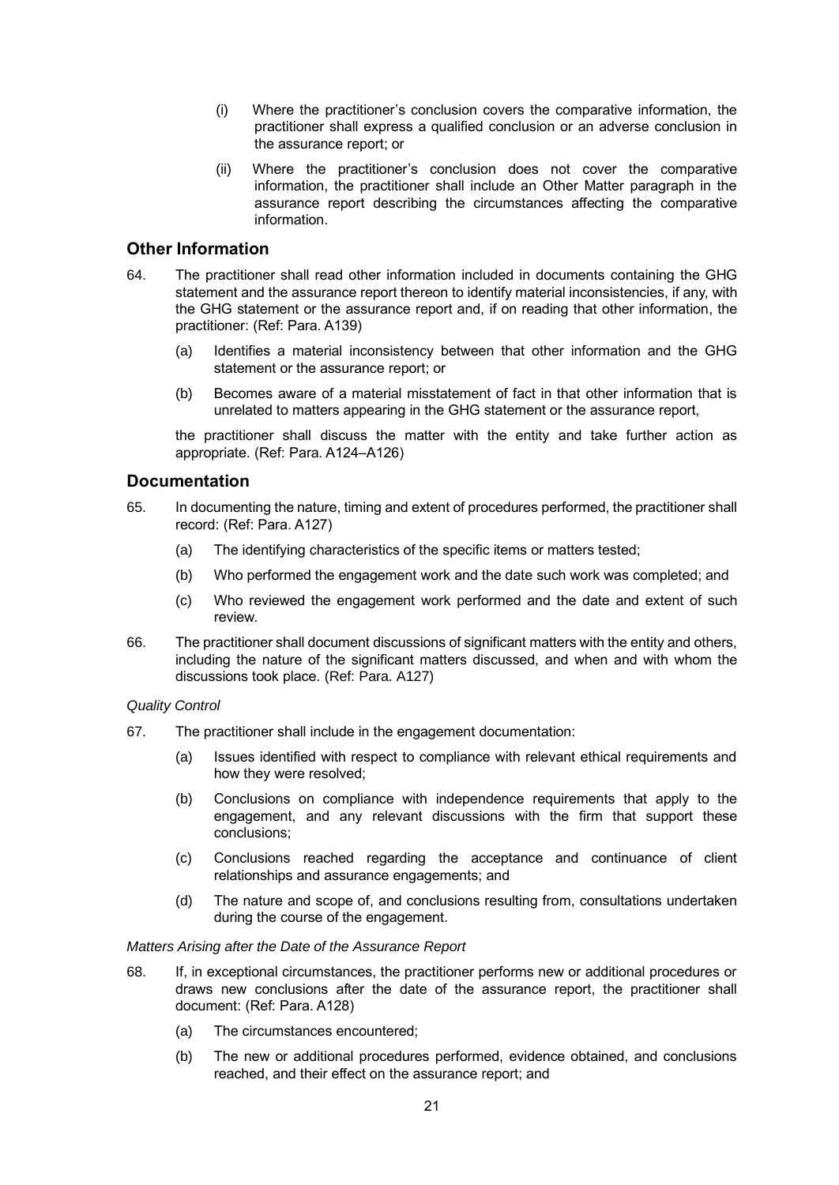(i) Where the practitioner's conclusion covers the comparative information, the practitioner shall express a qualified conclusion or an adverse conclusion in the assurance report; or

(ii) Where the practitioner's conclusion does not cover the comparative information, the practitioner shall include an Other Matter paragraph in the assurance report describing the circumstances affecting the comparative information.

## Other Information

64. The practitioner shall read other information included in documents containing the GHG statement and the assurance report thereon to identify material inconsistencies, if any, with the GHG statement or the assurance report and, if on reading that other information, the practitioner: (Ref: Para. A139)

    (a) Identifies a material inconsistency between that other information and the GHG statement or the assurance report; or

    (b) Becomes aware of a material misstatement of fact in that other information that is unrelated to matters appearing in the GHG statement or the assurance report,

    the practitioner shall discuss the matter with the entity and take further action as appropriate. (Ref: Para. A124–A126)

## Documentation

65. In documenting the nature, timing and extent of procedures performed, the practitioner shall record: (Ref: Para. A127)

    (a) The identifying characteristics of the specific items or matters tested;

    (b) Who performed the engagement work and the date such work was completed; and

    (c) Who reviewed the engagement work performed and the date and extent of such review.

66. The practitioner shall document discussions of significant matters with the entity and others, including the nature of the significant matters discussed, and when and with whom the discussions took place. (Ref: Para. A127)

*Quality Control*

67. The practitioner shall include in the engagement documentation:

    (a) Issues identified with respect to compliance with relevant ethical requirements and how they were resolved;

    (b) Conclusions on compliance with independence requirements that apply to the engagement, and any relevant discussions with the firm that support these conclusions;

    (c) Conclusions reached regarding the acceptance and continuance of client relationships and assurance engagements; and

    (d) The nature and scope of, and conclusions resulting from, consultations undertaken during the course of the engagement.

*Matters Arising after the Date of the Assurance Report*

68. If, in exceptional circumstances, the practitioner performs new or additional procedures or draws new conclusions after the date of the assurance report, the practitioner shall document: (Ref: Para. A128)

    (a) The circumstances encountered;

    (b) The new or additional procedures performed, evidence obtained, and conclusions reached, and their effect on the assurance report; and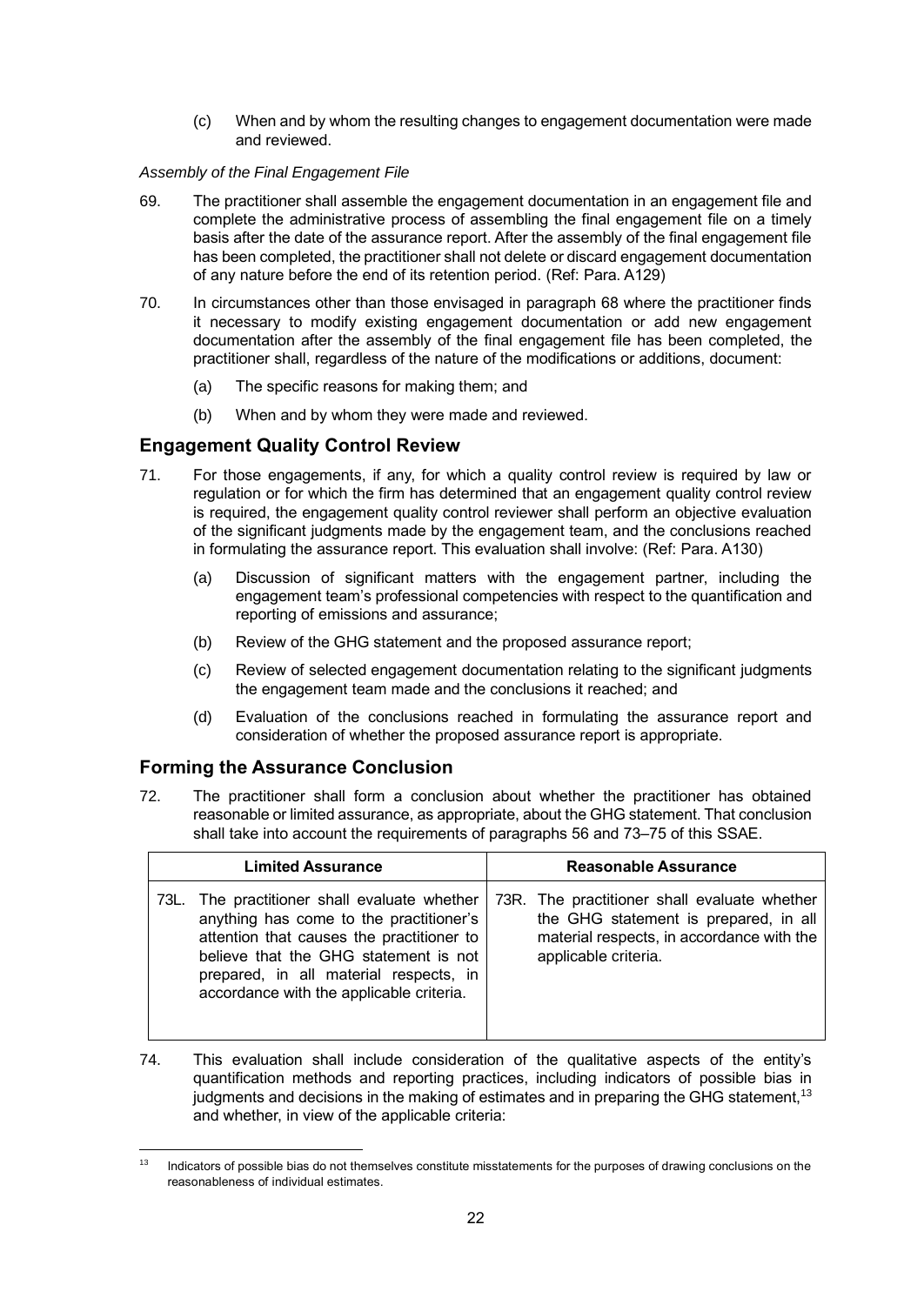(c) When and by whom the resulting changes to engagement documentation were made and reviewed.

*Assembly of the Final Engagement File*

69. The practitioner shall assemble the engagement documentation in an engagement file and complete the administrative process of assembling the final engagement file on a timely basis after the date of the assurance report. After the assembly of the final engagement file has been completed, the practitioner shall not delete or discard engagement documentation of any nature before the end of its retention period. (Ref: Para. A129)

70. In circumstances other than those envisaged in paragraph 68 where the practitioner finds it necessary to modify existing engagement documentation or add new engagement documentation after the assembly of the final engagement file has been completed, the practitioner shall, regardless of the nature of the modifications or additions, document:

    (a) The specific reasons for making them; and

    (b) When and by whom they were made and reviewed.

## Engagement Quality Control Review

71. For those engagements, if any, for which a quality control review is required by law or regulation or for which the firm has determined that an engagement quality control review is required, the engagement quality control reviewer shall perform an objective evaluation of the significant judgments made by the engagement team, and the conclusions reached in formulating the assurance report. This evaluation shall involve: (Ref: Para. A130)

    (a) Discussion of significant matters with the engagement partner, including the engagement team's professional competencies with respect to the quantification and reporting of emissions and assurance;

    (b) Review of the GHG statement and the proposed assurance report;

    (c) Review of selected engagement documentation relating to the significant judgments the engagement team made and the conclusions it reached; and

    (d) Evaluation of the conclusions reached in formulating the assurance report and consideration of whether the proposed assurance report is appropriate.

## Forming the Assurance Conclusion

72. The practitioner shall form a conclusion about whether the practitioner has obtained reasonable or limited assurance, as appropriate, about the GHG statement. That conclusion shall take into account the requirements of paragraphs 56 and 73–75 of this SSAE.

| Limited Assurance | Reasonable Assurance |
| --- | --- |
| 73L. The practitioner shall evaluate whether anything has come to the practitioner's attention that causes the practitioner to believe that the GHG statement is not prepared, in all material respects, in accordance with the applicable criteria. | 73R. The practitioner shall evaluate whether the GHG statement is prepared, in all material respects, in accordance with the applicable criteria. |

74. This evaluation shall include consideration of the qualitative aspects of the entity's quantification methods and reporting practices, including indicators of possible bias in judgments and decisions in the making of estimates and in preparing the GHG statement,[13] and whether, in view of the applicable criteria:

[13] Indicators of possible bias do not themselves constitute misstatements for the purposes of drawing conclusions on the reasonableness of individual estimates.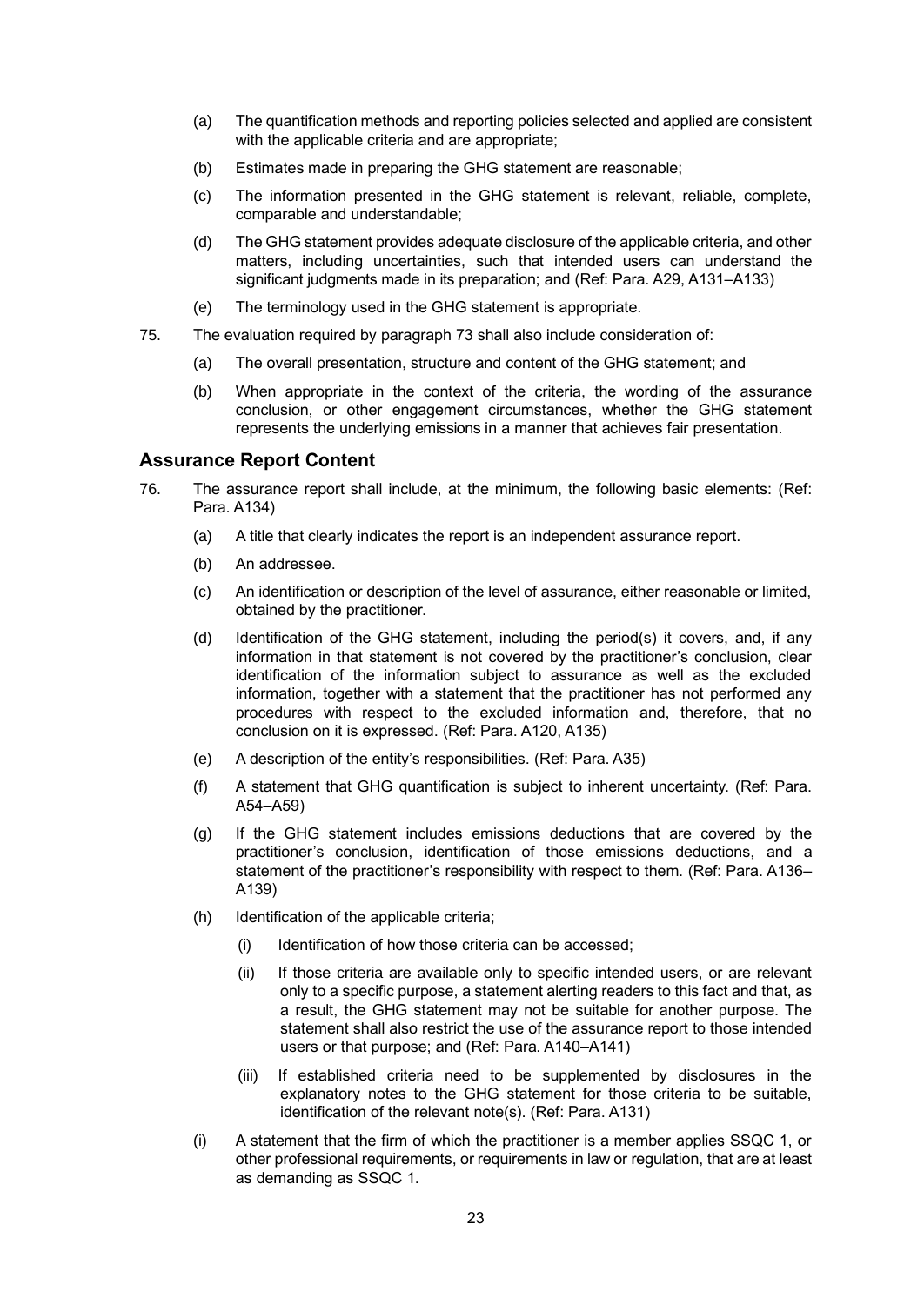(a) The quantification methods and reporting policies selected and applied are consistent with the applicable criteria and are appropriate;

(b) Estimates made in preparing the GHG statement are reasonable;

(c) The information presented in the GHG statement is relevant, reliable, complete, comparable and understandable;

(d) The GHG statement provides adequate disclosure of the applicable criteria, and other matters, including uncertainties, such that intended users can understand the significant judgments made in its preparation; and (Ref: Para. A29, A131–A133)

(e) The terminology used in the GHG statement is appropriate.

75. The evaluation required by paragraph 73 shall also include consideration of:

(a) The overall presentation, structure and content of the GHG statement; and

(b) When appropriate in the context of the criteria, the wording of the assurance conclusion, or other engagement circumstances, whether the GHG statement represents the underlying emissions in a manner that achieves fair presentation.

## Assurance Report Content

76. The assurance report shall include, at the minimum, the following basic elements: (Ref: Para. A134)

(a) A title that clearly indicates the report is an independent assurance report.

(b) An addressee.

(c) An identification or description of the level of assurance, either reasonable or limited, obtained by the practitioner.

(d) Identification of the GHG statement, including the period(s) it covers, and, if any information in that statement is not covered by the practitioner's conclusion, clear identification of the information subject to assurance as well as the excluded information, together with a statement that the practitioner has not performed any procedures with respect to the excluded information and, therefore, that no conclusion on it is expressed. (Ref: Para. A120, A135)

(e) A description of the entity's responsibilities. (Ref: Para. A35)

(f) A statement that GHG quantification is subject to inherent uncertainty. (Ref: Para. A54–A59)

(g) If the GHG statement includes emissions deductions that are covered by the practitioner's conclusion, identification of those emissions deductions, and a statement of the practitioner's responsibility with respect to them. (Ref: Para. A136–A139)

(h) Identification of the applicable criteria;

(i) Identification of how those criteria can be accessed;

(ii) If those criteria are available only to specific intended users, or are relevant only to a specific purpose, a statement alerting readers to this fact and that, as a result, the GHG statement may not be suitable for another purpose. The statement shall also restrict the use of the assurance report to those intended users or that purpose; and (Ref: Para. A140–A141)

(iii) If established criteria need to be supplemented by disclosures in the explanatory notes to the GHG statement for those criteria to be suitable, identification of the relevant note(s). (Ref: Para. A131)

(i) A statement that the firm of which the practitioner is a member applies SSQC 1, or other professional requirements, or requirements in law or regulation, that are at least as demanding as SSQC 1.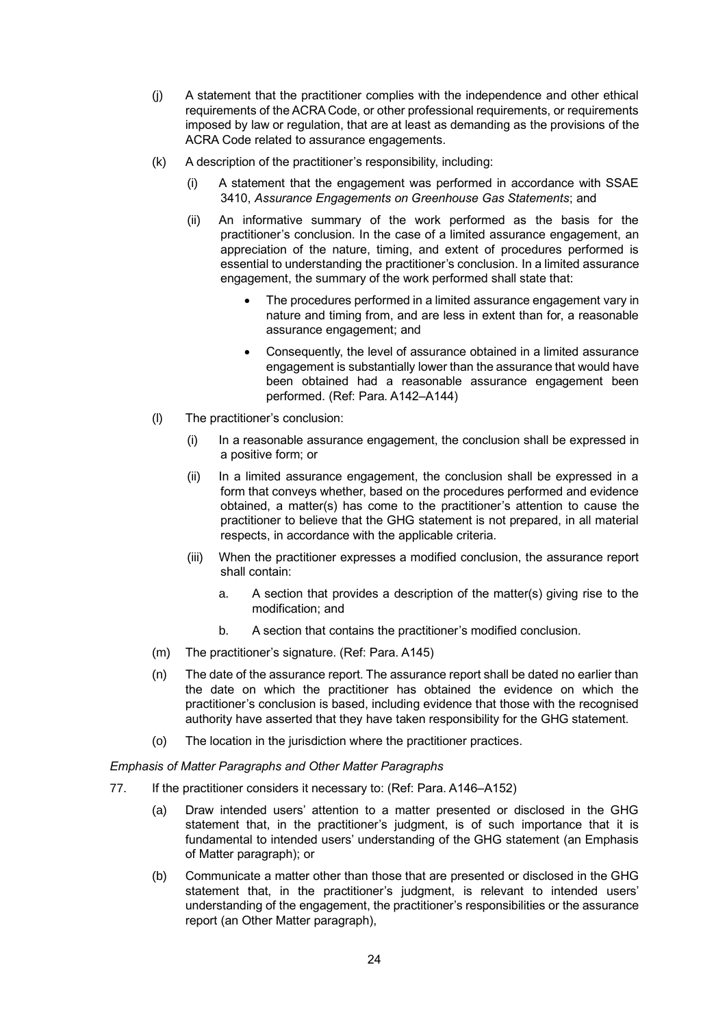(j) A statement that the practitioner complies with the independence and other ethical requirements of the ACRA Code, or other professional requirements, or requirements imposed by law or regulation, that are at least as demanding as the provisions of the ACRA Code related to assurance engagements.

(k) A description of the practitioner's responsibility, including:

 (i) A statement that the engagement was performed in accordance with SSAE 3410, *Assurance Engagements on Greenhouse Gas Statements*; and

 (ii) An informative summary of the work performed as the basis for the practitioner's conclusion. In the case of a limited assurance engagement, an appreciation of the nature, timing, and extent of procedures performed is essential to understanding the practitioner's conclusion. In a limited assurance engagement, the summary of the work performed shall state that:

 - The procedures performed in a limited assurance engagement vary in nature and timing from, and are less in extent than for, a reasonable assurance engagement; and
 - Consequently, the level of assurance obtained in a limited assurance engagement is substantially lower than the assurance that would have been obtained had a reasonable assurance engagement been performed. (Ref: Para. A142–A144)

(l) The practitioner's conclusion:

 (i) In a reasonable assurance engagement, the conclusion shall be expressed in a positive form; or

 (ii) In a limited assurance engagement, the conclusion shall be expressed in a form that conveys whether, based on the procedures performed and evidence obtained, a matter(s) has come to the practitioner's attention to cause the practitioner to believe that the GHG statement is not prepared, in all material respects, in accordance with the applicable criteria.

 (iii) When the practitioner expresses a modified conclusion, the assurance report shall contain:

 a. A section that provides a description of the matter(s) giving rise to the modification; and

 b. A section that contains the practitioner's modified conclusion.

(m) The practitioner's signature. (Ref: Para. A145)

(n) The date of the assurance report. The assurance report shall be dated no earlier than the date on which the practitioner has obtained the evidence on which the practitioner's conclusion is based, including evidence that those with the recognised authority have asserted that they have taken responsibility for the GHG statement.

(o) The location in the jurisdiction where the practitioner practices.

*Emphasis of Matter Paragraphs and Other Matter Paragraphs*

77. If the practitioner considers it necessary to: (Ref: Para. A146–A152)

 (a) Draw intended users' attention to a matter presented or disclosed in the GHG statement that, in the practitioner's judgment, is of such importance that it is fundamental to intended users' understanding of the GHG statement (an Emphasis of Matter paragraph); or

 (b) Communicate a matter other than those that are presented or disclosed in the GHG statement that, in the practitioner's judgment, is relevant to intended users' understanding of the engagement, the practitioner's responsibilities or the assurance report (an Other Matter paragraph),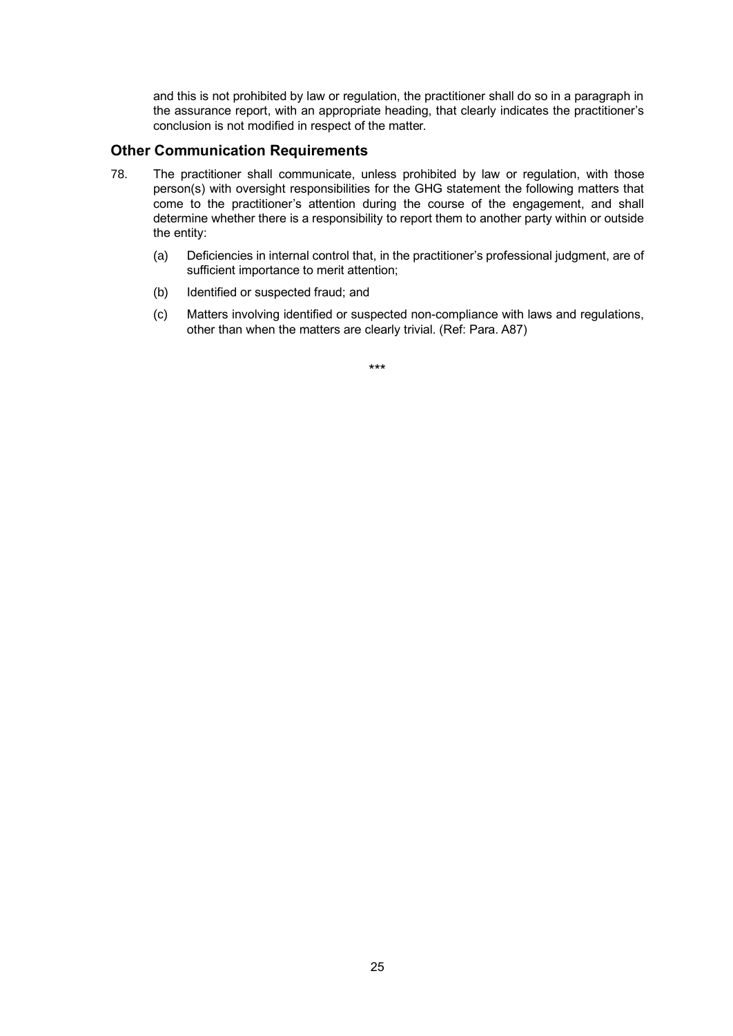and this is not prohibited by law or regulation, the practitioner shall do so in a paragraph in the assurance report, with an appropriate heading, that clearly indicates the practitioner's conclusion is not modified in respect of the matter.

## Other Communication Requirements

78. The practitioner shall communicate, unless prohibited by law or regulation, with those person(s) with oversight responsibilities for the GHG statement the following matters that come to the practitioner's attention during the course of the engagement, and shall determine whether there is a responsibility to report them to another party within or outside the entity:

    (a) Deficiencies in internal control that, in the practitioner's professional judgment, are of sufficient importance to merit attention;

    (b) Identified or suspected fraud; and

    (c) Matters involving identified or suspected non-compliance with laws and regulations, other than when the matters are clearly trivial. (Ref: Para. A87)

\*\*\*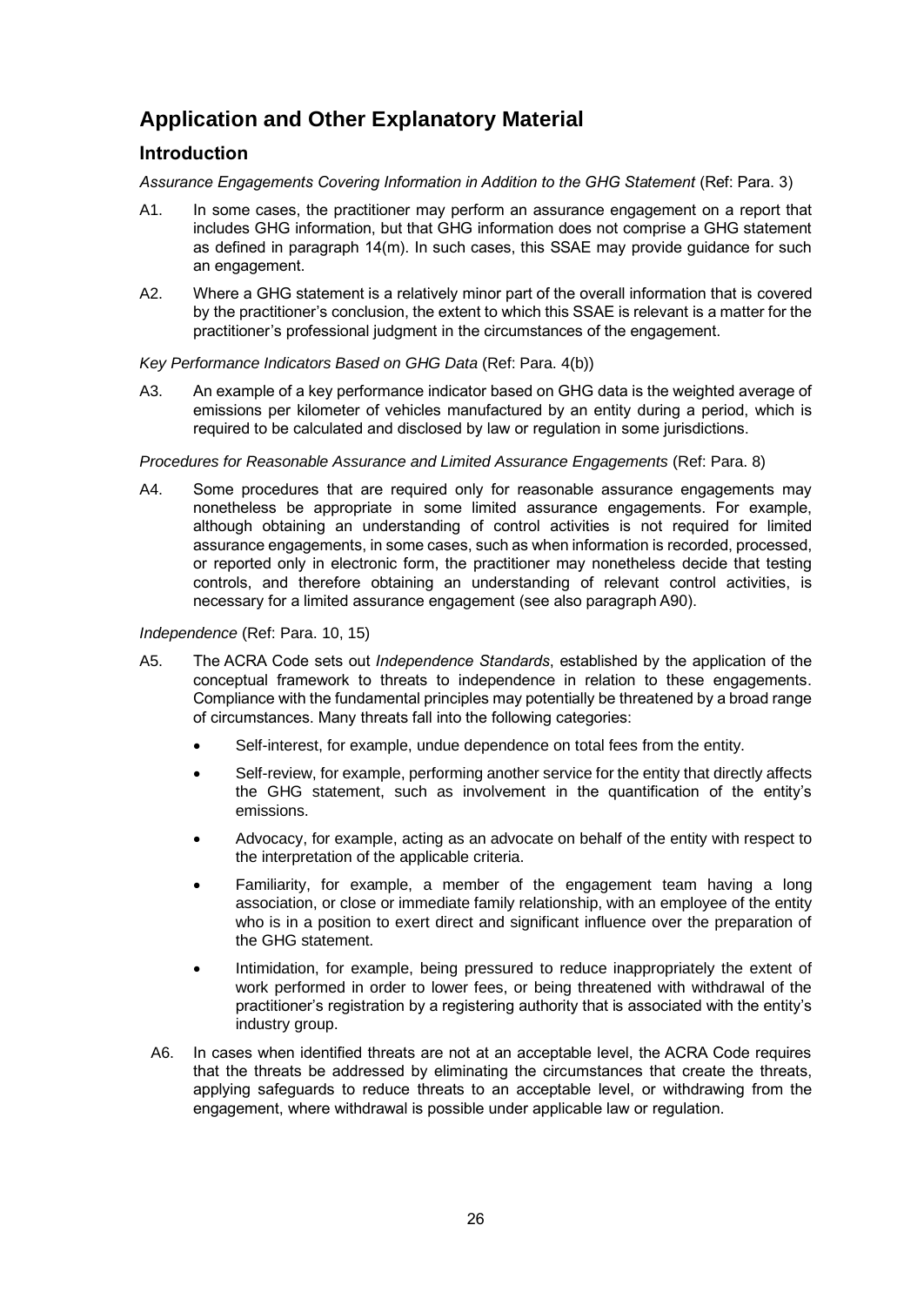# Application and Other Explanatory Material

## Introduction

*Assurance Engagements Covering Information in Addition to the GHG Statement* (Ref: Para. 3)

A1. In some cases, the practitioner may perform an assurance engagement on a report that includes GHG information, but that GHG information does not comprise a GHG statement as defined in paragraph 14(m). In such cases, this SSAE may provide guidance for such an engagement.

A2. Where a GHG statement is a relatively minor part of the overall information that is covered by the practitioner's conclusion, the extent to which this SSAE is relevant is a matter for the practitioner's professional judgment in the circumstances of the engagement.

*Key Performance Indicators Based on GHG Data* (Ref: Para. 4(b))

A3. An example of a key performance indicator based on GHG data is the weighted average of emissions per kilometer of vehicles manufactured by an entity during a period, which is required to be calculated and disclosed by law or regulation in some jurisdictions.

*Procedures for Reasonable Assurance and Limited Assurance Engagements* (Ref: Para. 8)

A4. Some procedures that are required only for reasonable assurance engagements may nonetheless be appropriate in some limited assurance engagements. For example, although obtaining an understanding of control activities is not required for limited assurance engagements, in some cases, such as when information is recorded, processed, or reported only in electronic form, the practitioner may nonetheless decide that testing controls, and therefore obtaining an understanding of relevant control activities, is necessary for a limited assurance engagement (see also paragraph A90).

*Independence* (Ref: Para. 10, 15)

A5. The ACRA Code sets out *Independence Standards*, established by the application of the conceptual framework to threats to independence in relation to these engagements. Compliance with the fundamental principles may potentially be threatened by a broad range of circumstances. Many threats fall into the following categories:

- Self-interest, for example, undue dependence on total fees from the entity.
- Self-review, for example, performing another service for the entity that directly affects the GHG statement, such as involvement in the quantification of the entity's emissions.
- Advocacy, for example, acting as an advocate on behalf of the entity with respect to the interpretation of the applicable criteria.
- Familiarity, for example, a member of the engagement team having a long association, or close or immediate family relationship, with an employee of the entity who is in a position to exert direct and significant influence over the preparation of the GHG statement.
- Intimidation, for example, being pressured to reduce inappropriately the extent of work performed in order to lower fees, or being threatened with withdrawal of the practitioner's registration by a registering authority that is associated with the entity's industry group.

A6. In cases when identified threats are not at an acceptable level, the ACRA Code requires that the threats be addressed by eliminating the circumstances that create the threats, applying safeguards to reduce threats to an acceptable level, or withdrawing from the engagement, where withdrawal is possible under applicable law or regulation.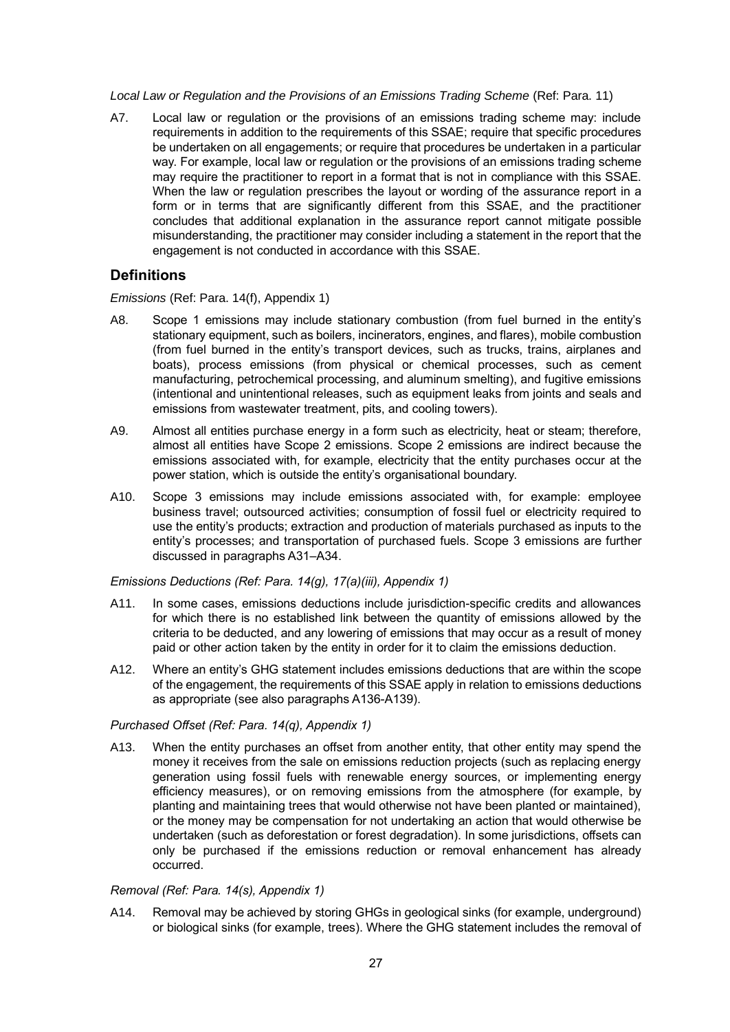*Local Law or Regulation and the Provisions of an Emissions Trading Scheme* (Ref: Para. 11)

A7. Local law or regulation or the provisions of an emissions trading scheme may: include requirements in addition to the requirements of this SSAE; require that specific procedures be undertaken on all engagements; or require that procedures be undertaken in a particular way. For example, local law or regulation or the provisions of an emissions trading scheme may require the practitioner to report in a format that is not in compliance with this SSAE. When the law or regulation prescribes the layout or wording of the assurance report in a form or in terms that are significantly different from this SSAE, and the practitioner concludes that additional explanation in the assurance report cannot mitigate possible misunderstanding, the practitioner may consider including a statement in the report that the engagement is not conducted in accordance with this SSAE.

## Definitions

*Emissions* (Ref: Para. 14(f), Appendix 1)

A8. Scope 1 emissions may include stationary combustion (from fuel burned in the entity's stationary equipment, such as boilers, incinerators, engines, and flares), mobile combustion (from fuel burned in the entity's transport devices, such as trucks, trains, airplanes and boats), process emissions (from physical or chemical processes, such as cement manufacturing, petrochemical processing, and aluminum smelting), and fugitive emissions (intentional and unintentional releases, such as equipment leaks from joints and seals and emissions from wastewater treatment, pits, and cooling towers).

A9. Almost all entities purchase energy in a form such as electricity, heat or steam; therefore, almost all entities have Scope 2 emissions. Scope 2 emissions are indirect because the emissions associated with, for example, electricity that the entity purchases occur at the power station, which is outside the entity's organisational boundary.

A10. Scope 3 emissions may include emissions associated with, for example: employee business travel; outsourced activities; consumption of fossil fuel or electricity required to use the entity's products; extraction and production of materials purchased as inputs to the entity's processes; and transportation of purchased fuels. Scope 3 emissions are further discussed in paragraphs A31–A34.

*Emissions Deductions (Ref: Para. 14(g), 17(a)(iii), Appendix 1)*

A11. In some cases, emissions deductions include jurisdiction-specific credits and allowances for which there is no established link between the quantity of emissions allowed by the criteria to be deducted, and any lowering of emissions that may occur as a result of money paid or other action taken by the entity in order for it to claim the emissions deduction.

A12. Where an entity's GHG statement includes emissions deductions that are within the scope of the engagement, the requirements of this SSAE apply in relation to emissions deductions as appropriate (see also paragraphs A136-A139).

*Purchased Offset (Ref: Para. 14(q), Appendix 1)*

A13. When the entity purchases an offset from another entity, that other entity may spend the money it receives from the sale on emissions reduction projects (such as replacing energy generation using fossil fuels with renewable energy sources, or implementing energy efficiency measures), or on removing emissions from the atmosphere (for example, by planting and maintaining trees that would otherwise not have been planted or maintained), or the money may be compensation for not undertaking an action that would otherwise be undertaken (such as deforestation or forest degradation). In some jurisdictions, offsets can only be purchased if the emissions reduction or removal enhancement has already occurred.

*Removal (Ref: Para. 14(s), Appendix 1)*

A14. Removal may be achieved by storing GHGs in geological sinks (for example, underground) or biological sinks (for example, trees). Where the GHG statement includes the removal of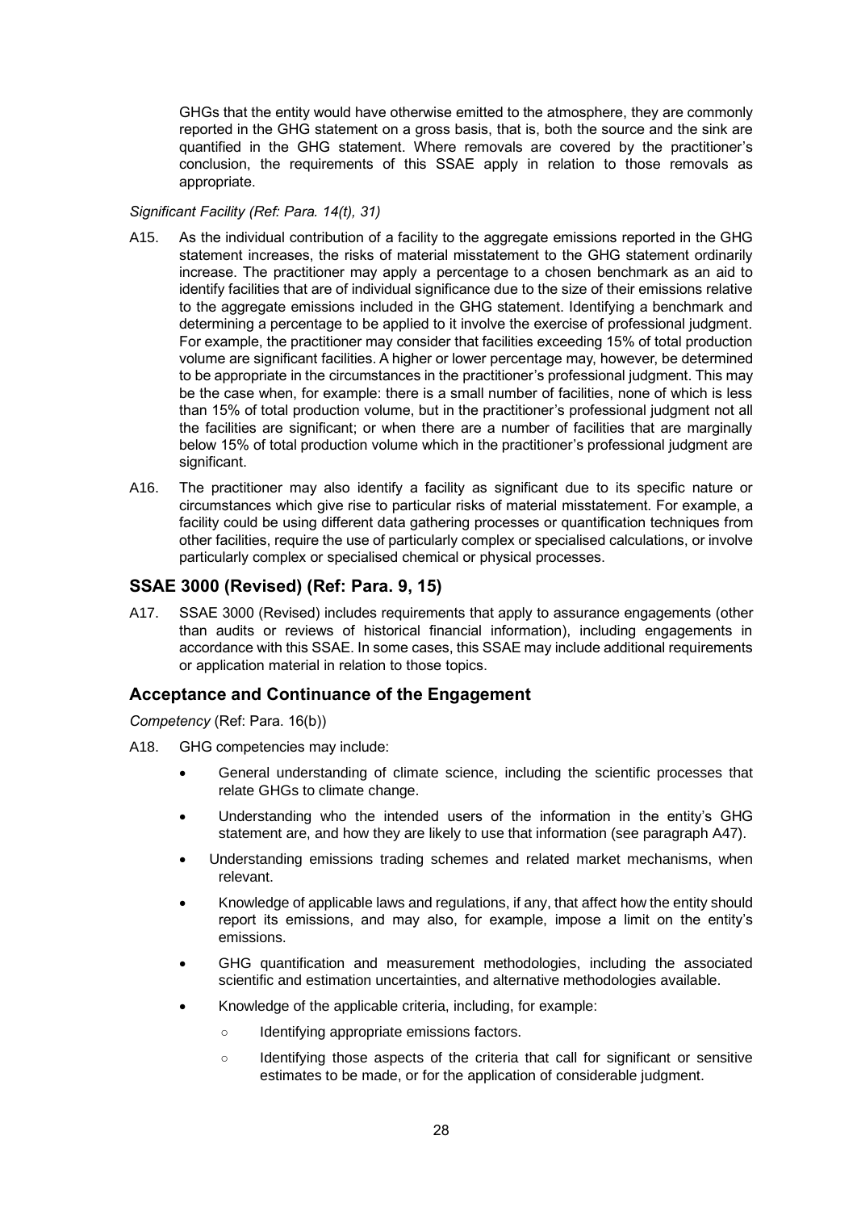GHGs that the entity would have otherwise emitted to the atmosphere, they are commonly reported in the GHG statement on a gross basis, that is, both the source and the sink are quantified in the GHG statement. Where removals are covered by the practitioner's conclusion, the requirements of this SSAE apply in relation to those removals as appropriate.

*Significant Facility (Ref: Para. 14(t), 31)*

A15. As the individual contribution of a facility to the aggregate emissions reported in the GHG statement increases, the risks of material misstatement to the GHG statement ordinarily increase. The practitioner may apply a percentage to a chosen benchmark as an aid to identify facilities that are of individual significance due to the size of their emissions relative to the aggregate emissions included in the GHG statement. Identifying a benchmark and determining a percentage to be applied to it involve the exercise of professional judgment. For example, the practitioner may consider that facilities exceeding 15% of total production volume are significant facilities. A higher or lower percentage may, however, be determined to be appropriate in the circumstances in the practitioner's professional judgment. This may be the case when, for example: there is a small number of facilities, none of which is less than 15% of total production volume, but in the practitioner's professional judgment not all the facilities are significant; or when there are a number of facilities that are marginally below 15% of total production volume which in the practitioner's professional judgment are significant.

A16. The practitioner may also identify a facility as significant due to its specific nature or circumstances which give rise to particular risks of material misstatement. For example, a facility could be using different data gathering processes or quantification techniques from other facilities, require the use of particularly complex or specialised calculations, or involve particularly complex or specialised chemical or physical processes.

## SSAE 3000 (Revised) (Ref: Para. 9, 15)

A17. SSAE 3000 (Revised) includes requirements that apply to assurance engagements (other than audits or reviews of historical financial information), including engagements in accordance with this SSAE. In some cases, this SSAE may include additional requirements or application material in relation to those topics.

## Acceptance and Continuance of the Engagement

*Competency* (Ref: Para. 16(b))

A18. GHG competencies may include:

- General understanding of climate science, including the scientific processes that relate GHGs to climate change.
- Understanding who the intended users of the information in the entity's GHG statement are, and how they are likely to use that information (see paragraph A47).
- Understanding emissions trading schemes and related market mechanisms, when relevant.
- Knowledge of applicable laws and regulations, if any, that affect how the entity should report its emissions, and may also, for example, impose a limit on the entity's emissions.
- GHG quantification and measurement methodologies, including the associated scientific and estimation uncertainties, and alternative methodologies available.
- Knowledge of the applicable criteria, including, for example:
    - Identifying appropriate emissions factors.
    - Identifying those aspects of the criteria that call for significant or sensitive estimates to be made, or for the application of considerable judgment.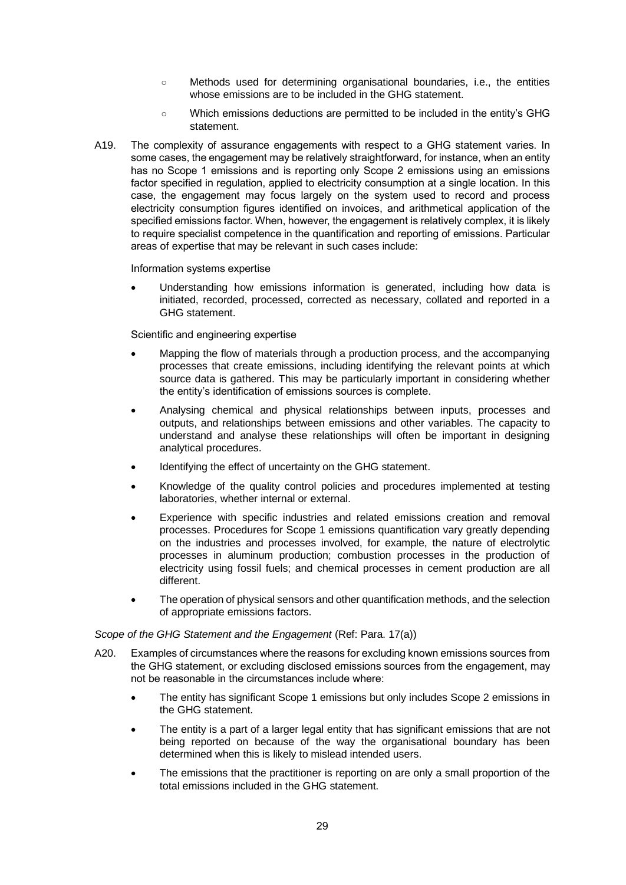- Methods used for determining organisational boundaries, i.e., the entities whose emissions are to be included in the GHG statement.
- Which emissions deductions are permitted to be included in the entity's GHG statement.

A19. The complexity of assurance engagements with respect to a GHG statement varies. In some cases, the engagement may be relatively straightforward, for instance, when an entity has no Scope 1 emissions and is reporting only Scope 2 emissions using an emissions factor specified in regulation, applied to electricity consumption at a single location. In this case, the engagement may focus largely on the system used to record and process electricity consumption figures identified on invoices, and arithmetical application of the specified emissions factor. When, however, the engagement is relatively complex, it is likely to require specialist competence in the quantification and reporting of emissions. Particular areas of expertise that may be relevant in such cases include:

Information systems expertise

- Understanding how emissions information is generated, including how data is initiated, recorded, processed, corrected as necessary, collated and reported in a GHG statement.

Scientific and engineering expertise

- Mapping the flow of materials through a production process, and the accompanying processes that create emissions, including identifying the relevant points at which source data is gathered. This may be particularly important in considering whether the entity's identification of emissions sources is complete.
- Analysing chemical and physical relationships between inputs, processes and outputs, and relationships between emissions and other variables. The capacity to understand and analyse these relationships will often be important in designing analytical procedures.
- Identifying the effect of uncertainty on the GHG statement.
- Knowledge of the quality control policies and procedures implemented at testing laboratories, whether internal or external.
- Experience with specific industries and related emissions creation and removal processes. Procedures for Scope 1 emissions quantification vary greatly depending on the industries and processes involved, for example, the nature of electrolytic processes in aluminum production; combustion processes in the production of electricity using fossil fuels; and chemical processes in cement production are all different.
- The operation of physical sensors and other quantification methods, and the selection of appropriate emissions factors.

*Scope of the GHG Statement and the Engagement* (Ref: Para. 17(a))

A20. Examples of circumstances where the reasons for excluding known emissions sources from the GHG statement, or excluding disclosed emissions sources from the engagement, may not be reasonable in the circumstances include where:

- The entity has significant Scope 1 emissions but only includes Scope 2 emissions in the GHG statement.
- The entity is a part of a larger legal entity that has significant emissions that are not being reported on because of the way the organisational boundary has been determined when this is likely to mislead intended users.
- The emissions that the practitioner is reporting on are only a small proportion of the total emissions included in the GHG statement.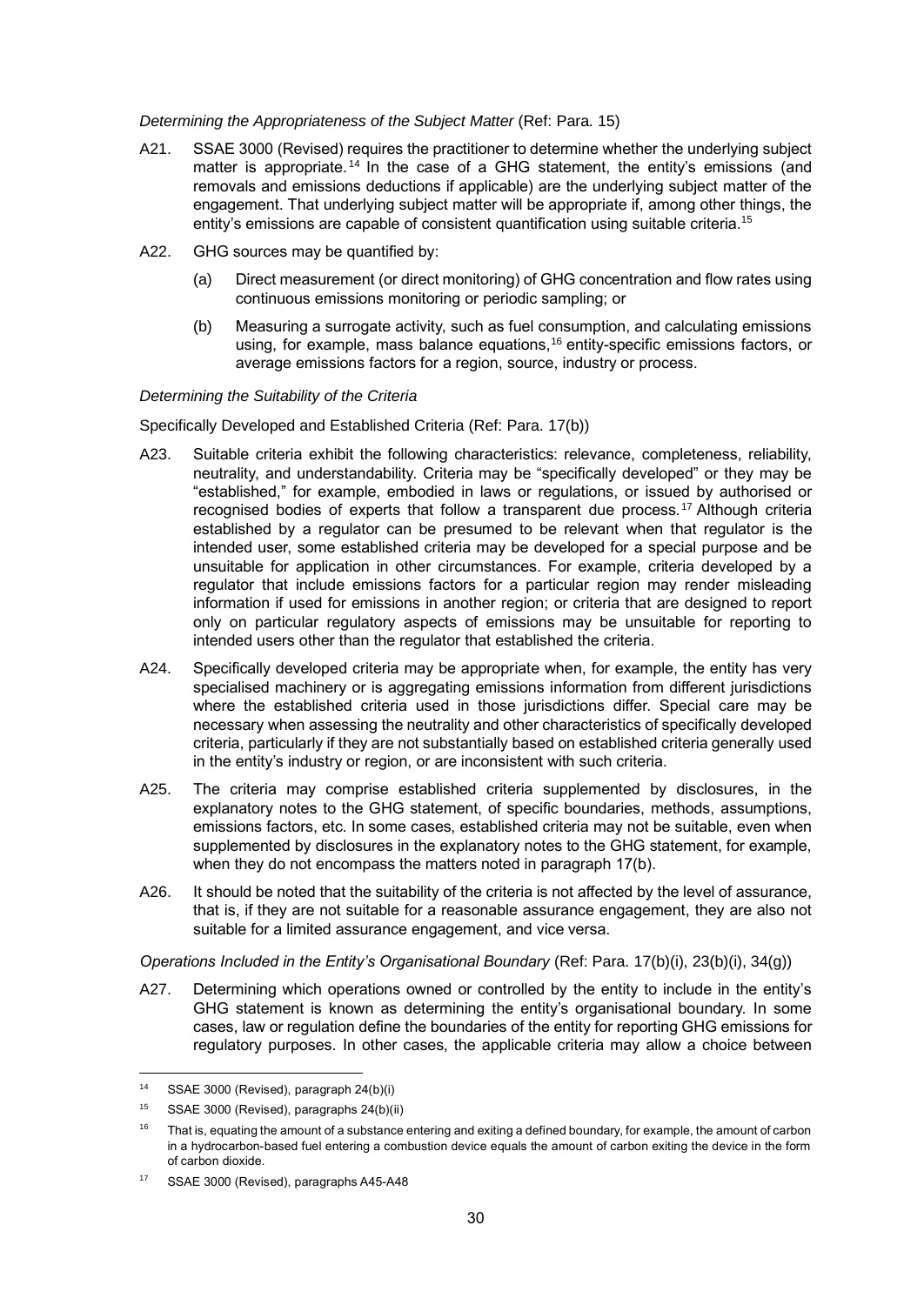*Determining the Appropriateness of the Subject Matter* (Ref: Para. 15)

A21. SSAE 3000 (Revised) requires the practitioner to determine whether the underlying subject matter is appropriate.[14] In the case of a GHG statement, the entity's emissions (and removals and emissions deductions if applicable) are the underlying subject matter of the engagement. That underlying subject matter will be appropriate if, among other things, the entity's emissions are capable of consistent quantification using suitable criteria.[15]

A22. GHG sources may be quantified by:

(a) Direct measurement (or direct monitoring) of GHG concentration and flow rates using continuous emissions monitoring or periodic sampling; or

(b) Measuring a surrogate activity, such as fuel consumption, and calculating emissions using, for example, mass balance equations,[16] entity-specific emissions factors, or average emissions factors for a region, source, industry or process.

*Determining the Suitability of the Criteria*

Specifically Developed and Established Criteria (Ref: Para. 17(b))

A23. Suitable criteria exhibit the following characteristics: relevance, completeness, reliability, neutrality, and understandability. Criteria may be "specifically developed" or they may be "established," for example, embodied in laws or regulations, or issued by authorised or recognised bodies of experts that follow a transparent due process.[17] Although criteria established by a regulator can be presumed to be relevant when that regulator is the intended user, some established criteria may be developed for a special purpose and be unsuitable for application in other circumstances. For example, criteria developed by a regulator that include emissions factors for a particular region may render misleading information if used for emissions in another region; or criteria that are designed to report only on particular regulatory aspects of emissions may be unsuitable for reporting to intended users other than the regulator that established the criteria.

A24. Specifically developed criteria may be appropriate when, for example, the entity has very specialised machinery or is aggregating emissions information from different jurisdictions where the established criteria used in those jurisdictions differ. Special care may be necessary when assessing the neutrality and other characteristics of specifically developed criteria, particularly if they are not substantially based on established criteria generally used in the entity's industry or region, or are inconsistent with such criteria.

A25. The criteria may comprise established criteria supplemented by disclosures, in the explanatory notes to the GHG statement, of specific boundaries, methods, assumptions, emissions factors, etc. In some cases, established criteria may not be suitable, even when supplemented by disclosures in the explanatory notes to the GHG statement, for example, when they do not encompass the matters noted in paragraph 17(b).

A26. It should be noted that the suitability of the criteria is not affected by the level of assurance, that is, if they are not suitable for a reasonable assurance engagement, they are also not suitable for a limited assurance engagement, and vice versa.

*Operations Included in the Entity's Organisational Boundary* (Ref: Para. 17(b)(i), 23(b)(i), 34(g))

A27. Determining which operations owned or controlled by the entity to include in the entity's GHG statement is known as determining the entity's organisational boundary. In some cases, law or regulation define the boundaries of the entity for reporting GHG emissions for regulatory purposes. In other cases, the applicable criteria may allow a choice between

---

[14] SSAE 3000 (Revised), paragraph 24(b)(i)

[15] SSAE 3000 (Revised), paragraphs 24(b)(ii)

[16] That is, equating the amount of a substance entering and exiting a defined boundary, for example, the amount of carbon in a hydrocarbon-based fuel entering a combustion device equals the amount of carbon exiting the device in the form of carbon dioxide.

[17] SSAE 3000 (Revised), paragraphs A45-A48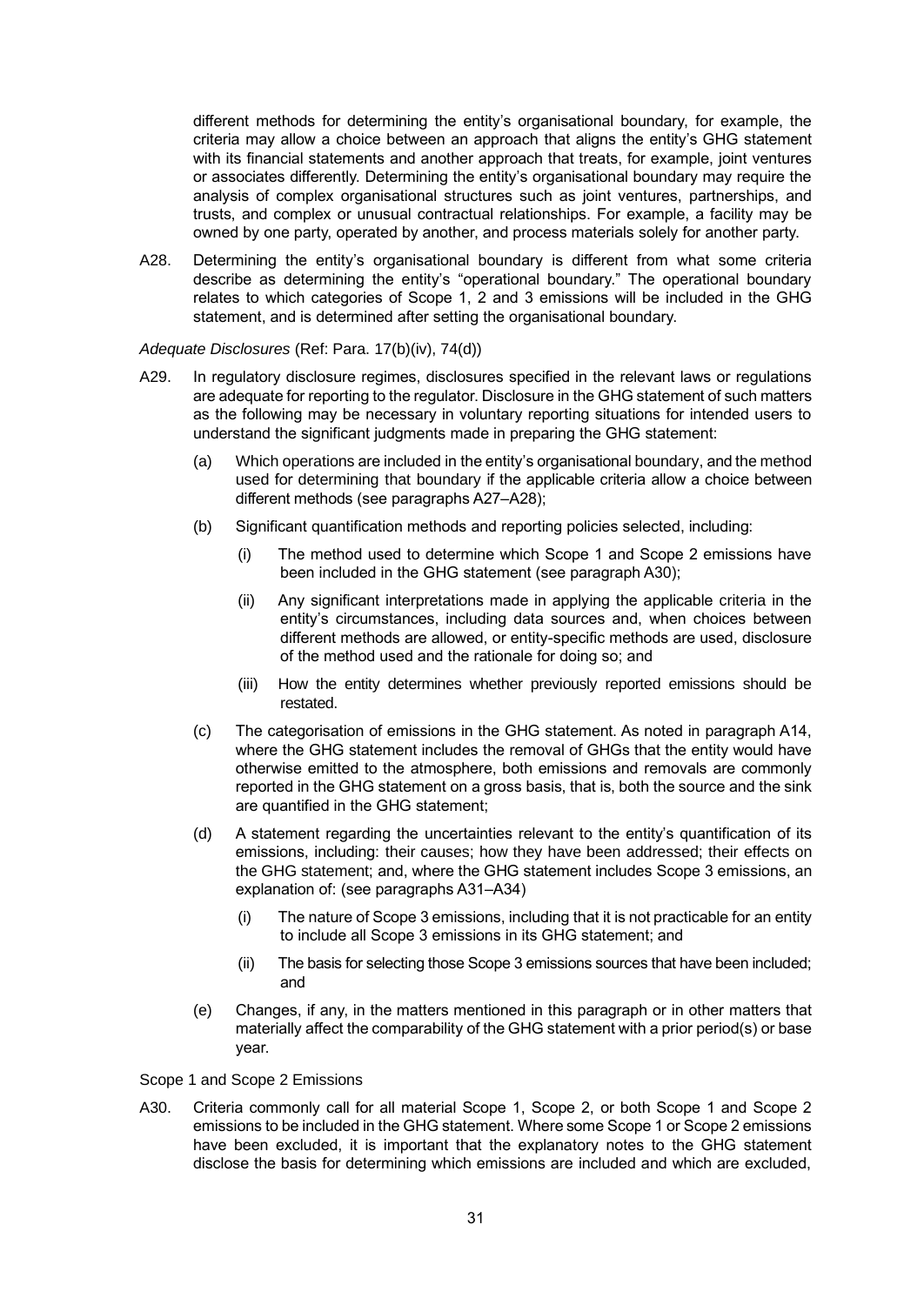different methods for determining the entity's organisational boundary, for example, the criteria may allow a choice between an approach that aligns the entity's GHG statement with its financial statements and another approach that treats, for example, joint ventures or associates differently. Determining the entity's organisational boundary may require the analysis of complex organisational structures such as joint ventures, partnerships, and trusts, and complex or unusual contractual relationships. For example, a facility may be owned by one party, operated by another, and process materials solely for another party.

A28. Determining the entity's organisational boundary is different from what some criteria describe as determining the entity's "operational boundary." The operational boundary relates to which categories of Scope 1, 2 and 3 emissions will be included in the GHG statement, and is determined after setting the organisational boundary.

*Adequate Disclosures* (Ref: Para. 17(b)(iv), 74(d))

A29. In regulatory disclosure regimes, disclosures specified in the relevant laws or regulations are adequate for reporting to the regulator. Disclosure in the GHG statement of such matters as the following may be necessary in voluntary reporting situations for intended users to understand the significant judgments made in preparing the GHG statement:

(a) Which operations are included in the entity's organisational boundary, and the method used for determining that boundary if the applicable criteria allow a choice between different methods (see paragraphs A27–A28);

(b) Significant quantification methods and reporting policies selected, including:

   (i) The method used to determine which Scope 1 and Scope 2 emissions have been included in the GHG statement (see paragraph A30);

   (ii) Any significant interpretations made in applying the applicable criteria in the entity's circumstances, including data sources and, when choices between different methods are allowed, or entity-specific methods are used, disclosure of the method used and the rationale for doing so; and

   (iii) How the entity determines whether previously reported emissions should be restated.

(c) The categorisation of emissions in the GHG statement. As noted in paragraph A14, where the GHG statement includes the removal of GHGs that the entity would have otherwise emitted to the atmosphere, both emissions and removals are commonly reported in the GHG statement on a gross basis, that is, both the source and the sink are quantified in the GHG statement;

(d) A statement regarding the uncertainties relevant to the entity's quantification of its emissions, including: their causes; how they have been addressed; their effects on the GHG statement; and, where the GHG statement includes Scope 3 emissions, an explanation of: (see paragraphs A31–A34)

   (i) The nature of Scope 3 emissions, including that it is not practicable for an entity to include all Scope 3 emissions in its GHG statement; and

   (ii) The basis for selecting those Scope 3 emissions sources that have been included; and

(e) Changes, if any, in the matters mentioned in this paragraph or in other matters that materially affect the comparability of the GHG statement with a prior period(s) or base year.

Scope 1 and Scope 2 Emissions

A30. Criteria commonly call for all material Scope 1, Scope 2, or both Scope 1 and Scope 2 emissions to be included in the GHG statement. Where some Scope 1 or Scope 2 emissions have been excluded, it is important that the explanatory notes to the GHG statement disclose the basis for determining which emissions are included and which are excluded,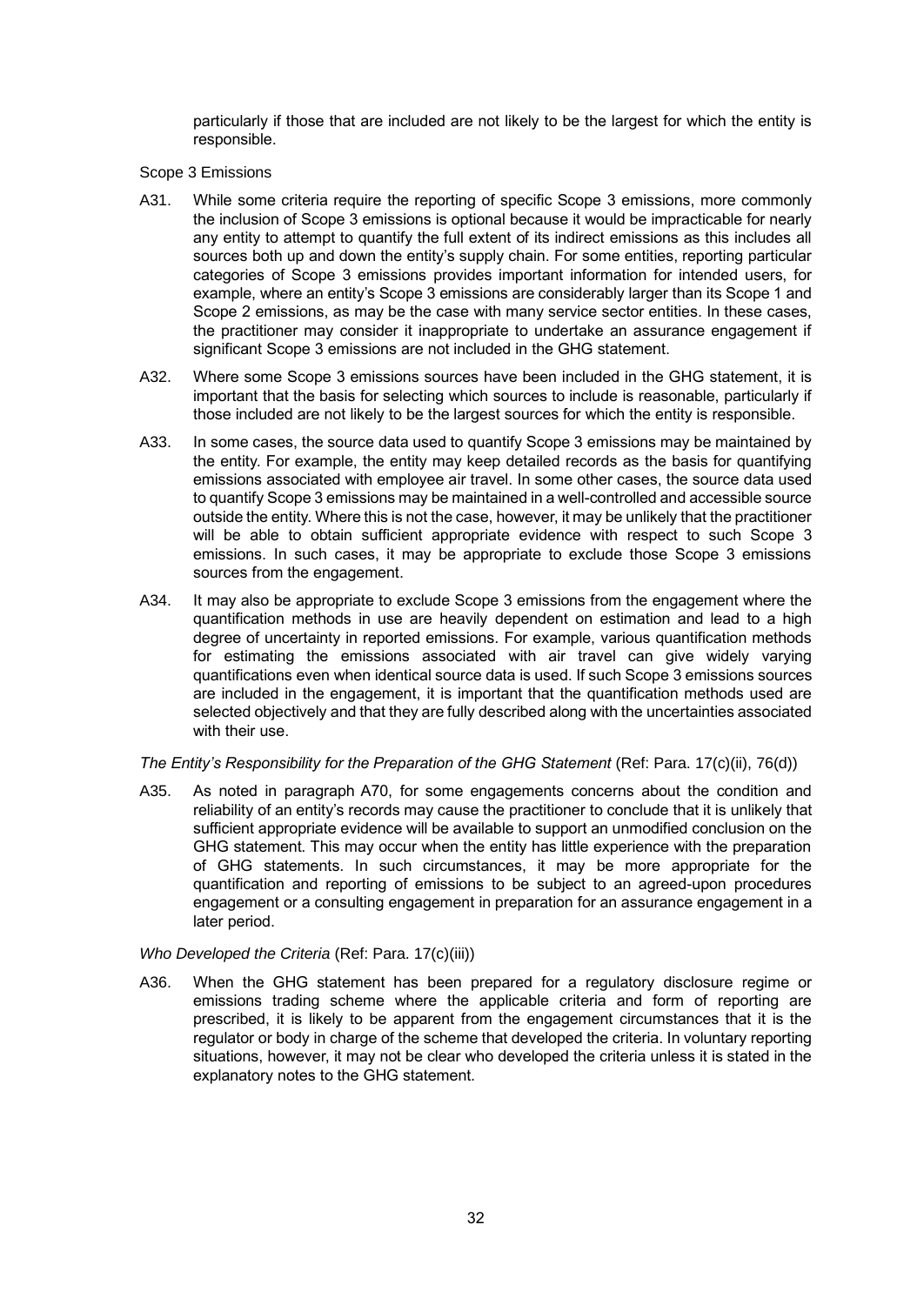particularly if those that are included are not likely to be the largest for which the entity is responsible.

Scope 3 Emissions

A31. While some criteria require the reporting of specific Scope 3 emissions, more commonly the inclusion of Scope 3 emissions is optional because it would be impracticable for nearly any entity to attempt to quantify the full extent of its indirect emissions as this includes all sources both up and down the entity's supply chain. For some entities, reporting particular categories of Scope 3 emissions provides important information for intended users, for example, where an entity's Scope 3 emissions are considerably larger than its Scope 1 and Scope 2 emissions, as may be the case with many service sector entities. In these cases, the practitioner may consider it inappropriate to undertake an assurance engagement if significant Scope 3 emissions are not included in the GHG statement.

A32. Where some Scope 3 emissions sources have been included in the GHG statement, it is important that the basis for selecting which sources to include is reasonable, particularly if those included are not likely to be the largest sources for which the entity is responsible.

A33. In some cases, the source data used to quantify Scope 3 emissions may be maintained by the entity. For example, the entity may keep detailed records as the basis for quantifying emissions associated with employee air travel. In some other cases, the source data used to quantify Scope 3 emissions may be maintained in a well-controlled and accessible source outside the entity. Where this is not the case, however, it may be unlikely that the practitioner will be able to obtain sufficient appropriate evidence with respect to such Scope 3 emissions. In such cases, it may be appropriate to exclude those Scope 3 emissions sources from the engagement.

A34. It may also be appropriate to exclude Scope 3 emissions from the engagement where the quantification methods in use are heavily dependent on estimation and lead to a high degree of uncertainty in reported emissions. For example, various quantification methods for estimating the emissions associated with air travel can give widely varying quantifications even when identical source data is used. If such Scope 3 emissions sources are included in the engagement, it is important that the quantification methods used are selected objectively and that they are fully described along with the uncertainties associated with their use.

*The Entity's Responsibility for the Preparation of the GHG Statement* (Ref: Para. 17(c)(ii), 76(d))

A35. As noted in paragraph A70, for some engagements concerns about the condition and reliability of an entity's records may cause the practitioner to conclude that it is unlikely that sufficient appropriate evidence will be available to support an unmodified conclusion on the GHG statement. This may occur when the entity has little experience with the preparation of GHG statements. In such circumstances, it may be more appropriate for the quantification and reporting of emissions to be subject to an agreed-upon procedures engagement or a consulting engagement in preparation for an assurance engagement in a later period.

*Who Developed the Criteria* (Ref: Para. 17(c)(iii))

A36. When the GHG statement has been prepared for a regulatory disclosure regime or emissions trading scheme where the applicable criteria and form of reporting are prescribed, it is likely to be apparent from the engagement circumstances that it is the regulator or body in charge of the scheme that developed the criteria. In voluntary reporting situations, however, it may not be clear who developed the criteria unless it is stated in the explanatory notes to the GHG statement.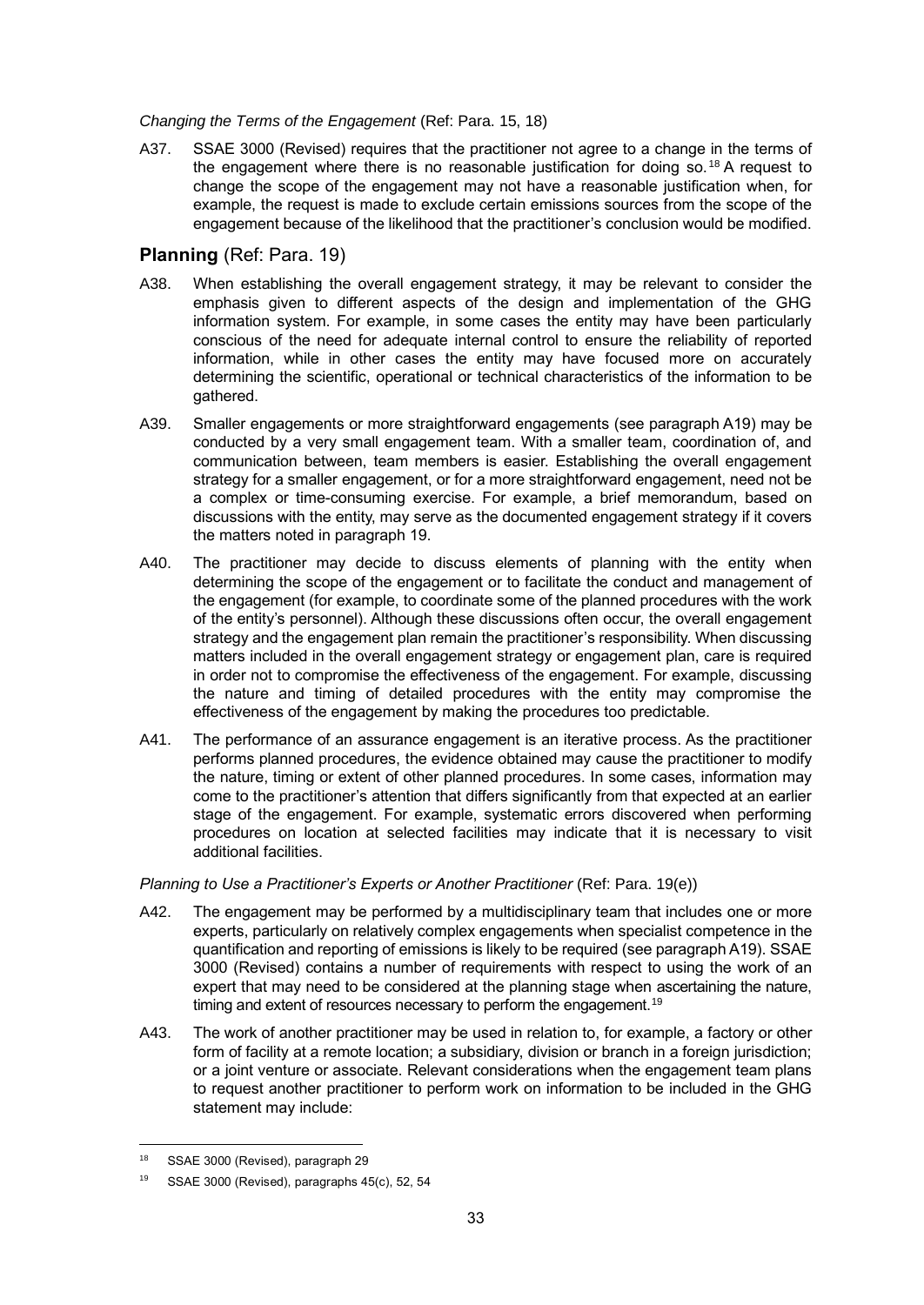*Changing the Terms of the Engagement* (Ref: Para. 15, 18)

A37. SSAE 3000 (Revised) requires that the practitioner not agree to a change in the terms of the engagement where there is no reasonable justification for doing so.[18] A request to change the scope of the engagement may not have a reasonable justification when, for example, the request is made to exclude certain emissions sources from the scope of the engagement because of the likelihood that the practitioner's conclusion would be modified.

## Planning (Ref: Para. 19)

A38. When establishing the overall engagement strategy, it may be relevant to consider the emphasis given to different aspects of the design and implementation of the GHG information system. For example, in some cases the entity may have been particularly conscious of the need for adequate internal control to ensure the reliability of reported information, while in other cases the entity may have focused more on accurately determining the scientific, operational or technical characteristics of the information to be gathered.

A39. Smaller engagements or more straightforward engagements (see paragraph A19) may be conducted by a very small engagement team. With a smaller team, coordination of, and communication between, team members is easier. Establishing the overall engagement strategy for a smaller engagement, or for a more straightforward engagement, need not be a complex or time-consuming exercise. For example, a brief memorandum, based on discussions with the entity, may serve as the documented engagement strategy if it covers the matters noted in paragraph 19.

A40. The practitioner may decide to discuss elements of planning with the entity when determining the scope of the engagement or to facilitate the conduct and management of the engagement (for example, to coordinate some of the planned procedures with the work of the entity's personnel). Although these discussions often occur, the overall engagement strategy and the engagement plan remain the practitioner's responsibility. When discussing matters included in the overall engagement strategy or engagement plan, care is required in order not to compromise the effectiveness of the engagement. For example, discussing the nature and timing of detailed procedures with the entity may compromise the effectiveness of the engagement by making the procedures too predictable.

A41. The performance of an assurance engagement is an iterative process. As the practitioner performs planned procedures, the evidence obtained may cause the practitioner to modify the nature, timing or extent of other planned procedures. In some cases, information may come to the practitioner's attention that differs significantly from that expected at an earlier stage of the engagement. For example, systematic errors discovered when performing procedures on location at selected facilities may indicate that it is necessary to visit additional facilities.

*Planning to Use a Practitioner's Experts or Another Practitioner* (Ref: Para. 19(e))

A42. The engagement may be performed by a multidisciplinary team that includes one or more experts, particularly on relatively complex engagements when specialist competence in the quantification and reporting of emissions is likely to be required (see paragraph A19). SSAE 3000 (Revised) contains a number of requirements with respect to using the work of an expert that may need to be considered at the planning stage when ascertaining the nature, timing and extent of resources necessary to perform the engagement.[19]

A43. The work of another practitioner may be used in relation to, for example, a factory or other form of facility at a remote location; a subsidiary, division or branch in a foreign jurisdiction; or a joint venture or associate. Relevant considerations when the engagement team plans to request another practitioner to perform work on information to be included in the GHG statement may include:

---

[18] SSAE 3000 (Revised), paragraph 29

[19] SSAE 3000 (Revised), paragraphs 45(c), 52, 54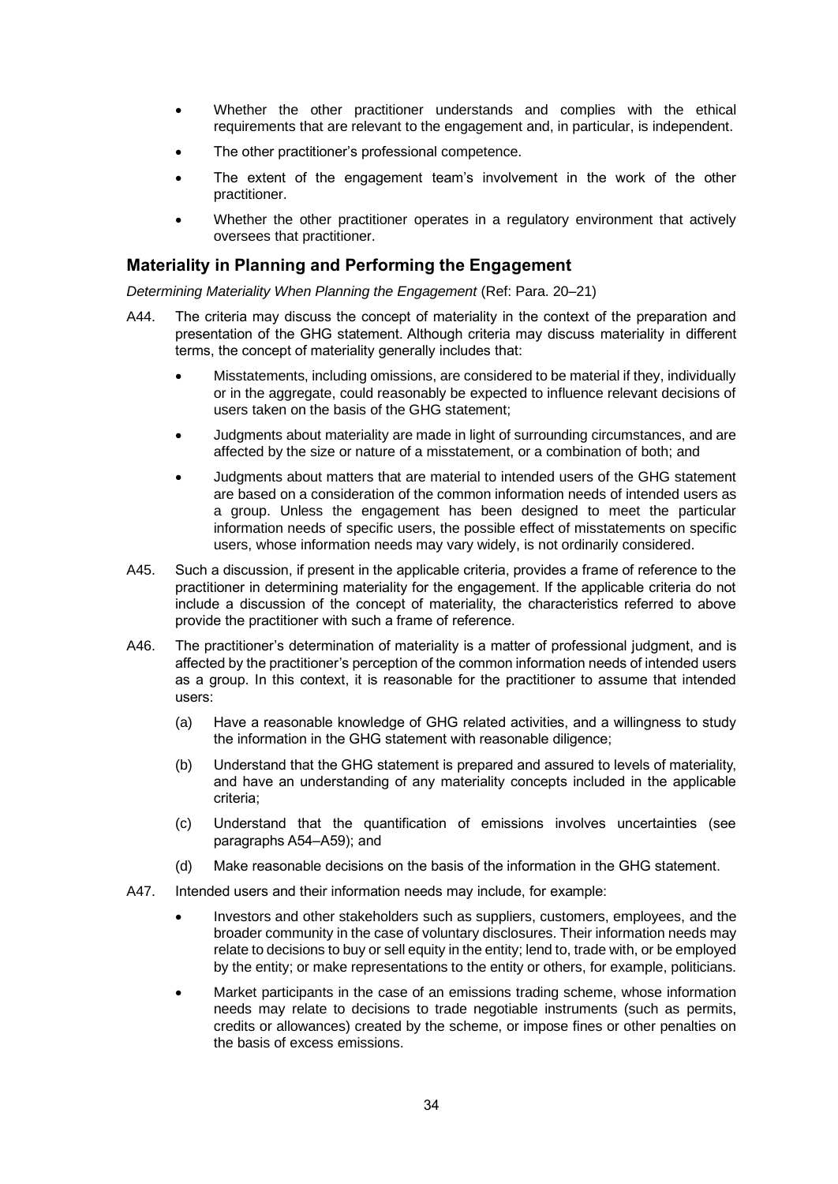- Whether the other practitioner understands and complies with the ethical requirements that are relevant to the engagement and, in particular, is independent.
- The other practitioner's professional competence.
- The extent of the engagement team's involvement in the work of the other practitioner.
- Whether the other practitioner operates in a regulatory environment that actively oversees that practitioner.

## Materiality in Planning and Performing the Engagement

*Determining Materiality When Planning the Engagement* (Ref: Para. 20–21)

A44. The criteria may discuss the concept of materiality in the context of the preparation and presentation of the GHG statement. Although criteria may discuss materiality in different terms, the concept of materiality generally includes that:

- Misstatements, including omissions, are considered to be material if they, individually or in the aggregate, could reasonably be expected to influence relevant decisions of users taken on the basis of the GHG statement;
- Judgments about materiality are made in light of surrounding circumstances, and are affected by the size or nature of a misstatement, or a combination of both; and
- Judgments about matters that are material to intended users of the GHG statement are based on a consideration of the common information needs of intended users as a group. Unless the engagement has been designed to meet the particular information needs of specific users, the possible effect of misstatements on specific users, whose information needs may vary widely, is not ordinarily considered.

A45. Such a discussion, if present in the applicable criteria, provides a frame of reference to the practitioner in determining materiality for the engagement. If the applicable criteria do not include a discussion of the concept of materiality, the characteristics referred to above provide the practitioner with such a frame of reference.

A46. The practitioner's determination of materiality is a matter of professional judgment, and is affected by the practitioner's perception of the common information needs of intended users as a group. In this context, it is reasonable for the practitioner to assume that intended users:

(a) Have a reasonable knowledge of GHG related activities, and a willingness to study the information in the GHG statement with reasonable diligence;

(b) Understand that the GHG statement is prepared and assured to levels of materiality, and have an understanding of any materiality concepts included in the applicable criteria;

(c) Understand that the quantification of emissions involves uncertainties (see paragraphs A54–A59); and

(d) Make reasonable decisions on the basis of the information in the GHG statement.

A47. Intended users and their information needs may include, for example:

- Investors and other stakeholders such as suppliers, customers, employees, and the broader community in the case of voluntary disclosures. Their information needs may relate to decisions to buy or sell equity in the entity; lend to, trade with, or be employed by the entity; or make representations to the entity or others, for example, politicians.
- Market participants in the case of an emissions trading scheme, whose information needs may relate to decisions to trade negotiable instruments (such as permits, credits or allowances) created by the scheme, or impose fines or other penalties on the basis of excess emissions.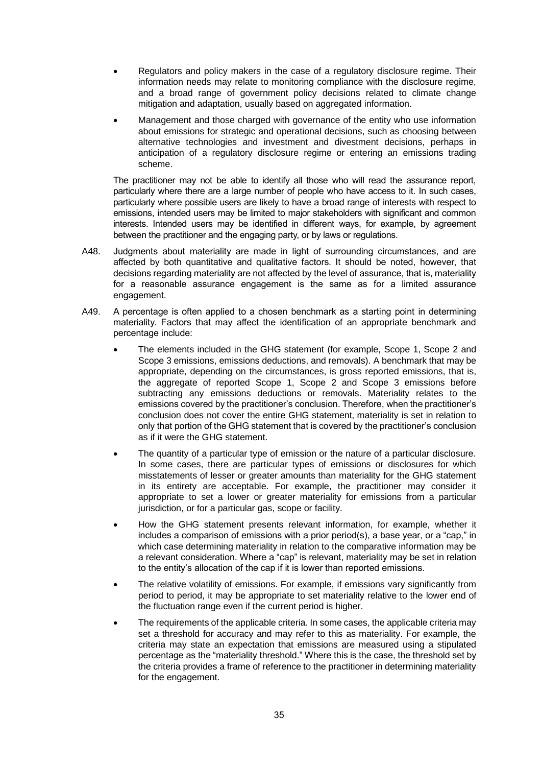- Regulators and policy makers in the case of a regulatory disclosure regime. Their information needs may relate to monitoring compliance with the disclosure regime, and a broad range of government policy decisions related to climate change mitigation and adaptation, usually based on aggregated information.
- Management and those charged with governance of the entity who use information about emissions for strategic and operational decisions, such as choosing between alternative technologies and investment and divestment decisions, perhaps in anticipation of a regulatory disclosure regime or entering an emissions trading scheme.

The practitioner may not be able to identify all those who will read the assurance report, particularly where there are a large number of people who have access to it. In such cases, particularly where possible users are likely to have a broad range of interests with respect to emissions, intended users may be limited to major stakeholders with significant and common interests. Intended users may be identified in different ways, for example, by agreement between the practitioner and the engaging party, or by laws or regulations.

A48. Judgments about materiality are made in light of surrounding circumstances, and are affected by both quantitative and qualitative factors. It should be noted, however, that decisions regarding materiality are not affected by the level of assurance, that is, materiality for a reasonable assurance engagement is the same as for a limited assurance engagement.

A49. A percentage is often applied to a chosen benchmark as a starting point in determining materiality. Factors that may affect the identification of an appropriate benchmark and percentage include:

- The elements included in the GHG statement (for example, Scope 1, Scope 2 and Scope 3 emissions, emissions deductions, and removals). A benchmark that may be appropriate, depending on the circumstances, is gross reported emissions, that is, the aggregate of reported Scope 1, Scope 2 and Scope 3 emissions before subtracting any emissions deductions or removals. Materiality relates to the emissions covered by the practitioner's conclusion. Therefore, when the practitioner's conclusion does not cover the entire GHG statement, materiality is set in relation to only that portion of the GHG statement that is covered by the practitioner's conclusion as if it were the GHG statement.
- The quantity of a particular type of emission or the nature of a particular disclosure. In some cases, there are particular types of emissions or disclosures for which misstatements of lesser or greater amounts than materiality for the GHG statement in its entirety are acceptable. For example, the practitioner may consider it appropriate to set a lower or greater materiality for emissions from a particular jurisdiction, or for a particular gas, scope or facility.
- How the GHG statement presents relevant information, for example, whether it includes a comparison of emissions with a prior period(s), a base year, or a "cap," in which case determining materiality in relation to the comparative information may be a relevant consideration. Where a "cap" is relevant, materiality may be set in relation to the entity's allocation of the cap if it is lower than reported emissions.
- The relative volatility of emissions. For example, if emissions vary significantly from period to period, it may be appropriate to set materiality relative to the lower end of the fluctuation range even if the current period is higher.
- The requirements of the applicable criteria. In some cases, the applicable criteria may set a threshold for accuracy and may refer to this as materiality. For example, the criteria may state an expectation that emissions are measured using a stipulated percentage as the "materiality threshold." Where this is the case, the threshold set by the criteria provides a frame of reference to the practitioner in determining materiality for the engagement.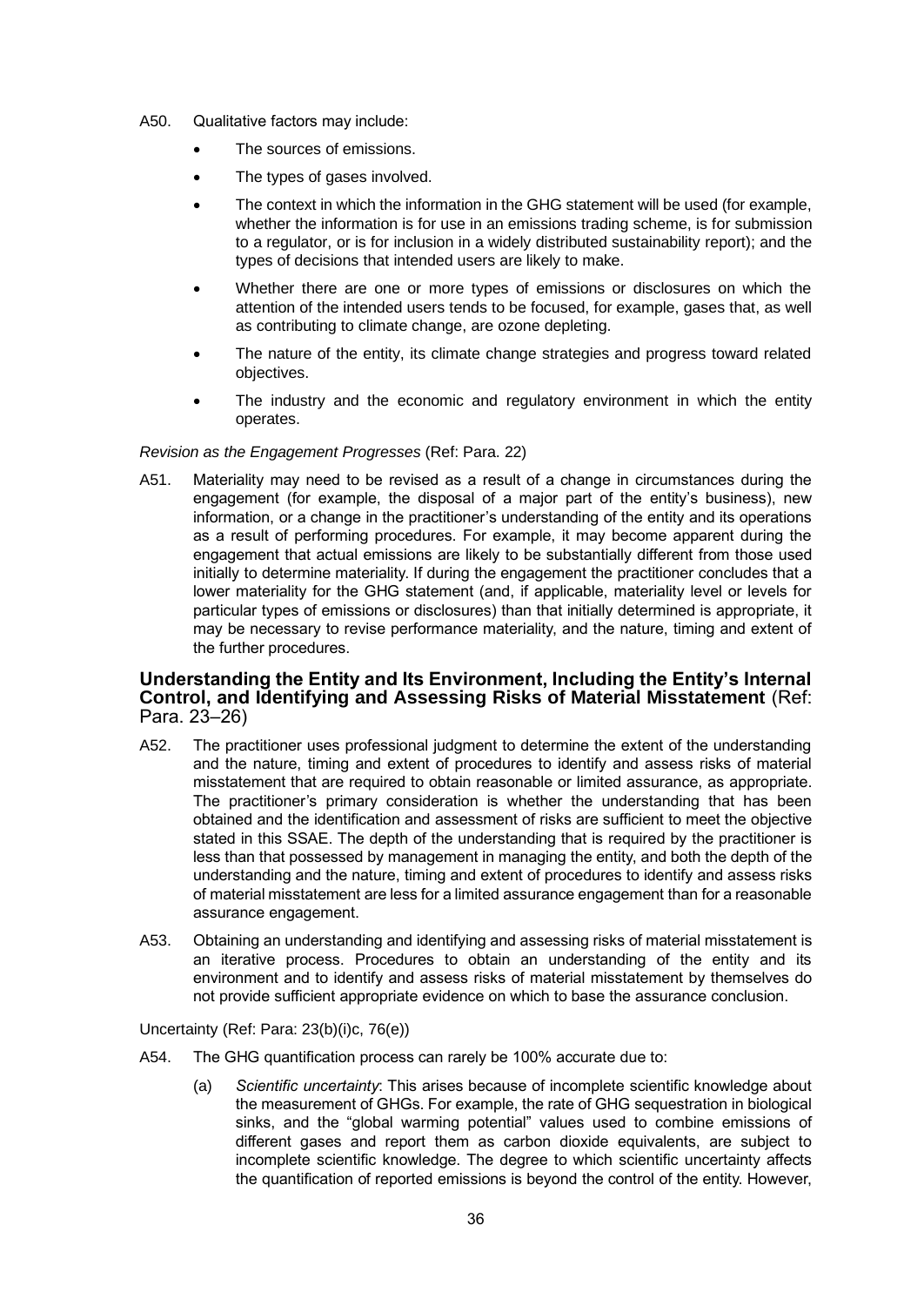A50. Qualitative factors may include:

- The sources of emissions.
- The types of gases involved.
- The context in which the information in the GHG statement will be used (for example, whether the information is for use in an emissions trading scheme, is for submission to a regulator, or is for inclusion in a widely distributed sustainability report); and the types of decisions that intended users are likely to make.
- Whether there are one or more types of emissions or disclosures on which the attention of the intended users tends to be focused, for example, gases that, as well as contributing to climate change, are ozone depleting.
- The nature of the entity, its climate change strategies and progress toward related objectives.
- The industry and the economic and regulatory environment in which the entity operates.

*Revision as the Engagement Progresses* (Ref: Para. 22)

A51. Materiality may need to be revised as a result of a change in circumstances during the engagement (for example, the disposal of a major part of the entity's business), new information, or a change in the practitioner's understanding of the entity and its operations as a result of performing procedures. For example, it may become apparent during the engagement that actual emissions are likely to be substantially different from those used initially to determine materiality. If during the engagement the practitioner concludes that a lower materiality for the GHG statement (and, if applicable, materiality level or levels for particular types of emissions or disclosures) than that initially determined is appropriate, it may be necessary to revise performance materiality, and the nature, timing and extent of the further procedures.

## Understanding the Entity and Its Environment, Including the Entity's Internal Control, and Identifying and Assessing Risks of Material Misstatement (Ref: Para. 23–26)

A52. The practitioner uses professional judgment to determine the extent of the understanding and the nature, timing and extent of procedures to identify and assess risks of material misstatement that are required to obtain reasonable or limited assurance, as appropriate. The practitioner's primary consideration is whether the understanding that has been obtained and the identification and assessment of risks are sufficient to meet the objective stated in this SSAE. The depth of the understanding that is required by the practitioner is less than that possessed by management in managing the entity, and both the depth of the understanding and the nature, timing and extent of procedures to identify and assess risks of material misstatement are less for a limited assurance engagement than for a reasonable assurance engagement.

A53. Obtaining an understanding and identifying and assessing risks of material misstatement is an iterative process. Procedures to obtain an understanding of the entity and its environment and to identify and assess risks of material misstatement by themselves do not provide sufficient appropriate evidence on which to base the assurance conclusion.

Uncertainty (Ref: Para: 23(b)(i)c, 76(e))

A54. The GHG quantification process can rarely be 100% accurate due to:

(a) *Scientific uncertainty*: This arises because of incomplete scientific knowledge about the measurement of GHGs. For example, the rate of GHG sequestration in biological sinks, and the "global warming potential" values used to combine emissions of different gases and report them as carbon dioxide equivalents, are subject to incomplete scientific knowledge. The degree to which scientific uncertainty affects the quantification of reported emissions is beyond the control of the entity. However,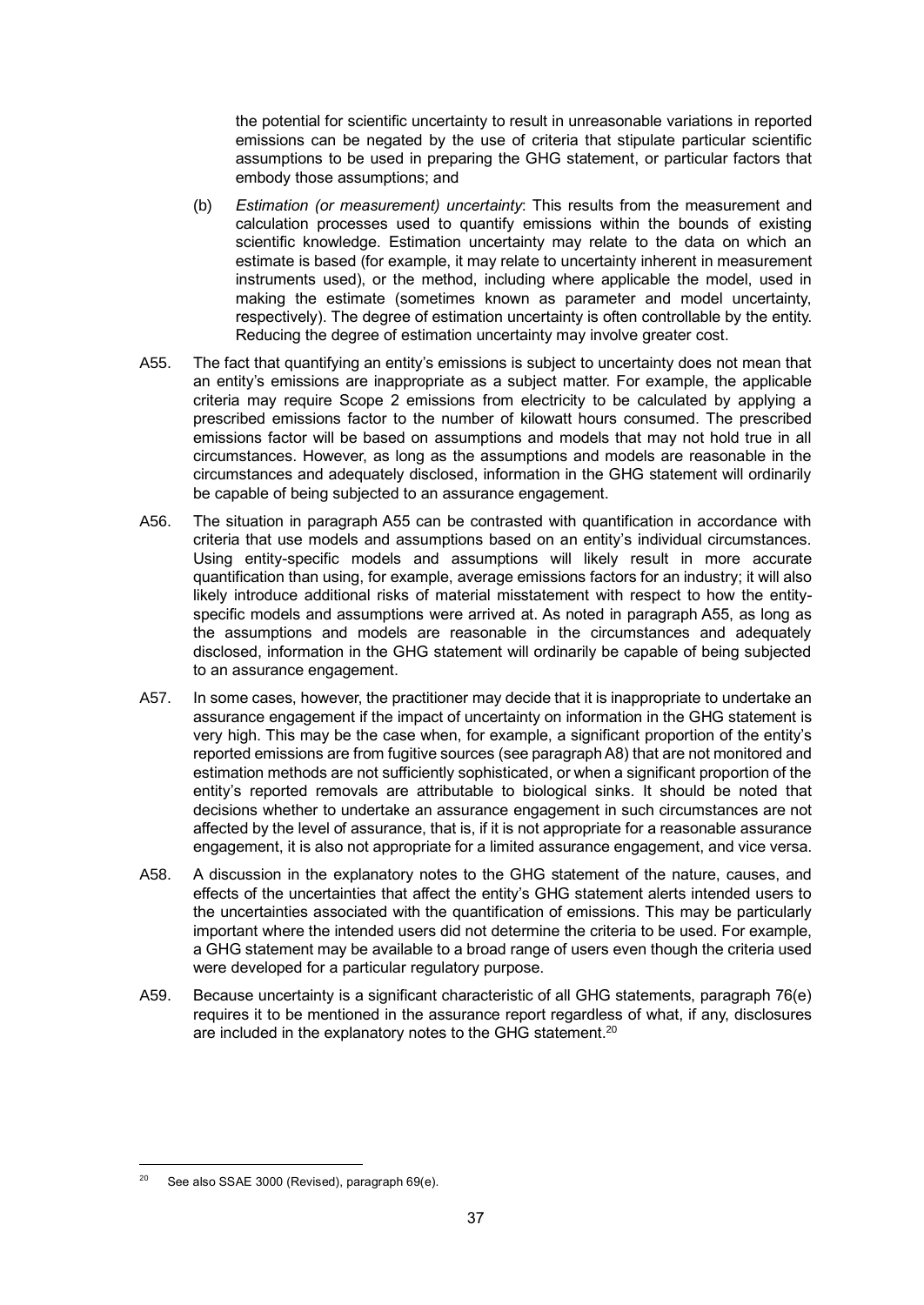the potential for scientific uncertainty to result in unreasonable variations in reported emissions can be negated by the use of criteria that stipulate particular scientific assumptions to be used in preparing the GHG statement, or particular factors that embody those assumptions; and

(b) *Estimation (or measurement) uncertainty*: This results from the measurement and calculation processes used to quantify emissions within the bounds of existing scientific knowledge. Estimation uncertainty may relate to the data on which an estimate is based (for example, it may relate to uncertainty inherent in measurement instruments used), or the method, including where applicable the model, used in making the estimate (sometimes known as parameter and model uncertainty, respectively). The degree of estimation uncertainty is often controllable by the entity. Reducing the degree of estimation uncertainty may involve greater cost.

A55. The fact that quantifying an entity's emissions is subject to uncertainty does not mean that an entity's emissions are inappropriate as a subject matter. For example, the applicable criteria may require Scope 2 emissions from electricity to be calculated by applying a prescribed emissions factor to the number of kilowatt hours consumed. The prescribed emissions factor will be based on assumptions and models that may not hold true in all circumstances. However, as long as the assumptions and models are reasonable in the circumstances and adequately disclosed, information in the GHG statement will ordinarily be capable of being subjected to an assurance engagement.

A56. The situation in paragraph A55 can be contrasted with quantification in accordance with criteria that use models and assumptions based on an entity's individual circumstances. Using entity-specific models and assumptions will likely result in more accurate quantification than using, for example, average emissions factors for an industry; it will also likely introduce additional risks of material misstatement with respect to how the entity-specific models and assumptions were arrived at. As noted in paragraph A55, as long as the assumptions and models are reasonable in the circumstances and adequately disclosed, information in the GHG statement will ordinarily be capable of being subjected to an assurance engagement.

A57. In some cases, however, the practitioner may decide that it is inappropriate to undertake an assurance engagement if the impact of uncertainty on information in the GHG statement is very high. This may be the case when, for example, a significant proportion of the entity's reported emissions are from fugitive sources (see paragraph A8) that are not monitored and estimation methods are not sufficiently sophisticated, or when a significant proportion of the entity's reported removals are attributable to biological sinks. It should be noted that decisions whether to undertake an assurance engagement in such circumstances are not affected by the level of assurance, that is, if it is not appropriate for a reasonable assurance engagement, it is also not appropriate for a limited assurance engagement, and vice versa.

A58. A discussion in the explanatory notes to the GHG statement of the nature, causes, and effects of the uncertainties that affect the entity's GHG statement alerts intended users to the uncertainties associated with the quantification of emissions. This may be particularly important where the intended users did not determine the criteria to be used. For example, a GHG statement may be available to a broad range of users even though the criteria used were developed for a particular regulatory purpose.

A59. Because uncertainty is a significant characteristic of all GHG statements, paragraph 76(e) requires it to be mentioned in the assurance report regardless of what, if any, disclosures are included in the explanatory notes to the GHG statement.[20]

[20] See also SSAE 3000 (Revised), paragraph 69(e).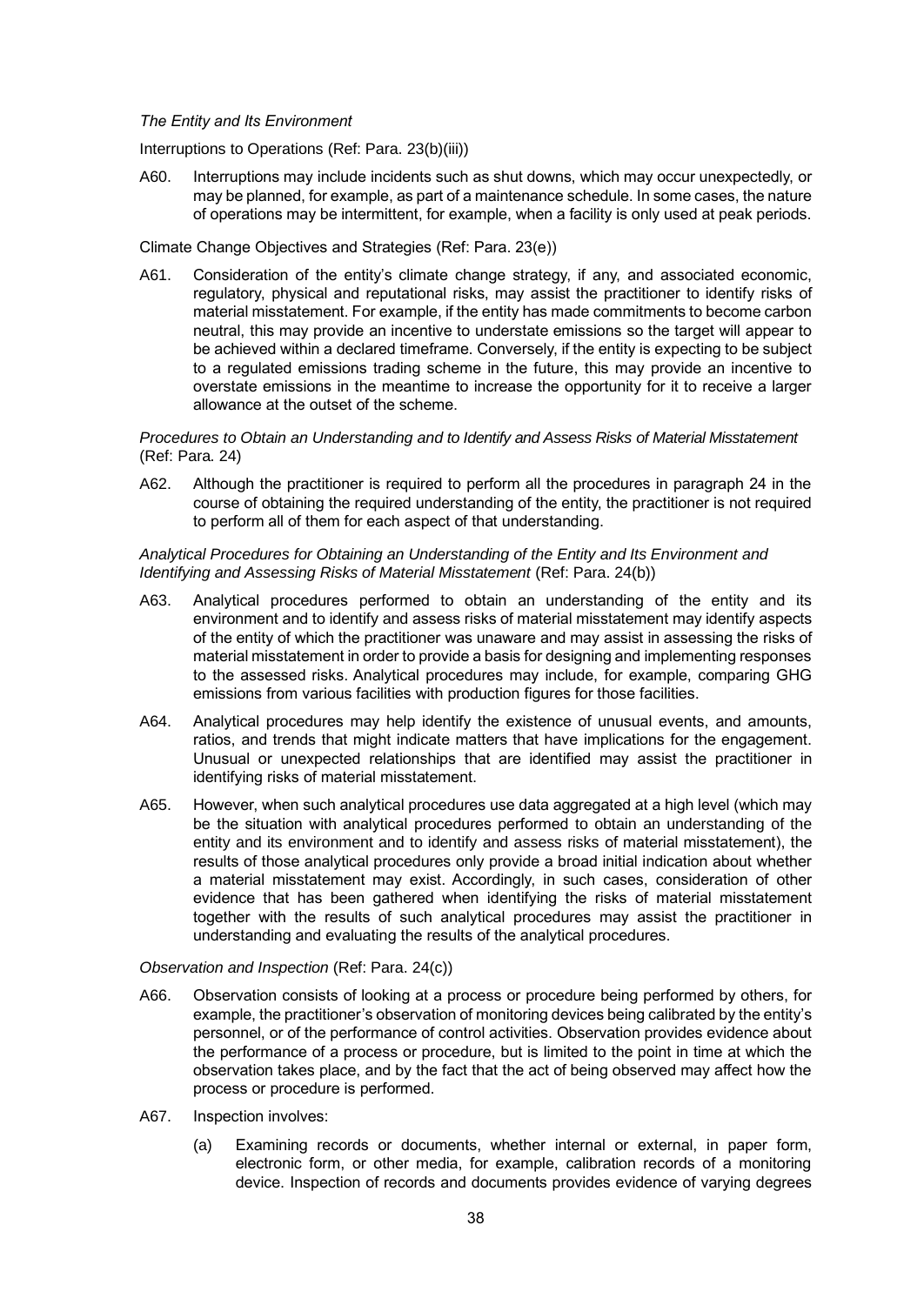*The Entity and Its Environment*

Interruptions to Operations (Ref: Para. 23(b)(iii))

A60. Interruptions may include incidents such as shut downs, which may occur unexpectedly, or may be planned, for example, as part of a maintenance schedule. In some cases, the nature of operations may be intermittent, for example, when a facility is only used at peak periods.

Climate Change Objectives and Strategies (Ref: Para. 23(e))

A61. Consideration of the entity's climate change strategy, if any, and associated economic, regulatory, physical and reputational risks, may assist the practitioner to identify risks of material misstatement. For example, if the entity has made commitments to become carbon neutral, this may provide an incentive to understate emissions so the target will appear to be achieved within a declared timeframe. Conversely, if the entity is expecting to be subject to a regulated emissions trading scheme in the future, this may provide an incentive to overstate emissions in the meantime to increase the opportunity for it to receive a larger allowance at the outset of the scheme.

*Procedures to Obtain an Understanding and to Identify and Assess Risks of Material Misstatement* (Ref: Para. 24)

A62. Although the practitioner is required to perform all the procedures in paragraph 24 in the course of obtaining the required understanding of the entity, the practitioner is not required to perform all of them for each aspect of that understanding.

*Analytical Procedures for Obtaining an Understanding of the Entity and Its Environment and Identifying and Assessing Risks of Material Misstatement* (Ref: Para. 24(b))

A63. Analytical procedures performed to obtain an understanding of the entity and its environment and to identify and assess risks of material misstatement may identify aspects of the entity of which the practitioner was unaware and may assist in assessing the risks of material misstatement in order to provide a basis for designing and implementing responses to the assessed risks. Analytical procedures may include, for example, comparing GHG emissions from various facilities with production figures for those facilities.

A64. Analytical procedures may help identify the existence of unusual events, and amounts, ratios, and trends that might indicate matters that have implications for the engagement. Unusual or unexpected relationships that are identified may assist the practitioner in identifying risks of material misstatement.

A65. However, when such analytical procedures use data aggregated at a high level (which may be the situation with analytical procedures performed to obtain an understanding of the entity and its environment and to identify and assess risks of material misstatement), the results of those analytical procedures only provide a broad initial indication about whether a material misstatement may exist. Accordingly, in such cases, consideration of other evidence that has been gathered when identifying the risks of material misstatement together with the results of such analytical procedures may assist the practitioner in understanding and evaluating the results of the analytical procedures.

*Observation and Inspection* (Ref: Para. 24(c))

A66. Observation consists of looking at a process or procedure being performed by others, for example, the practitioner's observation of monitoring devices being calibrated by the entity's personnel, or of the performance of control activities. Observation provides evidence about the performance of a process or procedure, but is limited to the point in time at which the observation takes place, and by the fact that the act of being observed may affect how the process or procedure is performed.

A67. Inspection involves:

(a) Examining records or documents, whether internal or external, in paper form, electronic form, or other media, for example, calibration records of a monitoring device. Inspection of records and documents provides evidence of varying degrees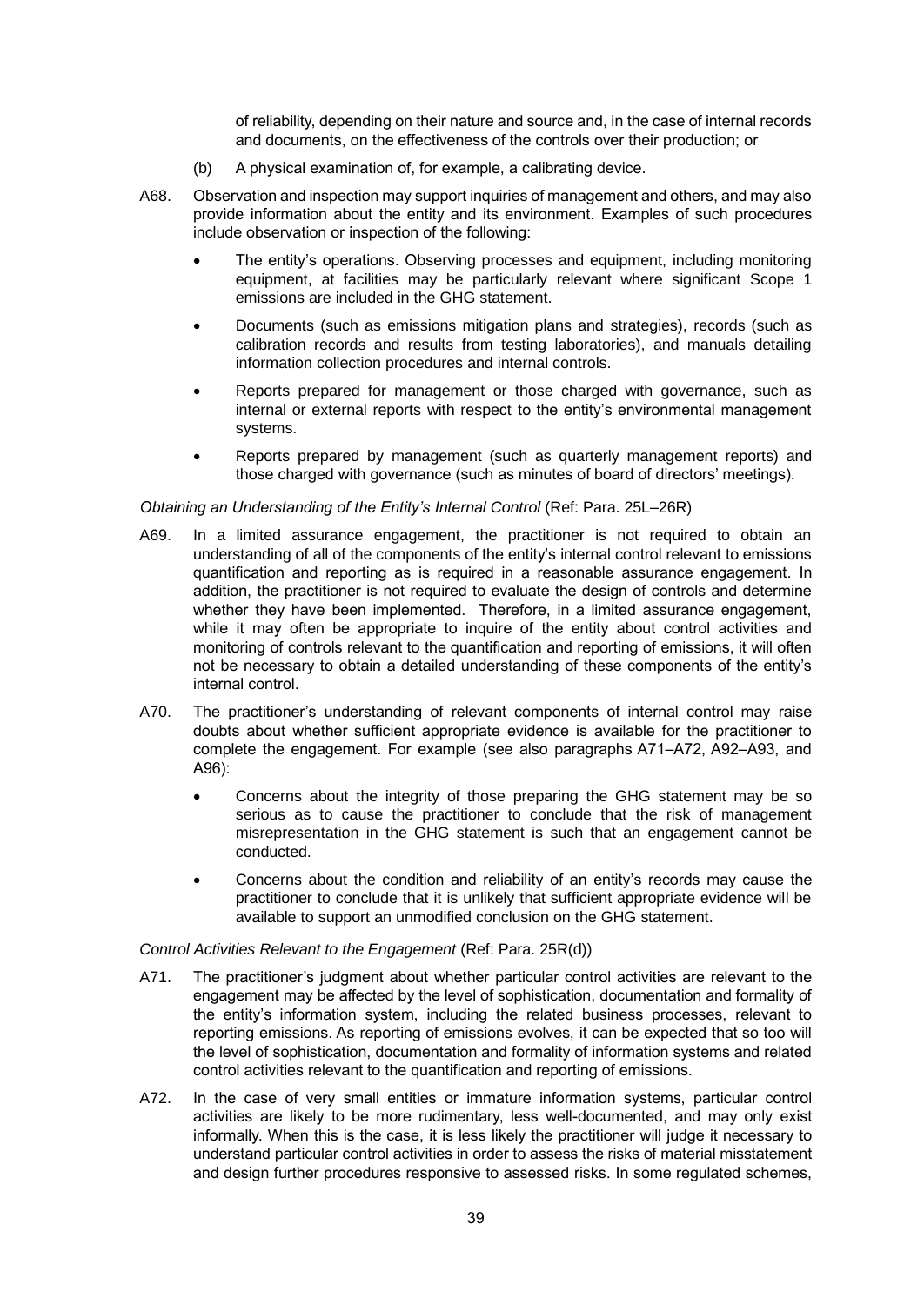of reliability, depending on their nature and source and, in the case of internal records and documents, on the effectiveness of the controls over their production; or

(b) A physical examination of, for example, a calibrating device.

A68. Observation and inspection may support inquiries of management and others, and may also provide information about the entity and its environment. Examples of such procedures include observation or inspection of the following:

- The entity's operations. Observing processes and equipment, including monitoring equipment, at facilities may be particularly relevant where significant Scope 1 emissions are included in the GHG statement.
- Documents (such as emissions mitigation plans and strategies), records (such as calibration records and results from testing laboratories), and manuals detailing information collection procedures and internal controls.
- Reports prepared for management or those charged with governance, such as internal or external reports with respect to the entity's environmental management systems.
- Reports prepared by management (such as quarterly management reports) and those charged with governance (such as minutes of board of directors' meetings).

*Obtaining an Understanding of the Entity's Internal Control* (Ref: Para. 25L–26R)

A69. In a limited assurance engagement, the practitioner is not required to obtain an understanding of all of the components of the entity's internal control relevant to emissions quantification and reporting as is required in a reasonable assurance engagement. In addition, the practitioner is not required to evaluate the design of controls and determine whether they have been implemented. Therefore, in a limited assurance engagement, while it may often be appropriate to inquire of the entity about control activities and monitoring of controls relevant to the quantification and reporting of emissions, it will often not be necessary to obtain a detailed understanding of these components of the entity's internal control.

A70. The practitioner's understanding of relevant components of internal control may raise doubts about whether sufficient appropriate evidence is available for the practitioner to complete the engagement. For example (see also paragraphs A71–A72, A92–A93, and A96):

- Concerns about the integrity of those preparing the GHG statement may be so serious as to cause the practitioner to conclude that the risk of management misrepresentation in the GHG statement is such that an engagement cannot be conducted.
- Concerns about the condition and reliability of an entity's records may cause the practitioner to conclude that it is unlikely that sufficient appropriate evidence will be available to support an unmodified conclusion on the GHG statement.

*Control Activities Relevant to the Engagement* (Ref: Para. 25R(d))

A71. The practitioner's judgment about whether particular control activities are relevant to the engagement may be affected by the level of sophistication, documentation and formality of the entity's information system, including the related business processes, relevant to reporting emissions. As reporting of emissions evolves, it can be expected that so too will the level of sophistication, documentation and formality of information systems and related control activities relevant to the quantification and reporting of emissions.

A72. In the case of very small entities or immature information systems, particular control activities are likely to be more rudimentary, less well-documented, and may only exist informally. When this is the case, it is less likely the practitioner will judge it necessary to understand particular control activities in order to assess the risks of material misstatement and design further procedures responsive to assessed risks. In some regulated schemes,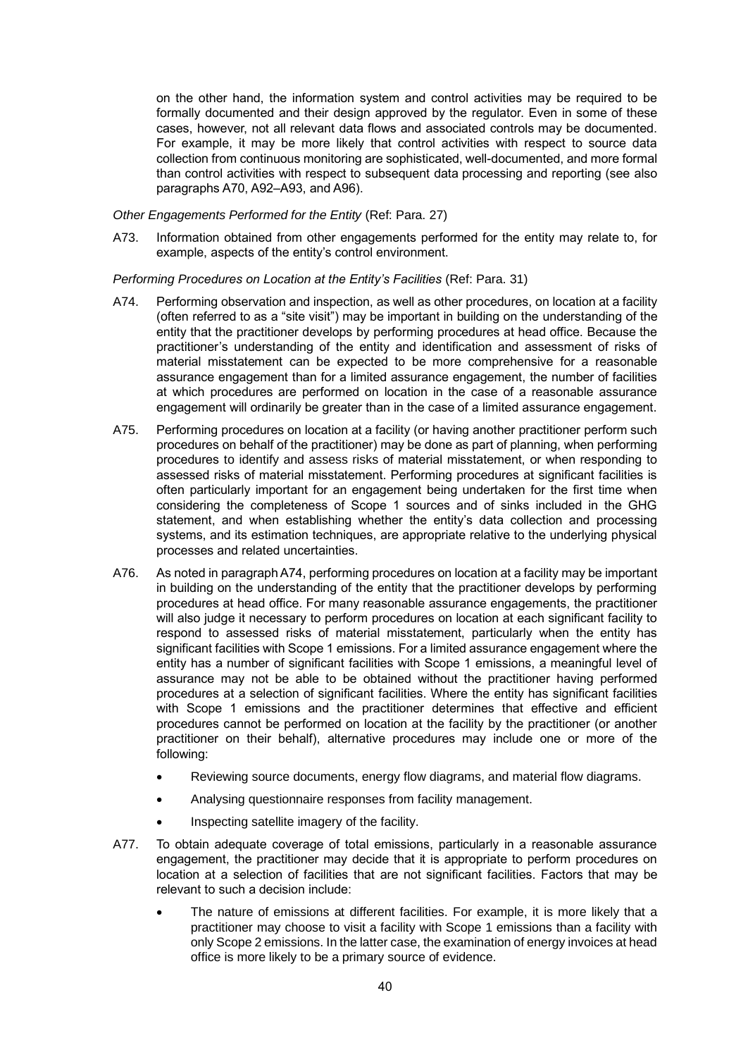on the other hand, the information system and control activities may be required to be formally documented and their design approved by the regulator. Even in some of these cases, however, not all relevant data flows and associated controls may be documented. For example, it may be more likely that control activities with respect to source data collection from continuous monitoring are sophisticated, well-documented, and more formal than control activities with respect to subsequent data processing and reporting (see also paragraphs A70, A92–A93, and A96).

*Other Engagements Performed for the Entity* (Ref: Para. 27)

A73. Information obtained from other engagements performed for the entity may relate to, for example, aspects of the entity's control environment.

*Performing Procedures on Location at the Entity's Facilities* (Ref: Para. 31)

A74. Performing observation and inspection, as well as other procedures, on location at a facility (often referred to as a "site visit") may be important in building on the understanding of the entity that the practitioner develops by performing procedures at head office. Because the practitioner's understanding of the entity and identification and assessment of risks of material misstatement can be expected to be more comprehensive for a reasonable assurance engagement than for a limited assurance engagement, the number of facilities at which procedures are performed on location in the case of a reasonable assurance engagement will ordinarily be greater than in the case of a limited assurance engagement.

A75. Performing procedures on location at a facility (or having another practitioner perform such procedures on behalf of the practitioner) may be done as part of planning, when performing procedures to identify and assess risks of material misstatement, or when responding to assessed risks of material misstatement. Performing procedures at significant facilities is often particularly important for an engagement being undertaken for the first time when considering the completeness of Scope 1 sources and of sinks included in the GHG statement, and when establishing whether the entity's data collection and processing systems, and its estimation techniques, are appropriate relative to the underlying physical processes and related uncertainties.

A76. As noted in paragraph A74, performing procedures on location at a facility may be important in building on the understanding of the entity that the practitioner develops by performing procedures at head office. For many reasonable assurance engagements, the practitioner will also judge it necessary to perform procedures on location at each significant facility to respond to assessed risks of material misstatement, particularly when the entity has significant facilities with Scope 1 emissions. For a limited assurance engagement where the entity has a number of significant facilities with Scope 1 emissions, a meaningful level of assurance may not be able to be obtained without the practitioner having performed procedures at a selection of significant facilities. Where the entity has significant facilities with Scope 1 emissions and the practitioner determines that effective and efficient procedures cannot be performed on location at the facility by the practitioner (or another practitioner on their behalf), alternative procedures may include one or more of the following:

- Reviewing source documents, energy flow diagrams, and material flow diagrams.
- Analysing questionnaire responses from facility management.
- Inspecting satellite imagery of the facility.

A77. To obtain adequate coverage of total emissions, particularly in a reasonable assurance engagement, the practitioner may decide that it is appropriate to perform procedures on location at a selection of facilities that are not significant facilities. Factors that may be relevant to such a decision include:

- The nature of emissions at different facilities. For example, it is more likely that a practitioner may choose to visit a facility with Scope 1 emissions than a facility with only Scope 2 emissions. In the latter case, the examination of energy invoices at head office is more likely to be a primary source of evidence.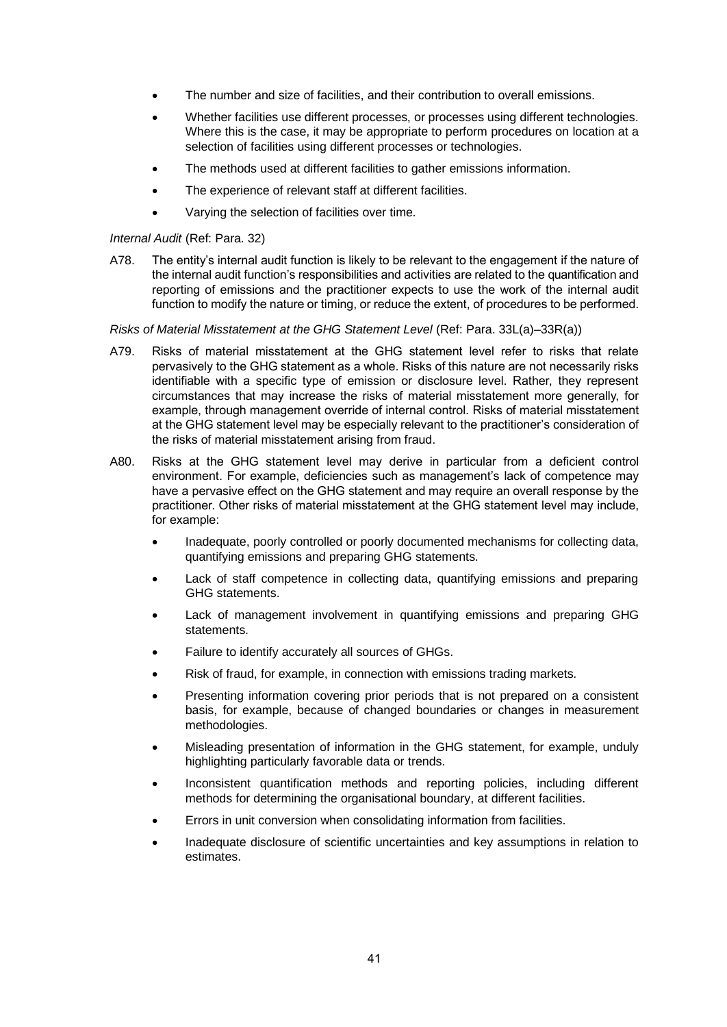- The number and size of facilities, and their contribution to overall emissions.
- Whether facilities use different processes, or processes using different technologies. Where this is the case, it may be appropriate to perform procedures on location at a selection of facilities using different processes or technologies.
- The methods used at different facilities to gather emissions information.
- The experience of relevant staff at different facilities.
- Varying the selection of facilities over time.

*Internal Audit* (Ref: Para. 32)

A78. The entity's internal audit function is likely to be relevant to the engagement if the nature of the internal audit function's responsibilities and activities are related to the quantification and reporting of emissions and the practitioner expects to use the work of the internal audit function to modify the nature or timing, or reduce the extent, of procedures to be performed.

*Risks of Material Misstatement at the GHG Statement Level* (Ref: Para. 33L(a)–33R(a))

A79. Risks of material misstatement at the GHG statement level refer to risks that relate pervasively to the GHG statement as a whole. Risks of this nature are not necessarily risks identifiable with a specific type of emission or disclosure level. Rather, they represent circumstances that may increase the risks of material misstatement more generally, for example, through management override of internal control. Risks of material misstatement at the GHG statement level may be especially relevant to the practitioner's consideration of the risks of material misstatement arising from fraud.

A80. Risks at the GHG statement level may derive in particular from a deficient control environment. For example, deficiencies such as management's lack of competence may have a pervasive effect on the GHG statement and may require an overall response by the practitioner. Other risks of material misstatement at the GHG statement level may include, for example:

- Inadequate, poorly controlled or poorly documented mechanisms for collecting data, quantifying emissions and preparing GHG statements.
- Lack of staff competence in collecting data, quantifying emissions and preparing GHG statements.
- Lack of management involvement in quantifying emissions and preparing GHG statements.
- Failure to identify accurately all sources of GHGs.
- Risk of fraud, for example, in connection with emissions trading markets.
- Presenting information covering prior periods that is not prepared on a consistent basis, for example, because of changed boundaries or changes in measurement methodologies.
- Misleading presentation of information in the GHG statement, for example, unduly highlighting particularly favorable data or trends.
- Inconsistent quantification methods and reporting policies, including different methods for determining the organisational boundary, at different facilities.
- Errors in unit conversion when consolidating information from facilities.
- Inadequate disclosure of scientific uncertainties and key assumptions in relation to estimates.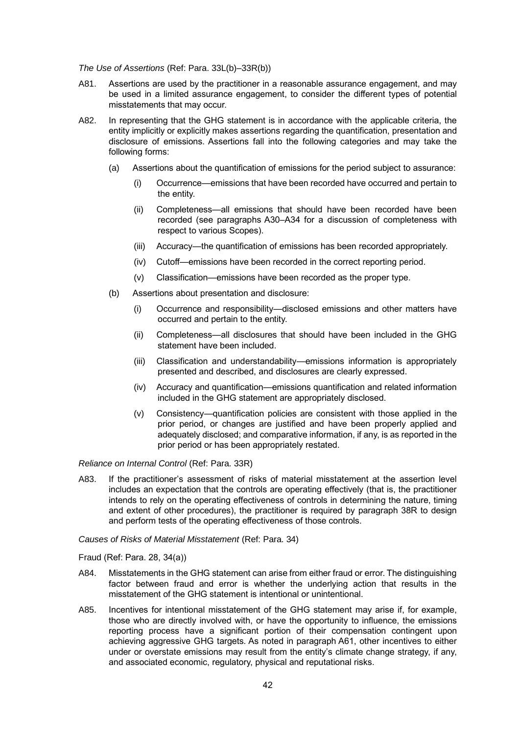*The Use of Assertions* (Ref: Para. 33L(b)–33R(b))

A81. Assertions are used by the practitioner in a reasonable assurance engagement, and may be used in a limited assurance engagement, to consider the different types of potential misstatements that may occur.

A82. In representing that the GHG statement is in accordance with the applicable criteria, the entity implicitly or explicitly makes assertions regarding the quantification, presentation and disclosure of emissions. Assertions fall into the following categories and may take the following forms:

(a) Assertions about the quantification of emissions for the period subject to assurance:

(i) Occurrence—emissions that have been recorded have occurred and pertain to the entity.

(ii) Completeness—all emissions that should have been recorded have been recorded (see paragraphs A30–A34 for a discussion of completeness with respect to various Scopes).

(iii) Accuracy—the quantification of emissions has been recorded appropriately.

(iv) Cutoff—emissions have been recorded in the correct reporting period.

(v) Classification—emissions have been recorded as the proper type.

(b) Assertions about presentation and disclosure:

(i) Occurrence and responsibility—disclosed emissions and other matters have occurred and pertain to the entity.

(ii) Completeness—all disclosures that should have been included in the GHG statement have been included.

(iii) Classification and understandability—emissions information is appropriately presented and described, and disclosures are clearly expressed.

(iv) Accuracy and quantification—emissions quantification and related information included in the GHG statement are appropriately disclosed.

(v) Consistency—quantification policies are consistent with those applied in the prior period, or changes are justified and have been properly applied and adequately disclosed; and comparative information, if any, is as reported in the prior period or has been appropriately restated.

*Reliance on Internal Control* (Ref: Para. 33R)

A83. If the practitioner's assessment of risks of material misstatement at the assertion level includes an expectation that the controls are operating effectively (that is, the practitioner intends to rely on the operating effectiveness of controls in determining the nature, timing and extent of other procedures), the practitioner is required by paragraph 38R to design and perform tests of the operating effectiveness of those controls.

*Causes of Risks of Material Misstatement* (Ref: Para. 34)

Fraud (Ref: Para. 28, 34(a))

A84. Misstatements in the GHG statement can arise from either fraud or error. The distinguishing factor between fraud and error is whether the underlying action that results in the misstatement of the GHG statement is intentional or unintentional.

A85. Incentives for intentional misstatement of the GHG statement may arise if, for example, those who are directly involved with, or have the opportunity to influence, the emissions reporting process have a significant portion of their compensation contingent upon achieving aggressive GHG targets. As noted in paragraph A61, other incentives to either under or overstate emissions may result from the entity's climate change strategy, if any, and associated economic, regulatory, physical and reputational risks.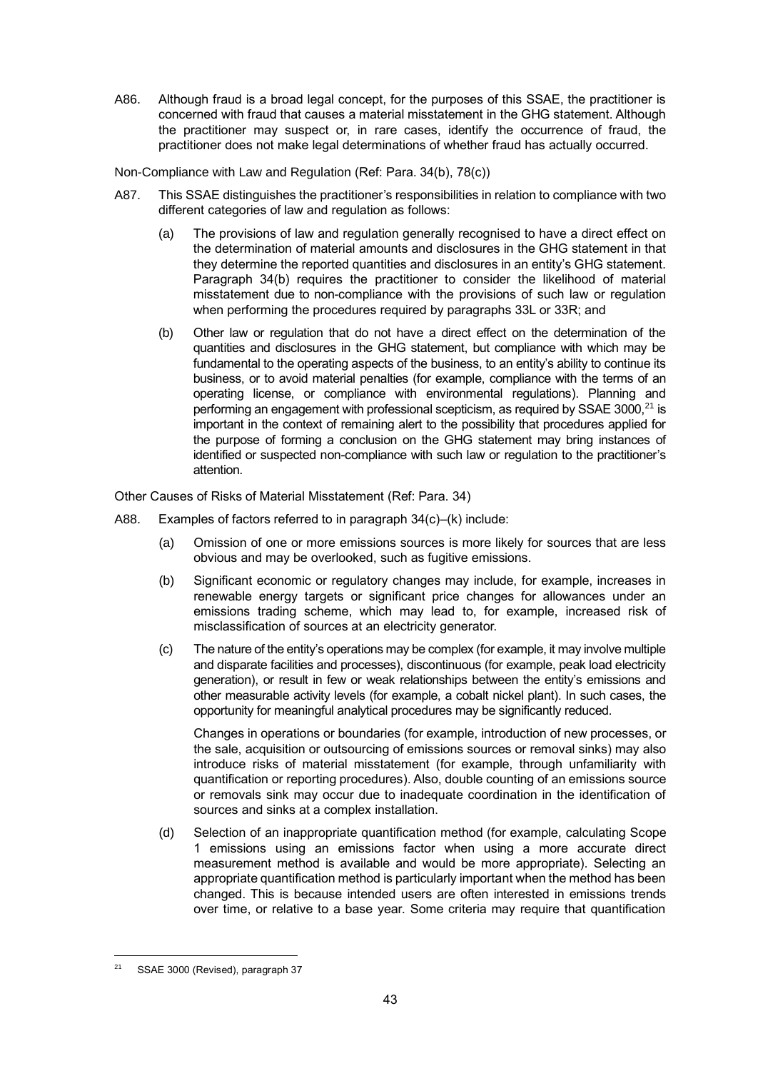A86. Although fraud is a broad legal concept, for the purposes of this SSAE, the practitioner is concerned with fraud that causes a material misstatement in the GHG statement. Although the practitioner may suspect or, in rare cases, identify the occurrence of fraud, the practitioner does not make legal determinations of whether fraud has actually occurred.

Non-Compliance with Law and Regulation (Ref: Para. 34(b), 78(c))

A87. This SSAE distinguishes the practitioner's responsibilities in relation to compliance with two different categories of law and regulation as follows:

(a) The provisions of law and regulation generally recognised to have a direct effect on the determination of material amounts and disclosures in the GHG statement in that they determine the reported quantities and disclosures in an entity's GHG statement. Paragraph 34(b) requires the practitioner to consider the likelihood of material misstatement due to non-compliance with the provisions of such law or regulation when performing the procedures required by paragraphs 33L or 33R; and

(b) Other law or regulation that do not have a direct effect on the determination of the quantities and disclosures in the GHG statement, but compliance with which may be fundamental to the operating aspects of the business, to an entity's ability to continue its business, or to avoid material penalties (for example, compliance with the terms of an operating license, or compliance with environmental regulations). Planning and performing an engagement with professional scepticism, as required by SSAE 3000,[21] is important in the context of remaining alert to the possibility that procedures applied for the purpose of forming a conclusion on the GHG statement may bring instances of identified or suspected non-compliance with such law or regulation to the practitioner's attention.

Other Causes of Risks of Material Misstatement (Ref: Para. 34)

A88. Examples of factors referred to in paragraph 34(c)–(k) include:

(a) Omission of one or more emissions sources is more likely for sources that are less obvious and may be overlooked, such as fugitive emissions.

(b) Significant economic or regulatory changes may include, for example, increases in renewable energy targets or significant price changes for allowances under an emissions trading scheme, which may lead to, for example, increased risk of misclassification of sources at an electricity generator.

(c) The nature of the entity's operations may be complex (for example, it may involve multiple and disparate facilities and processes), discontinuous (for example, peak load electricity generation), or result in few or weak relationships between the entity's emissions and other measurable activity levels (for example, a cobalt nickel plant). In such cases, the opportunity for meaningful analytical procedures may be significantly reduced.

Changes in operations or boundaries (for example, introduction of new processes, or the sale, acquisition or outsourcing of emissions sources or removal sinks) may also introduce risks of material misstatement (for example, through unfamiliarity with quantification or reporting procedures). Also, double counting of an emissions source or removals sink may occur due to inadequate coordination in the identification of sources and sinks at a complex installation.

(d) Selection of an inappropriate quantification method (for example, calculating Scope 1 emissions using an emissions factor when using a more accurate direct measurement method is available and would be more appropriate). Selecting an appropriate quantification method is particularly important when the method has been changed. This is because intended users are often interested in emissions trends over time, or relative to a base year. Some criteria may require that quantification

---

[21] SSAE 3000 (Revised), paragraph 37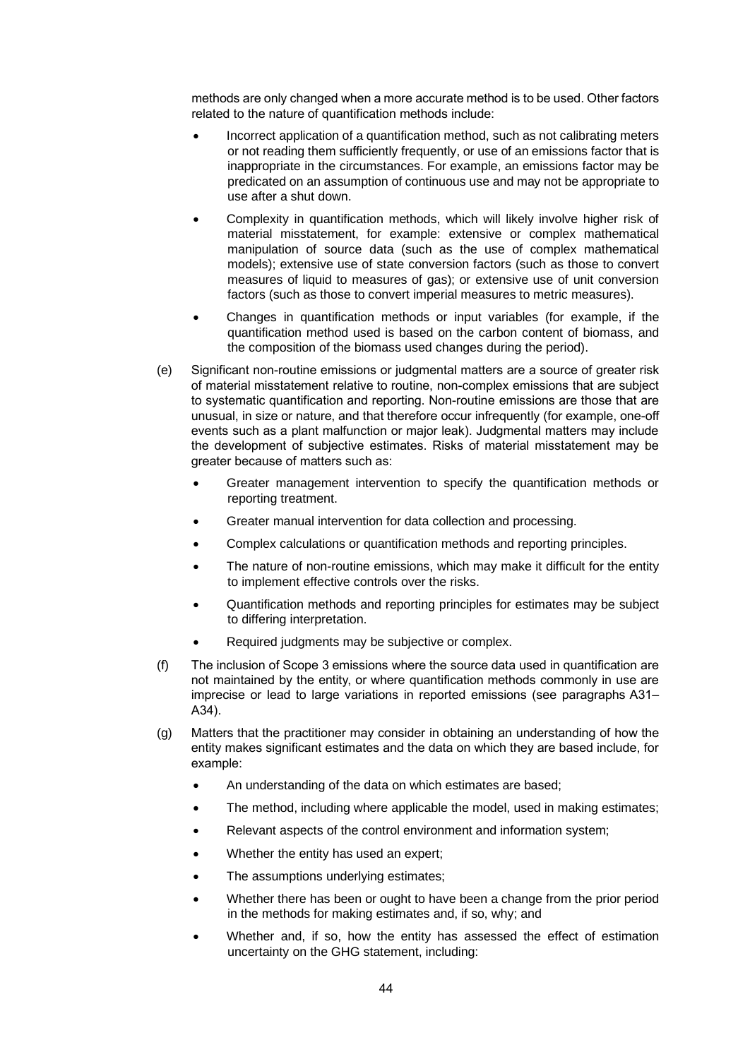methods are only changed when a more accurate method is to be used. Other factors related to the nature of quantification methods include:

- Incorrect application of a quantification method, such as not calibrating meters or not reading them sufficiently frequently, or use of an emissions factor that is inappropriate in the circumstances. For example, an emissions factor may be predicated on an assumption of continuous use and may not be appropriate to use after a shut down.
- Complexity in quantification methods, which will likely involve higher risk of material misstatement, for example: extensive or complex mathematical manipulation of source data (such as the use of complex mathematical models); extensive use of state conversion factors (such as those to convert measures of liquid to measures of gas); or extensive use of unit conversion factors (such as those to convert imperial measures to metric measures).
- Changes in quantification methods or input variables (for example, if the quantification method used is based on the carbon content of biomass, and the composition of the biomass used changes during the period).

(e) Significant non-routine emissions or judgmental matters are a source of greater risk of material misstatement relative to routine, non-complex emissions that are subject to systematic quantification and reporting. Non-routine emissions are those that are unusual, in size or nature, and that therefore occur infrequently (for example, one-off events such as a plant malfunction or major leak). Judgmental matters may include the development of subjective estimates. Risks of material misstatement may be greater because of matters such as:

- Greater management intervention to specify the quantification methods or reporting treatment.
- Greater manual intervention for data collection and processing.
- Complex calculations or quantification methods and reporting principles.
- The nature of non-routine emissions, which may make it difficult for the entity to implement effective controls over the risks.
- Quantification methods and reporting principles for estimates may be subject to differing interpretation.
- Required judgments may be subjective or complex.

(f) The inclusion of Scope 3 emissions where the source data used in quantification are not maintained by the entity, or where quantification methods commonly in use are imprecise or lead to large variations in reported emissions (see paragraphs A31–A34).

(g) Matters that the practitioner may consider in obtaining an understanding of how the entity makes significant estimates and the data on which they are based include, for example:

- An understanding of the data on which estimates are based;
- The method, including where applicable the model, used in making estimates;
- Relevant aspects of the control environment and information system;
- Whether the entity has used an expert;
- The assumptions underlying estimates;
- Whether there has been or ought to have been a change from the prior period in the methods for making estimates and, if so, why; and
- Whether and, if so, how the entity has assessed the effect of estimation uncertainty on the GHG statement, including: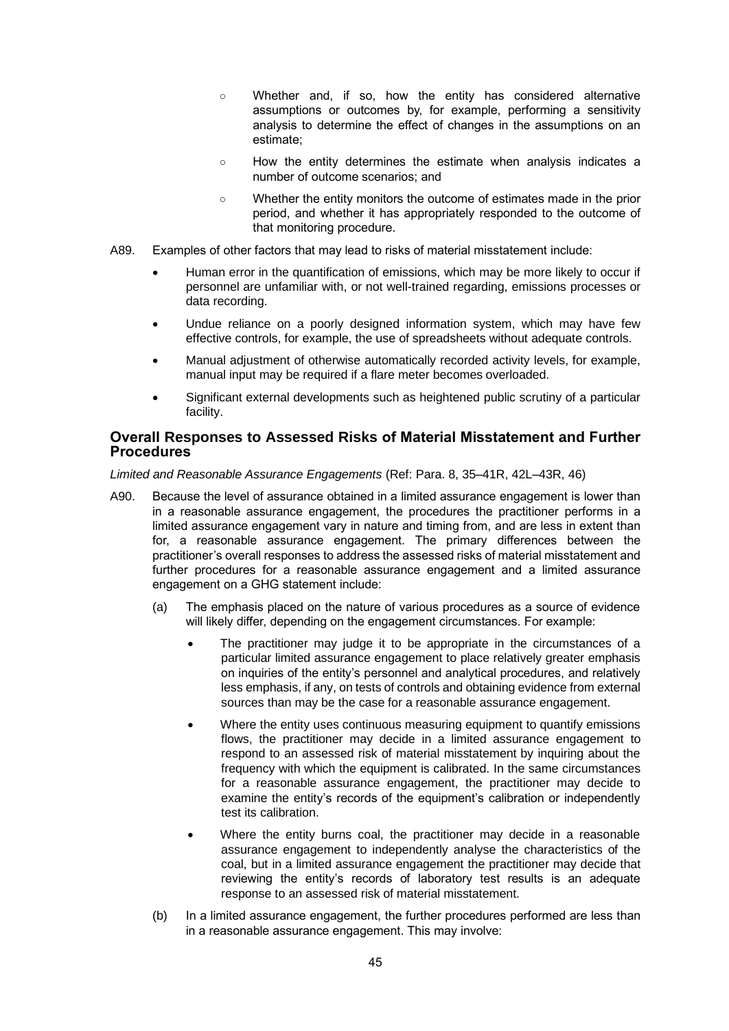- Whether and, if so, how the entity has considered alternative assumptions or outcomes by, for example, performing a sensitivity analysis to determine the effect of changes in the assumptions on an estimate;
- How the entity determines the estimate when analysis indicates a number of outcome scenarios; and
- Whether the entity monitors the outcome of estimates made in the prior period, and whether it has appropriately responded to the outcome of that monitoring procedure.

A89. Examples of other factors that may lead to risks of material misstatement include:

- Human error in the quantification of emissions, which may be more likely to occur if personnel are unfamiliar with, or not well-trained regarding, emissions processes or data recording.
- Undue reliance on a poorly designed information system, which may have few effective controls, for example, the use of spreadsheets without adequate controls.
- Manual adjustment of otherwise automatically recorded activity levels, for example, manual input may be required if a flare meter becomes overloaded.
- Significant external developments such as heightened public scrutiny of a particular facility.

## Overall Responses to Assessed Risks of Material Misstatement and Further Procedures

*Limited and Reasonable Assurance Engagements* (Ref: Para. 8, 35–41R, 42L–43R, 46)

A90. Because the level of assurance obtained in a limited assurance engagement is lower than in a reasonable assurance engagement, the procedures the practitioner performs in a limited assurance engagement vary in nature and timing from, and are less in extent than for, a reasonable assurance engagement. The primary differences between the practitioner's overall responses to address the assessed risks of material misstatement and further procedures for a reasonable assurance engagement and a limited assurance engagement on a GHG statement include:

(a) The emphasis placed on the nature of various procedures as a source of evidence will likely differ, depending on the engagement circumstances. For example:

- The practitioner may judge it to be appropriate in the circumstances of a particular limited assurance engagement to place relatively greater emphasis on inquiries of the entity's personnel and analytical procedures, and relatively less emphasis, if any, on tests of controls and obtaining evidence from external sources than may be the case for a reasonable assurance engagement.
- Where the entity uses continuous measuring equipment to quantify emissions flows, the practitioner may decide in a limited assurance engagement to respond to an assessed risk of material misstatement by inquiring about the frequency with which the equipment is calibrated. In the same circumstances for a reasonable assurance engagement, the practitioner may decide to examine the entity's records of the equipment's calibration or independently test its calibration.
- Where the entity burns coal, the practitioner may decide in a reasonable assurance engagement to independently analyse the characteristics of the coal, but in a limited assurance engagement the practitioner may decide that reviewing the entity's records of laboratory test results is an adequate response to an assessed risk of material misstatement.

(b) In a limited assurance engagement, the further procedures performed are less than in a reasonable assurance engagement. This may involve: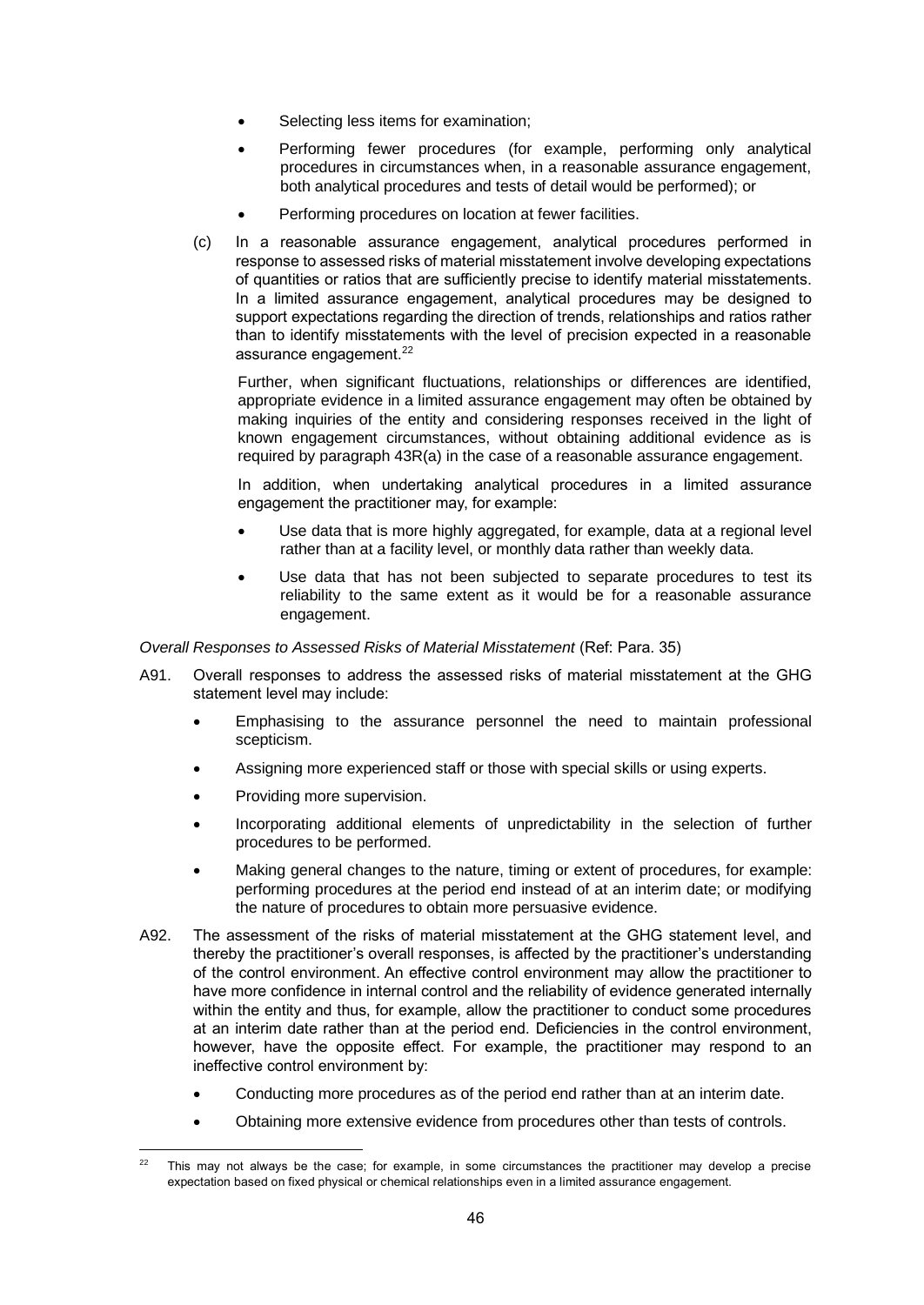- Selecting less items for examination;
- Performing fewer procedures (for example, performing only analytical procedures in circumstances when, in a reasonable assurance engagement, both analytical procedures and tests of detail would be performed); or
- Performing procedures on location at fewer facilities.

(c) In a reasonable assurance engagement, analytical procedures performed in response to assessed risks of material misstatement involve developing expectations of quantities or ratios that are sufficiently precise to identify material misstatements. In a limited assurance engagement, analytical procedures may be designed to support expectations regarding the direction of trends, relationships and ratios rather than to identify misstatements with the level of precision expected in a reasonable assurance engagement.[22]

Further, when significant fluctuations, relationships or differences are identified, appropriate evidence in a limited assurance engagement may often be obtained by making inquiries of the entity and considering responses received in the light of known engagement circumstances, without obtaining additional evidence as is required by paragraph 43R(a) in the case of a reasonable assurance engagement.

In addition, when undertaking analytical procedures in a limited assurance engagement the practitioner may, for example:

- Use data that is more highly aggregated, for example, data at a regional level rather than at a facility level, or monthly data rather than weekly data.
- Use data that has not been subjected to separate procedures to test its reliability to the same extent as it would be for a reasonable assurance engagement.

*Overall Responses to Assessed Risks of Material Misstatement* (Ref: Para. 35)

A91. Overall responses to address the assessed risks of material misstatement at the GHG statement level may include:

- Emphasising to the assurance personnel the need to maintain professional scepticism.
- Assigning more experienced staff or those with special skills or using experts.
- Providing more supervision.
- Incorporating additional elements of unpredictability in the selection of further procedures to be performed.
- Making general changes to the nature, timing or extent of procedures, for example: performing procedures at the period end instead of at an interim date; or modifying the nature of procedures to obtain more persuasive evidence.

A92. The assessment of the risks of material misstatement at the GHG statement level, and thereby the practitioner's overall responses, is affected by the practitioner's understanding of the control environment. An effective control environment may allow the practitioner to have more confidence in internal control and the reliability of evidence generated internally within the entity and thus, for example, allow the practitioner to conduct some procedures at an interim date rather than at the period end. Deficiencies in the control environment, however, have the opposite effect. For example, the practitioner may respond to an ineffective control environment by:

- Conducting more procedures as of the period end rather than at an interim date.
- Obtaining more extensive evidence from procedures other than tests of controls.

[22] This may not always be the case; for example, in some circumstances the practitioner may develop a precise expectation based on fixed physical or chemical relationships even in a limited assurance engagement.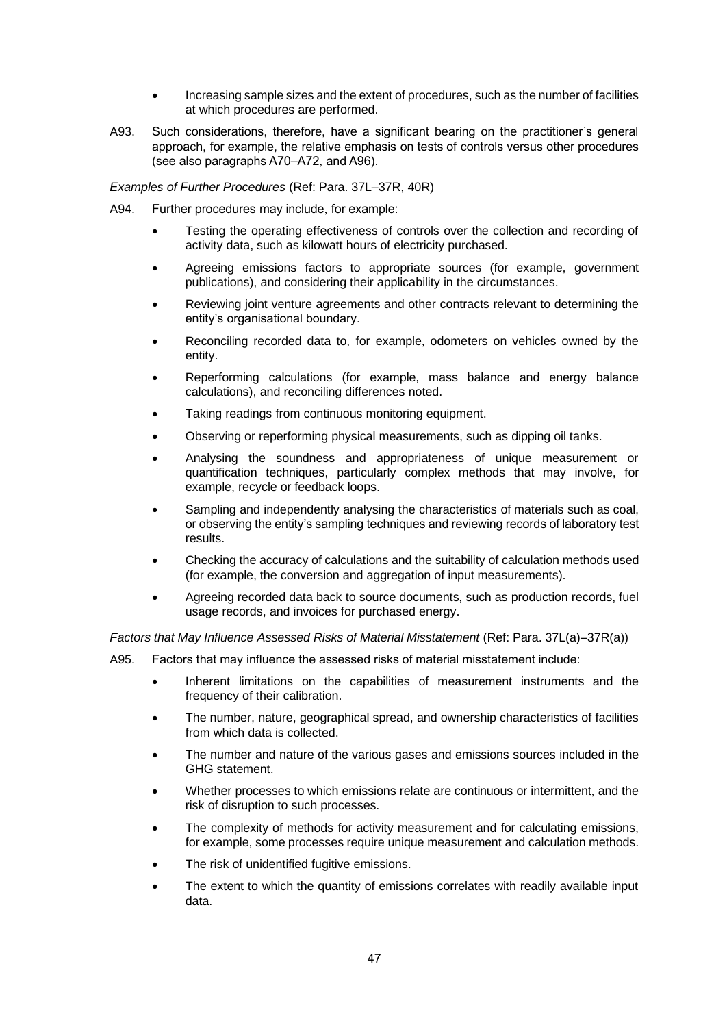- Increasing sample sizes and the extent of procedures, such as the number of facilities at which procedures are performed.

A93. Such considerations, therefore, have a significant bearing on the practitioner's general approach, for example, the relative emphasis on tests of controls versus other procedures (see also paragraphs A70–A72, and A96).

*Examples of Further Procedures* (Ref: Para. 37L–37R, 40R)

A94. Further procedures may include, for example:

- Testing the operating effectiveness of controls over the collection and recording of activity data, such as kilowatt hours of electricity purchased.
- Agreeing emissions factors to appropriate sources (for example, government publications), and considering their applicability in the circumstances.
- Reviewing joint venture agreements and other contracts relevant to determining the entity's organisational boundary.
- Reconciling recorded data to, for example, odometers on vehicles owned by the entity.
- Reperforming calculations (for example, mass balance and energy balance calculations), and reconciling differences noted.
- Taking readings from continuous monitoring equipment.
- Observing or reperforming physical measurements, such as dipping oil tanks.
- Analysing the soundness and appropriateness of unique measurement or quantification techniques, particularly complex methods that may involve, for example, recycle or feedback loops.
- Sampling and independently analysing the characteristics of materials such as coal, or observing the entity's sampling techniques and reviewing records of laboratory test results.
- Checking the accuracy of calculations and the suitability of calculation methods used (for example, the conversion and aggregation of input measurements).
- Agreeing recorded data back to source documents, such as production records, fuel usage records, and invoices for purchased energy.

*Factors that May Influence Assessed Risks of Material Misstatement* (Ref: Para. 37L(a)–37R(a))

A95. Factors that may influence the assessed risks of material misstatement include:

- Inherent limitations on the capabilities of measurement instruments and the frequency of their calibration.
- The number, nature, geographical spread, and ownership characteristics of facilities from which data is collected.
- The number and nature of the various gases and emissions sources included in the GHG statement.
- Whether processes to which emissions relate are continuous or intermittent, and the risk of disruption to such processes.
- The complexity of methods for activity measurement and for calculating emissions, for example, some processes require unique measurement and calculation methods.
- The risk of unidentified fugitive emissions.
- The extent to which the quantity of emissions correlates with readily available input data.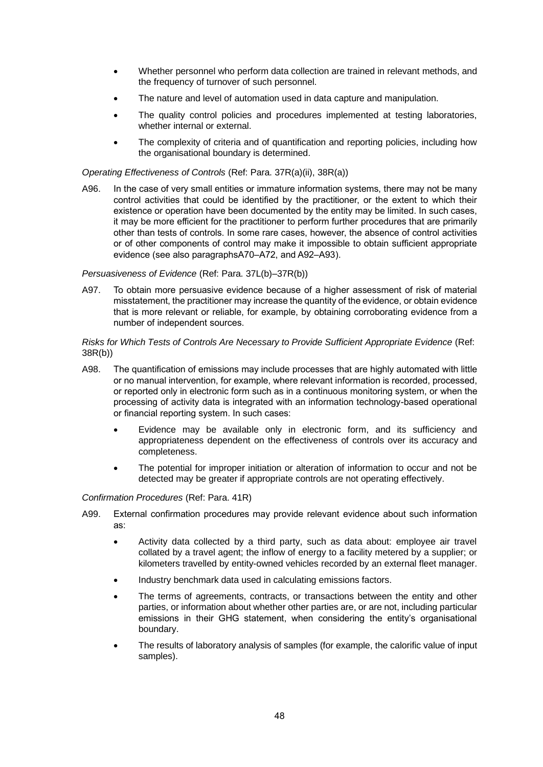- Whether personnel who perform data collection are trained in relevant methods, and the frequency of turnover of such personnel.
- The nature and level of automation used in data capture and manipulation.
- The quality control policies and procedures implemented at testing laboratories, whether internal or external.
- The complexity of criteria and of quantification and reporting policies, including how the organisational boundary is determined.

*Operating Effectiveness of Controls* (Ref: Para. 37R(a)(ii), 38R(a))

A96. In the case of very small entities or immature information systems, there may not be many control activities that could be identified by the practitioner, or the extent to which their existence or operation have been documented by the entity may be limited. In such cases, it may be more efficient for the practitioner to perform further procedures that are primarily other than tests of controls. In some rare cases, however, the absence of control activities or of other components of control may make it impossible to obtain sufficient appropriate evidence (see also paragraphsA70–A72, and A92–A93).

*Persuasiveness of Evidence* (Ref: Para. 37L(b)–37R(b))

A97. To obtain more persuasive evidence because of a higher assessment of risk of material misstatement, the practitioner may increase the quantity of the evidence, or obtain evidence that is more relevant or reliable, for example, by obtaining corroborating evidence from a number of independent sources.

*Risks for Which Tests of Controls Are Necessary to Provide Sufficient Appropriate Evidence* (Ref: 38R(b))

A98. The quantification of emissions may include processes that are highly automated with little or no manual intervention, for example, where relevant information is recorded, processed, or reported only in electronic form such as in a continuous monitoring system, or when the processing of activity data is integrated with an information technology-based operational or financial reporting system. In such cases:

- Evidence may be available only in electronic form, and its sufficiency and appropriateness dependent on the effectiveness of controls over its accuracy and completeness.
- The potential for improper initiation or alteration of information to occur and not be detected may be greater if appropriate controls are not operating effectively.

*Confirmation Procedures* (Ref: Para. 41R)

A99. External confirmation procedures may provide relevant evidence about such information as:

- Activity data collected by a third party, such as data about: employee air travel collated by a travel agent; the inflow of energy to a facility metered by a supplier; or kilometers travelled by entity-owned vehicles recorded by an external fleet manager.
- Industry benchmark data used in calculating emissions factors.
- The terms of agreements, contracts, or transactions between the entity and other parties, or information about whether other parties are, or are not, including particular emissions in their GHG statement, when considering the entity's organisational boundary.
- The results of laboratory analysis of samples (for example, the calorific value of input samples).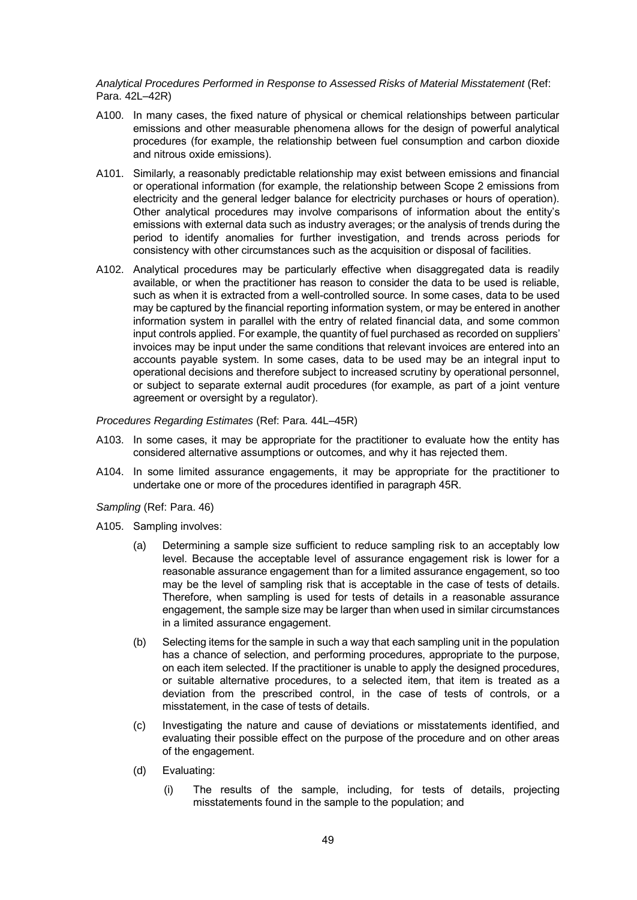*Analytical Procedures Performed in Response to Assessed Risks of Material Misstatement* (Ref: Para. 42L–42R)

A100. In many cases, the fixed nature of physical or chemical relationships between particular emissions and other measurable phenomena allows for the design of powerful analytical procedures (for example, the relationship between fuel consumption and carbon dioxide and nitrous oxide emissions).

A101. Similarly, a reasonably predictable relationship may exist between emissions and financial or operational information (for example, the relationship between Scope 2 emissions from electricity and the general ledger balance for electricity purchases or hours of operation). Other analytical procedures may involve comparisons of information about the entity's emissions with external data such as industry averages; or the analysis of trends during the period to identify anomalies for further investigation, and trends across periods for consistency with other circumstances such as the acquisition or disposal of facilities.

A102. Analytical procedures may be particularly effective when disaggregated data is readily available, or when the practitioner has reason to consider the data to be used is reliable, such as when it is extracted from a well-controlled source. In some cases, data to be used may be captured by the financial reporting information system, or may be entered in another information system in parallel with the entry of related financial data, and some common input controls applied. For example, the quantity of fuel purchased as recorded on suppliers' invoices may be input under the same conditions that relevant invoices are entered into an accounts payable system. In some cases, data to be used may be an integral input to operational decisions and therefore subject to increased scrutiny by operational personnel, or subject to separate external audit procedures (for example, as part of a joint venture agreement or oversight by a regulator).

*Procedures Regarding Estimates* (Ref: Para. 44L–45R)

A103. In some cases, it may be appropriate for the practitioner to evaluate how the entity has considered alternative assumptions or outcomes, and why it has rejected them.

A104. In some limited assurance engagements, it may be appropriate for the practitioner to undertake one or more of the procedures identified in paragraph 45R.

*Sampling* (Ref: Para. 46)

A105. Sampling involves:

(a) Determining a sample size sufficient to reduce sampling risk to an acceptably low level. Because the acceptable level of assurance engagement risk is lower for a reasonable assurance engagement than for a limited assurance engagement, so too may be the level of sampling risk that is acceptable in the case of tests of details. Therefore, when sampling is used for tests of details in a reasonable assurance engagement, the sample size may be larger than when used in similar circumstances in a limited assurance engagement.

(b) Selecting items for the sample in such a way that each sampling unit in the population has a chance of selection, and performing procedures, appropriate to the purpose, on each item selected. If the practitioner is unable to apply the designed procedures, or suitable alternative procedures, to a selected item, that item is treated as a deviation from the prescribed control, in the case of tests of controls, or a misstatement, in the case of tests of details.

(c) Investigating the nature and cause of deviations or misstatements identified, and evaluating their possible effect on the purpose of the procedure and on other areas of the engagement.

(d) Evaluating:

(i) The results of the sample, including, for tests of details, projecting misstatements found in the sample to the population; and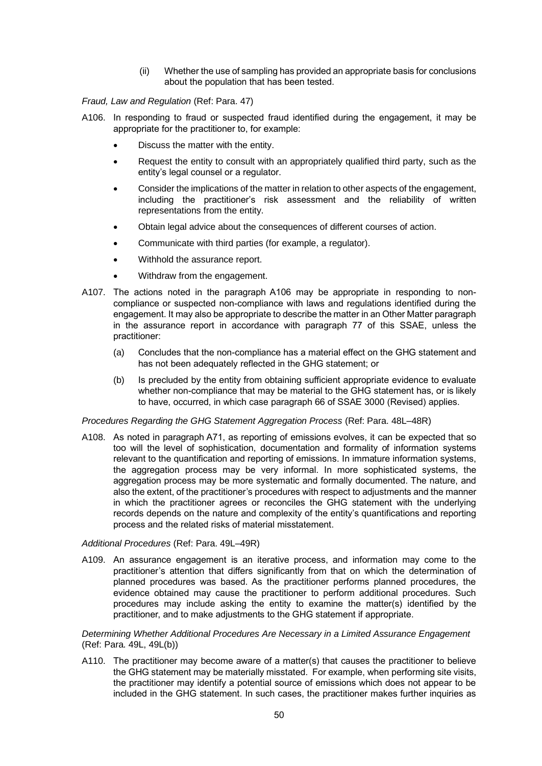(ii) Whether the use of sampling has provided an appropriate basis for conclusions about the population that has been tested.

*Fraud, Law and Regulation* (Ref: Para. 47)

A106. In responding to fraud or suspected fraud identified during the engagement, it may be appropriate for the practitioner to, for example:

- Discuss the matter with the entity.
- Request the entity to consult with an appropriately qualified third party, such as the entity's legal counsel or a regulator.
- Consider the implications of the matter in relation to other aspects of the engagement, including the practitioner's risk assessment and the reliability of written representations from the entity.
- Obtain legal advice about the consequences of different courses of action.
- Communicate with third parties (for example, a regulator).
- Withhold the assurance report.
- Withdraw from the engagement.

A107. The actions noted in the paragraph A106 may be appropriate in responding to non-compliance or suspected non-compliance with laws and regulations identified during the engagement. It may also be appropriate to describe the matter in an Other Matter paragraph in the assurance report in accordance with paragraph 77 of this SSAE, unless the practitioner:

(a) Concludes that the non-compliance has a material effect on the GHG statement and has not been adequately reflected in the GHG statement; or

(b) Is precluded by the entity from obtaining sufficient appropriate evidence to evaluate whether non-compliance that may be material to the GHG statement has, or is likely to have, occurred, in which case paragraph 66 of SSAE 3000 (Revised) applies.

*Procedures Regarding the GHG Statement Aggregation Process* (Ref: Para. 48L–48R)

A108. As noted in paragraph A71, as reporting of emissions evolves, it can be expected that so too will the level of sophistication, documentation and formality of information systems relevant to the quantification and reporting of emissions. In immature information systems, the aggregation process may be very informal. In more sophisticated systems, the aggregation process may be more systematic and formally documented. The nature, and also the extent, of the practitioner's procedures with respect to adjustments and the manner in which the practitioner agrees or reconciles the GHG statement with the underlying records depends on the nature and complexity of the entity's quantifications and reporting process and the related risks of material misstatement.

*Additional Procedures* (Ref: Para. 49L–49R)

A109. An assurance engagement is an iterative process, and information may come to the practitioner's attention that differs significantly from that on which the determination of planned procedures was based. As the practitioner performs planned procedures, the evidence obtained may cause the practitioner to perform additional procedures. Such procedures may include asking the entity to examine the matter(s) identified by the practitioner, and to make adjustments to the GHG statement if appropriate.

*Determining Whether Additional Procedures Are Necessary in a Limited Assurance Engagement* (Ref: Para. 49L, 49L(b))

A110. The practitioner may become aware of a matter(s) that causes the practitioner to believe the GHG statement may be materially misstated. For example, when performing site visits, the practitioner may identify a potential source of emissions which does not appear to be included in the GHG statement. In such cases, the practitioner makes further inquiries as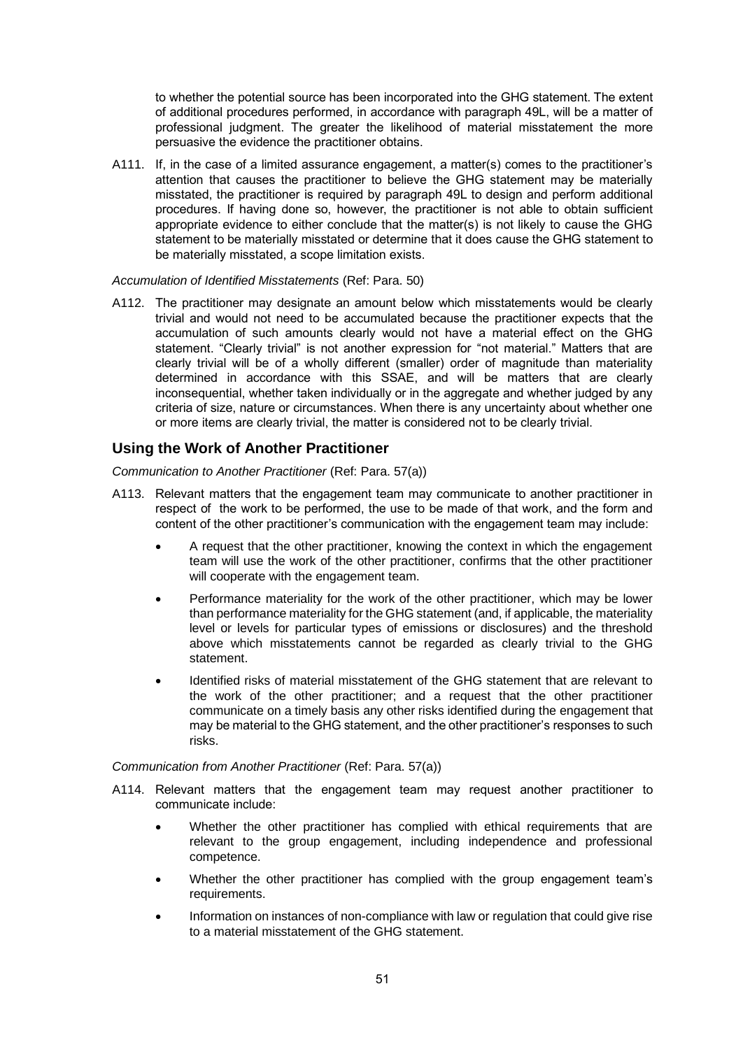to whether the potential source has been incorporated into the GHG statement. The extent of additional procedures performed, in accordance with paragraph 49L, will be a matter of professional judgment. The greater the likelihood of material misstatement the more persuasive the evidence the practitioner obtains.

A111. If, in the case of a limited assurance engagement, a matter(s) comes to the practitioner's attention that causes the practitioner to believe the GHG statement may be materially misstated, the practitioner is required by paragraph 49L to design and perform additional procedures. If having done so, however, the practitioner is not able to obtain sufficient appropriate evidence to either conclude that the matter(s) is not likely to cause the GHG statement to be materially misstated or determine that it does cause the GHG statement to be materially misstated, a scope limitation exists.

*Accumulation of Identified Misstatements* (Ref: Para. 50)

A112. The practitioner may designate an amount below which misstatements would be clearly trivial and would not need to be accumulated because the practitioner expects that the accumulation of such amounts clearly would not have a material effect on the GHG statement. "Clearly trivial" is not another expression for "not material." Matters that are clearly trivial will be of a wholly different (smaller) order of magnitude than materiality determined in accordance with this SSAE, and will be matters that are clearly inconsequential, whether taken individually or in the aggregate and whether judged by any criteria of size, nature or circumstances. When there is any uncertainty about whether one or more items are clearly trivial, the matter is considered not to be clearly trivial.

## Using the Work of Another Practitioner

*Communication to Another Practitioner* (Ref: Para. 57(a))

A113. Relevant matters that the engagement team may communicate to another practitioner in respect of the work to be performed, the use to be made of that work, and the form and content of the other practitioner's communication with the engagement team may include:

- A request that the other practitioner, knowing the context in which the engagement team will use the work of the other practitioner, confirms that the other practitioner will cooperate with the engagement team.
- Performance materiality for the work of the other practitioner, which may be lower than performance materiality for the GHG statement (and, if applicable, the materiality level or levels for particular types of emissions or disclosures) and the threshold above which misstatements cannot be regarded as clearly trivial to the GHG statement.
- Identified risks of material misstatement of the GHG statement that are relevant to the work of the other practitioner; and a request that the other practitioner communicate on a timely basis any other risks identified during the engagement that may be material to the GHG statement, and the other practitioner's responses to such risks.

*Communication from Another Practitioner* (Ref: Para. 57(a))

A114. Relevant matters that the engagement team may request another practitioner to communicate include:

- Whether the other practitioner has complied with ethical requirements that are relevant to the group engagement, including independence and professional competence.
- Whether the other practitioner has complied with the group engagement team's requirements.
- Information on instances of non-compliance with law or regulation that could give rise to a material misstatement of the GHG statement.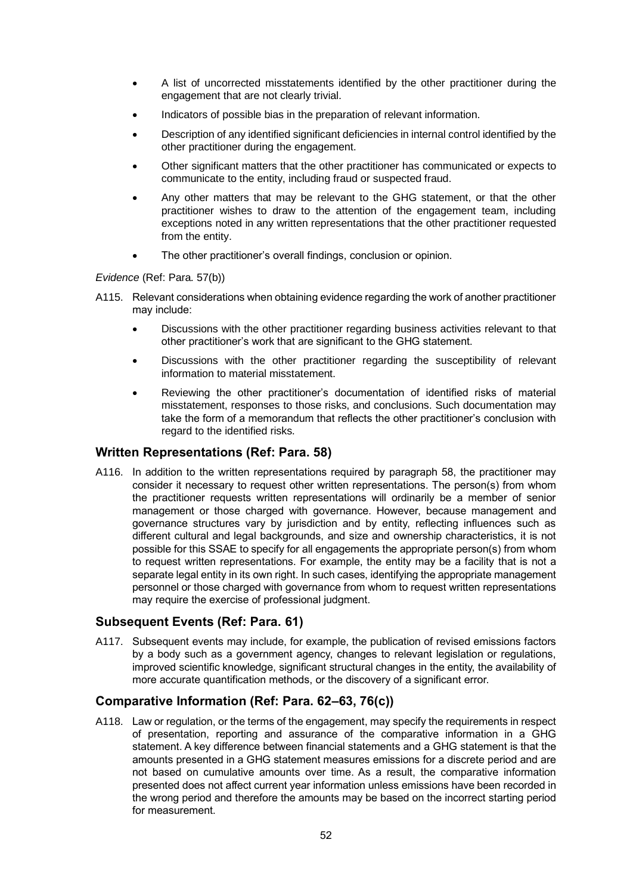- A list of uncorrected misstatements identified by the other practitioner during the engagement that are not clearly trivial.
- Indicators of possible bias in the preparation of relevant information.
- Description of any identified significant deficiencies in internal control identified by the other practitioner during the engagement.
- Other significant matters that the other practitioner has communicated or expects to communicate to the entity, including fraud or suspected fraud.
- Any other matters that may be relevant to the GHG statement, or that the other practitioner wishes to draw to the attention of the engagement team, including exceptions noted in any written representations that the other practitioner requested from the entity.
- The other practitioner's overall findings, conclusion or opinion.

*Evidence* (Ref: Para. 57(b))

A115. Relevant considerations when obtaining evidence regarding the work of another practitioner may include:

- Discussions with the other practitioner regarding business activities relevant to that other practitioner's work that are significant to the GHG statement.
- Discussions with the other practitioner regarding the susceptibility of relevant information to material misstatement.
- Reviewing the other practitioner's documentation of identified risks of material misstatement, responses to those risks, and conclusions. Such documentation may take the form of a memorandum that reflects the other practitioner's conclusion with regard to the identified risks.

## Written Representations (Ref: Para. 58)

A116. In addition to the written representations required by paragraph 58, the practitioner may consider it necessary to request other written representations. The person(s) from whom the practitioner requests written representations will ordinarily be a member of senior management or those charged with governance. However, because management and governance structures vary by jurisdiction and by entity, reflecting influences such as different cultural and legal backgrounds, and size and ownership characteristics, it is not possible for this SSAE to specify for all engagements the appropriate person(s) from whom to request written representations. For example, the entity may be a facility that is not a separate legal entity in its own right. In such cases, identifying the appropriate management personnel or those charged with governance from whom to request written representations may require the exercise of professional judgment.

## Subsequent Events (Ref: Para. 61)

A117. Subsequent events may include, for example, the publication of revised emissions factors by a body such as a government agency, changes to relevant legislation or regulations, improved scientific knowledge, significant structural changes in the entity, the availability of more accurate quantification methods, or the discovery of a significant error.

## Comparative Information (Ref: Para. 62–63, 76(c))

A118. Law or regulation, or the terms of the engagement, may specify the requirements in respect of presentation, reporting and assurance of the comparative information in a GHG statement. A key difference between financial statements and a GHG statement is that the amounts presented in a GHG statement measures emissions for a discrete period and are not based on cumulative amounts over time. As a result, the comparative information presented does not affect current year information unless emissions have been recorded in the wrong period and therefore the amounts may be based on the incorrect starting period for measurement.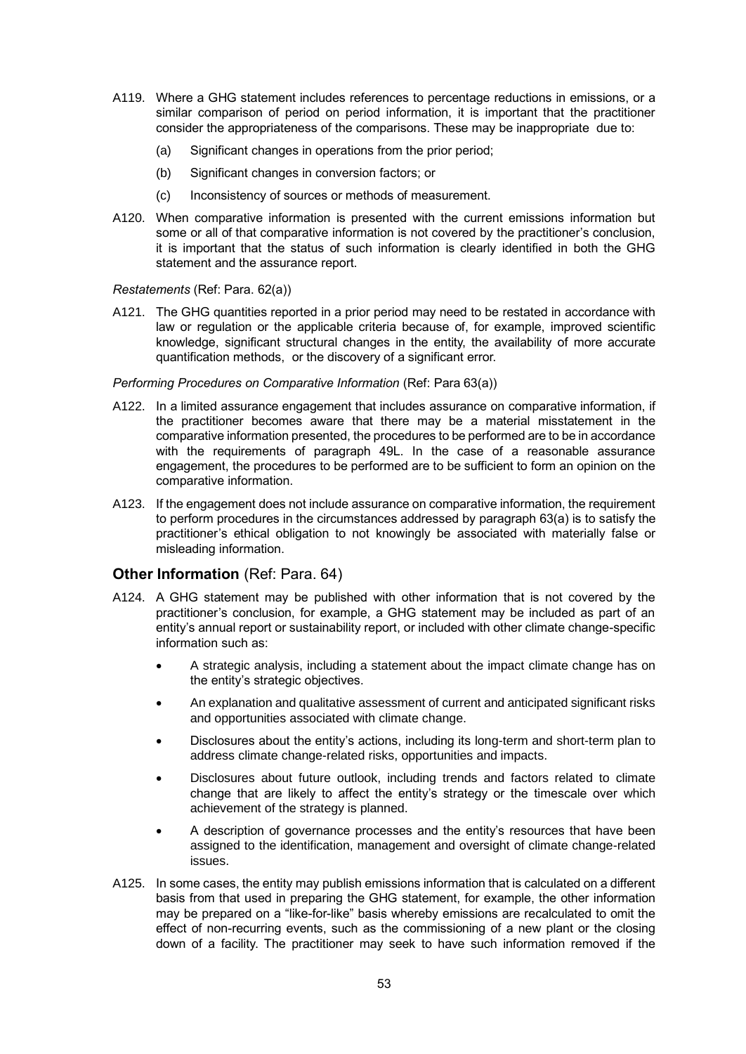A119. Where a GHG statement includes references to percentage reductions in emissions, or a similar comparison of period on period information, it is important that the practitioner consider the appropriateness of the comparisons. These may be inappropriate due to:

(a) Significant changes in operations from the prior period;

(b) Significant changes in conversion factors; or

(c) Inconsistency of sources or methods of measurement.

A120. When comparative information is presented with the current emissions information but some or all of that comparative information is not covered by the practitioner's conclusion, it is important that the status of such information is clearly identified in both the GHG statement and the assurance report.

*Restatements* (Ref: Para. 62(a))

A121. The GHG quantities reported in a prior period may need to be restated in accordance with law or regulation or the applicable criteria because of, for example, improved scientific knowledge, significant structural changes in the entity, the availability of more accurate quantification methods, or the discovery of a significant error.

*Performing Procedures on Comparative Information* (Ref: Para 63(a))

A122. In a limited assurance engagement that includes assurance on comparative information, if the practitioner becomes aware that there may be a material misstatement in the comparative information presented, the procedures to be performed are to be in accordance with the requirements of paragraph 49L. In the case of a reasonable assurance engagement, the procedures to be performed are to be sufficient to form an opinion on the comparative information.

A123. If the engagement does not include assurance on comparative information, the requirement to perform procedures in the circumstances addressed by paragraph 63(a) is to satisfy the practitioner's ethical obligation to not knowingly be associated with materially false or misleading information.

## **Other Information** (Ref: Para. 64)

A124. A GHG statement may be published with other information that is not covered by the practitioner's conclusion, for example, a GHG statement may be included as part of an entity's annual report or sustainability report, or included with other climate change-specific information such as:

- A strategic analysis, including a statement about the impact climate change has on the entity's strategic objectives.
- An explanation and qualitative assessment of current and anticipated significant risks and opportunities associated with climate change.
- Disclosures about the entity's actions, including its long-term and short-term plan to address climate change-related risks, opportunities and impacts.
- Disclosures about future outlook, including trends and factors related to climate change that are likely to affect the entity's strategy or the timescale over which achievement of the strategy is planned.
- A description of governance processes and the entity's resources that have been assigned to the identification, management and oversight of climate change-related issues.

A125. In some cases, the entity may publish emissions information that is calculated on a different basis from that used in preparing the GHG statement, for example, the other information may be prepared on a "like-for-like" basis whereby emissions are recalculated to omit the effect of non-recurring events, such as the commissioning of a new plant or the closing down of a facility. The practitioner may seek to have such information removed if the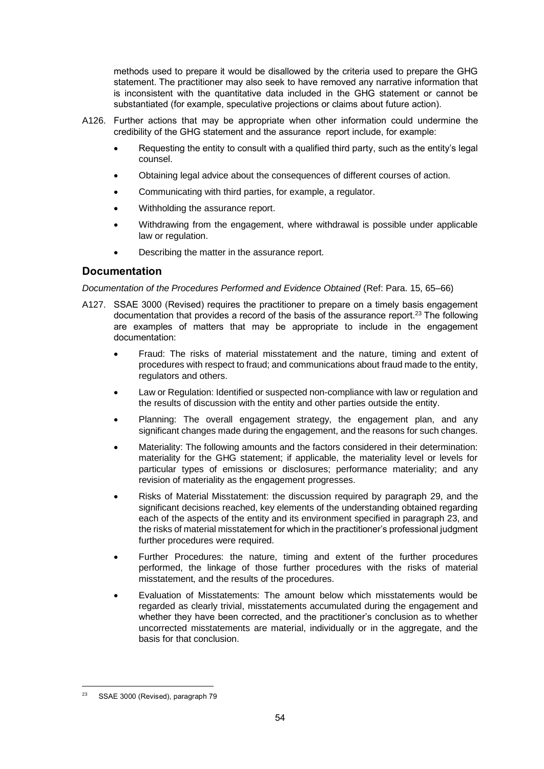methods used to prepare it would be disallowed by the criteria used to prepare the GHG statement. The practitioner may also seek to have removed any narrative information that is inconsistent with the quantitative data included in the GHG statement or cannot be substantiated (for example, speculative projections or claims about future action).

A126. Further actions that may be appropriate when other information could undermine the credibility of the GHG statement and the assurance report include, for example:

- Requesting the entity to consult with a qualified third party, such as the entity's legal counsel.
- Obtaining legal advice about the consequences of different courses of action.
- Communicating with third parties, for example, a regulator.
- Withholding the assurance report.
- Withdrawing from the engagement, where withdrawal is possible under applicable law or regulation.
- Describing the matter in the assurance report.

## Documentation

*Documentation of the Procedures Performed and Evidence Obtained* (Ref: Para. 15, 65–66)

A127. SSAE 3000 (Revised) requires the practitioner to prepare on a timely basis engagement documentation that provides a record of the basis of the assurance report.[23] The following are examples of matters that may be appropriate to include in the engagement documentation:

- Fraud: The risks of material misstatement and the nature, timing and extent of procedures with respect to fraud; and communications about fraud made to the entity, regulators and others.
- Law or Regulation: Identified or suspected non-compliance with law or regulation and the results of discussion with the entity and other parties outside the entity.
- Planning: The overall engagement strategy, the engagement plan, and any significant changes made during the engagement, and the reasons for such changes.
- Materiality: The following amounts and the factors considered in their determination: materiality for the GHG statement; if applicable, the materiality level or levels for particular types of emissions or disclosures; performance materiality; and any revision of materiality as the engagement progresses.
- Risks of Material Misstatement: the discussion required by paragraph 29, and the significant decisions reached, key elements of the understanding obtained regarding each of the aspects of the entity and its environment specified in paragraph 23, and the risks of material misstatement for which in the practitioner's professional judgment further procedures were required.
- Further Procedures: the nature, timing and extent of the further procedures performed, the linkage of those further procedures with the risks of material misstatement, and the results of the procedures.
- Evaluation of Misstatements: The amount below which misstatements would be regarded as clearly trivial, misstatements accumulated during the engagement and whether they have been corrected, and the practitioner's conclusion as to whether uncorrected misstatements are material, individually or in the aggregate, and the basis for that conclusion.

---

[23] SSAE 3000 (Revised), paragraph 79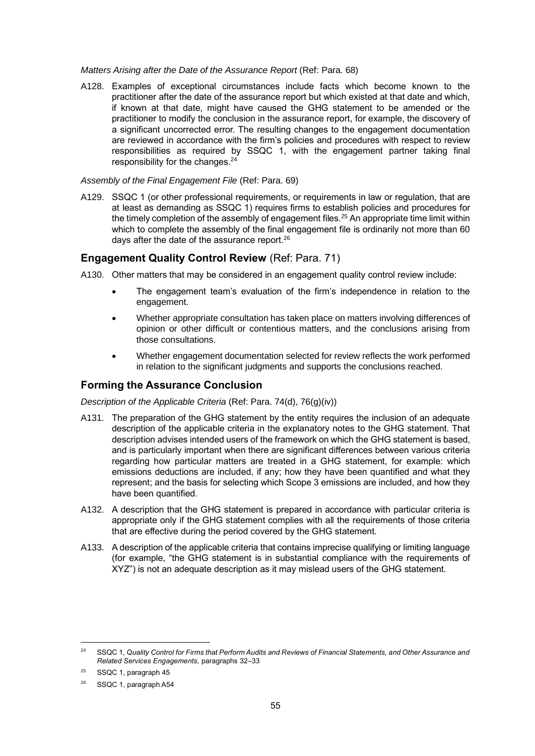*Matters Arising after the Date of the Assurance Report* (Ref: Para. 68)

A128. Examples of exceptional circumstances include facts which become known to the practitioner after the date of the assurance report but which existed at that date and which, if known at that date, might have caused the GHG statement to be amended or the practitioner to modify the conclusion in the assurance report, for example, the discovery of a significant uncorrected error. The resulting changes to the engagement documentation are reviewed in accordance with the firm's policies and procedures with respect to review responsibilities as required by SSQC 1, with the engagement partner taking final responsibility for the changes.[24]

*Assembly of the Final Engagement File* (Ref: Para. 69)

A129. SSQC 1 (or other professional requirements, or requirements in law or regulation, that are at least as demanding as SSQC 1) requires firms to establish policies and procedures for the timely completion of the assembly of engagement files.[25] An appropriate time limit within which to complete the assembly of the final engagement file is ordinarily not more than 60 days after the date of the assurance report.[26]

## Engagement Quality Control Review (Ref: Para. 71)

A130. Other matters that may be considered in an engagement quality control review include:

- The engagement team's evaluation of the firm's independence in relation to the engagement.
- Whether appropriate consultation has taken place on matters involving differences of opinion or other difficult or contentious matters, and the conclusions arising from those consultations.
- Whether engagement documentation selected for review reflects the work performed in relation to the significant judgments and supports the conclusions reached.

## Forming the Assurance Conclusion

*Description of the Applicable Criteria* (Ref: Para. 74(d), 76(g)(iv))

A131. The preparation of the GHG statement by the entity requires the inclusion of an adequate description of the applicable criteria in the explanatory notes to the GHG statement. That description advises intended users of the framework on which the GHG statement is based, and is particularly important when there are significant differences between various criteria regarding how particular matters are treated in a GHG statement, for example: which emissions deductions are included, if any; how they have been quantified and what they represent; and the basis for selecting which Scope 3 emissions are included, and how they have been quantified.

A132. A description that the GHG statement is prepared in accordance with particular criteria is appropriate only if the GHG statement complies with all the requirements of those criteria that are effective during the period covered by the GHG statement.

A133. A description of the applicable criteria that contains imprecise qualifying or limiting language (for example, "the GHG statement is in substantial compliance with the requirements of XYZ") is not an adequate description as it may mislead users of the GHG statement.

---

[24] SSQC 1, *Quality Control for Firms that Perform Audits and Reviews of Financial Statements, and Other Assurance and Related Services Engagements,* paragraphs 32–33

[25] SSQC 1, paragraph 45

[26] SSQC 1, paragraph A54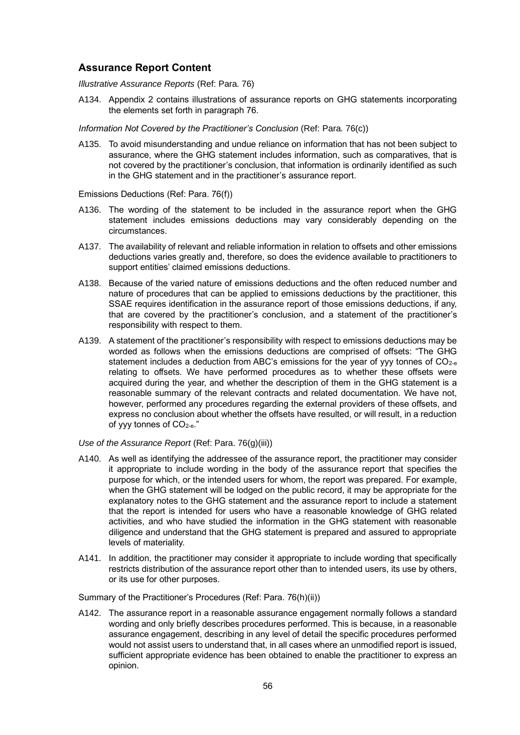## Assurance Report Content

*Illustrative Assurance Reports* (Ref: Para. 76)

A134. Appendix 2 contains illustrations of assurance reports on GHG statements incorporating the elements set forth in paragraph 76.

*Information Not Covered by the Practitioner's Conclusion* (Ref: Para. 76(c))

A135. To avoid misunderstanding and undue reliance on information that has not been subject to assurance, where the GHG statement includes information, such as comparatives, that is not covered by the practitioner's conclusion, that information is ordinarily identified as such in the GHG statement and in the practitioner's assurance report.

Emissions Deductions (Ref: Para. 76(f))

A136. The wording of the statement to be included in the assurance report when the GHG statement includes emissions deductions may vary considerably depending on the circumstances.

A137. The availability of relevant and reliable information in relation to offsets and other emissions deductions varies greatly and, therefore, so does the evidence available to practitioners to support entities' claimed emissions deductions.

A138. Because of the varied nature of emissions deductions and the often reduced number and nature of procedures that can be applied to emissions deductions by the practitioner, this SSAE requires identification in the assurance report of those emissions deductions, if any, that are covered by the practitioner's conclusion, and a statement of the practitioner's responsibility with respect to them.

A139. A statement of the practitioner's responsibility with respect to emissions deductions may be worded as follows when the emissions deductions are comprised of offsets: "The GHG statement includes a deduction from ABC's emissions for the year of yyy tonnes of $CO_{2-e}$ relating to offsets. We have performed procedures as to whether these offsets were acquired during the year, and whether the description of them in the GHG statement is a reasonable summary of the relevant contracts and related documentation. We have not, however, performed any procedures regarding the external providers of these offsets, and express no conclusion about whether the offsets have resulted, or will result, in a reduction of yyy tonnes of $CO_{2-e}$."

*Use of the Assurance Report* (Ref: Para. 76(g)(iii))

A140. As well as identifying the addressee of the assurance report, the practitioner may consider it appropriate to include wording in the body of the assurance report that specifies the purpose for which, or the intended users for whom, the report was prepared. For example, when the GHG statement will be lodged on the public record, it may be appropriate for the explanatory notes to the GHG statement and the assurance report to include a statement that the report is intended for users who have a reasonable knowledge of GHG related activities, and who have studied the information in the GHG statement with reasonable diligence and understand that the GHG statement is prepared and assured to appropriate levels of materiality.

A141. In addition, the practitioner may consider it appropriate to include wording that specifically restricts distribution of the assurance report other than to intended users, its use by others, or its use for other purposes.

Summary of the Practitioner's Procedures (Ref: Para. 76(h)(ii))

A142. The assurance report in a reasonable assurance engagement normally follows a standard wording and only briefly describes procedures performed. This is because, in a reasonable assurance engagement, describing in any level of detail the specific procedures performed would not assist users to understand that, in all cases where an unmodified report is issued, sufficient appropriate evidence has been obtained to enable the practitioner to express an opinion.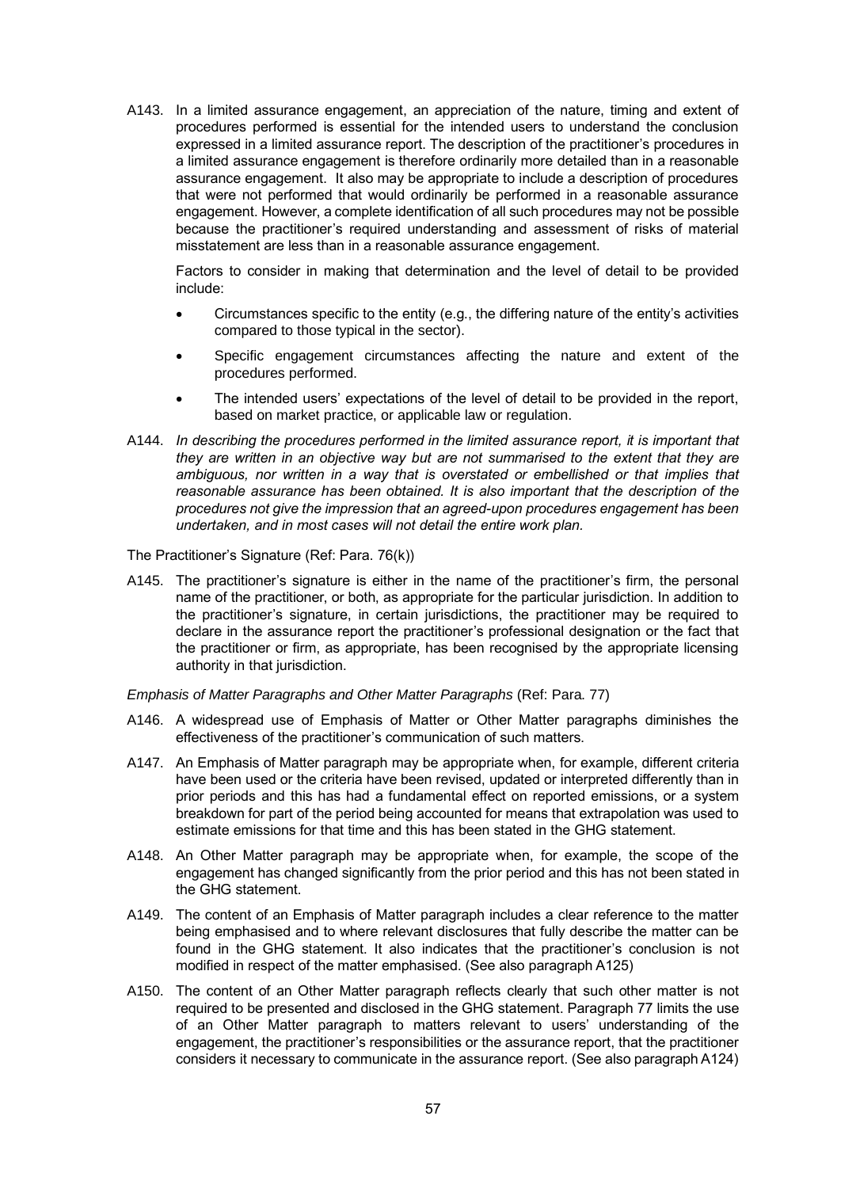A143. In a limited assurance engagement, an appreciation of the nature, timing and extent of procedures performed is essential for the intended users to understand the conclusion expressed in a limited assurance report. The description of the practitioner's procedures in a limited assurance engagement is therefore ordinarily more detailed than in a reasonable assurance engagement. It also may be appropriate to include a description of procedures that were not performed that would ordinarily be performed in a reasonable assurance engagement. However, a complete identification of all such procedures may not be possible because the practitioner's required understanding and assessment of risks of material misstatement are less than in a reasonable assurance engagement.

Factors to consider in making that determination and the level of detail to be provided include:

- Circumstances specific to the entity (e.g., the differing nature of the entity's activities compared to those typical in the sector).
- Specific engagement circumstances affecting the nature and extent of the procedures performed.
- The intended users' expectations of the level of detail to be provided in the report, based on market practice, or applicable law or regulation.

A144. *In describing the procedures performed in the limited assurance report, it is important that they are written in an objective way but are not summarised to the extent that they are ambiguous, nor written in a way that is overstated or embellished or that implies that reasonable assurance has been obtained. It is also important that the description of the procedures not give the impression that an agreed-upon procedures engagement has been undertaken, and in most cases will not detail the entire work plan.*

The Practitioner's Signature (Ref: Para. 76(k))

A145. The practitioner's signature is either in the name of the practitioner's firm, the personal name of the practitioner, or both, as appropriate for the particular jurisdiction. In addition to the practitioner's signature, in certain jurisdictions, the practitioner may be required to declare in the assurance report the practitioner's professional designation or the fact that the practitioner or firm, as appropriate, has been recognised by the appropriate licensing authority in that jurisdiction.

*Emphasis of Matter Paragraphs and Other Matter Paragraphs* (Ref: Para. 77)

A146. A widespread use of Emphasis of Matter or Other Matter paragraphs diminishes the effectiveness of the practitioner's communication of such matters.

A147. An Emphasis of Matter paragraph may be appropriate when, for example, different criteria have been used or the criteria have been revised, updated or interpreted differently than in prior periods and this has had a fundamental effect on reported emissions, or a system breakdown for part of the period being accounted for means that extrapolation was used to estimate emissions for that time and this has been stated in the GHG statement.

A148. An Other Matter paragraph may be appropriate when, for example, the scope of the engagement has changed significantly from the prior period and this has not been stated in the GHG statement.

A149. The content of an Emphasis of Matter paragraph includes a clear reference to the matter being emphasised and to where relevant disclosures that fully describe the matter can be found in the GHG statement. It also indicates that the practitioner's conclusion is not modified in respect of the matter emphasised. (See also paragraph A125)

A150. The content of an Other Matter paragraph reflects clearly that such other matter is not required to be presented and disclosed in the GHG statement. Paragraph 77 limits the use of an Other Matter paragraph to matters relevant to users' understanding of the engagement, the practitioner's responsibilities or the assurance report, that the practitioner considers it necessary to communicate in the assurance report. (See also paragraph A124)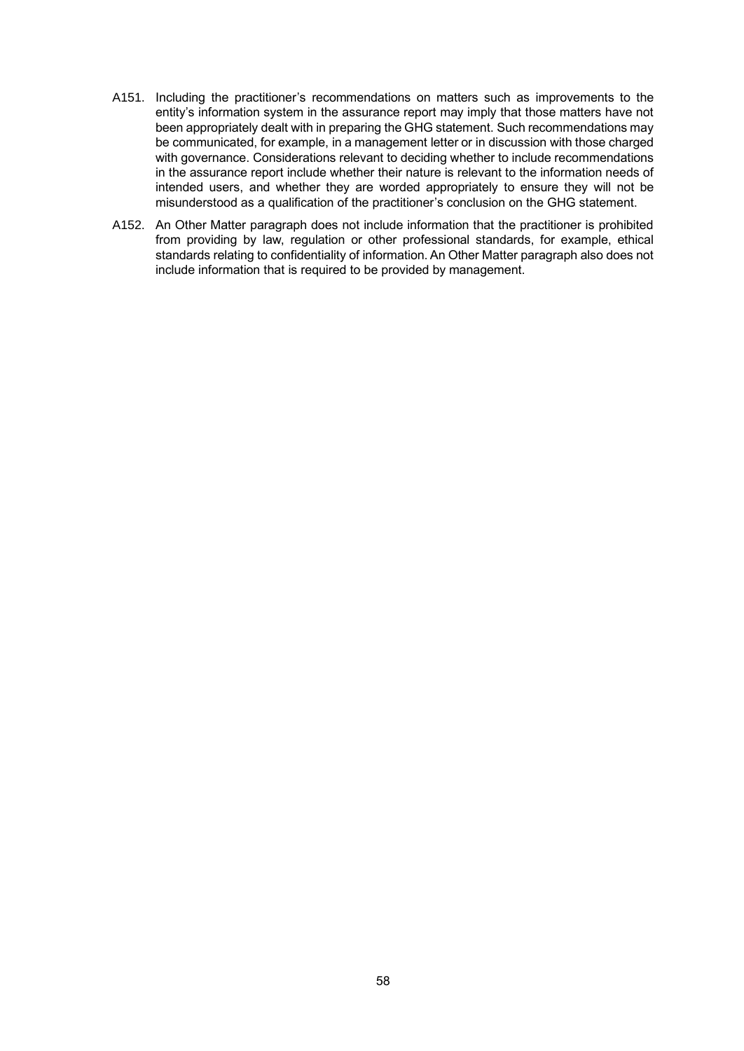A151. Including the practitioner's recommendations on matters such as improvements to the entity's information system in the assurance report may imply that those matters have not been appropriately dealt with in preparing the GHG statement. Such recommendations may be communicated, for example, in a management letter or in discussion with those charged with governance. Considerations relevant to deciding whether to include recommendations in the assurance report include whether their nature is relevant to the information needs of intended users, and whether they are worded appropriately to ensure they will not be misunderstood as a qualification of the practitioner's conclusion on the GHG statement.

A152. An Other Matter paragraph does not include information that the practitioner is prohibited from providing by law, regulation or other professional standards, for example, ethical standards relating to confidentiality of information. An Other Matter paragraph also does not include information that is required to be provided by management.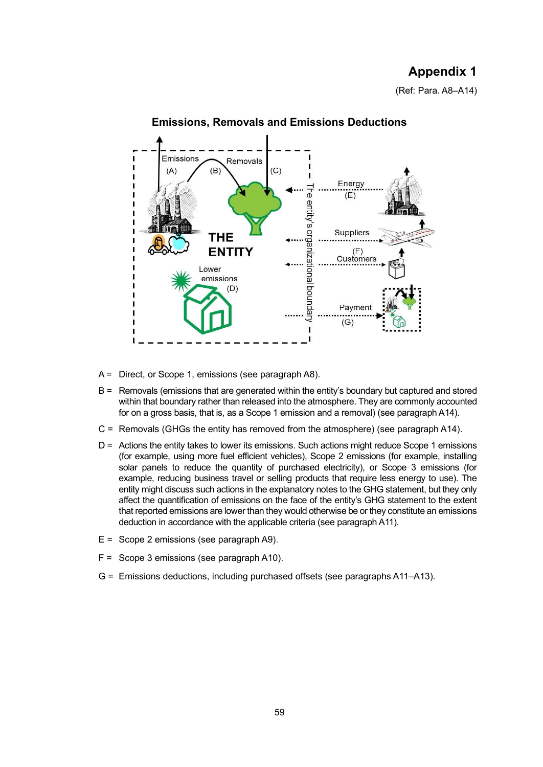# Appendix 1

(Ref: Para. A8–A14)

**Emissions, Removals and Emissions Deductions**

A = Direct, or Scope 1, emissions (see paragraph A8).

B = Removals (emissions that are generated within the entity's boundary but captured and stored within that boundary rather than released into the atmosphere. They are commonly accounted for on a gross basis, that is, as a Scope 1 emission and a removal) (see paragraph A14).

C = Removals (GHGs the entity has removed from the atmosphere) (see paragraph A14).

D = Actions the entity takes to lower its emissions. Such actions might reduce Scope 1 emissions (for example, using more fuel efficient vehicles), Scope 2 emissions (for example, installing solar panels to reduce the quantity of purchased electricity), or Scope 3 emissions (for example, reducing business travel or selling products that require less energy to use). The entity might discuss such actions in the explanatory notes to the GHG statement, but they only affect the quantification of emissions on the face of the entity's GHG statement to the extent that reported emissions are lower than they would otherwise be or they constitute an emissions deduction in accordance with the applicable criteria (see paragraph A11).

E = Scope 2 emissions (see paragraph A9).

F = Scope 3 emissions (see paragraph A10).

G = Emissions deductions, including purchased offsets (see paragraphs A11–A13).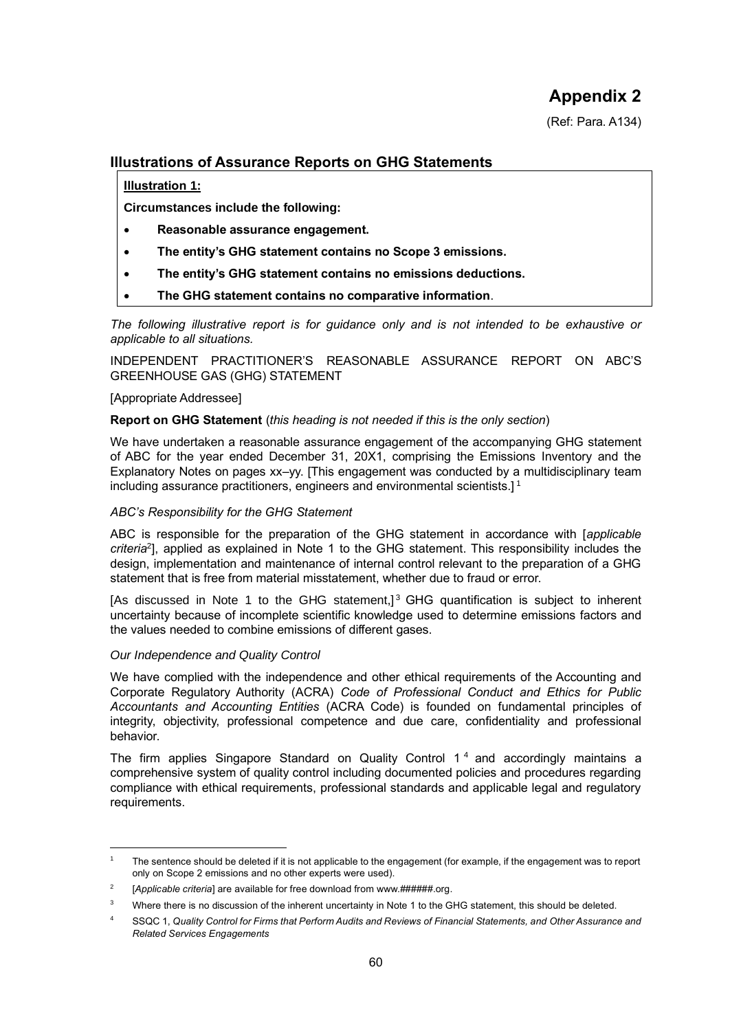# Appendix 2

(Ref: Para. A134)

## Illustrations of Assurance Reports on GHG Statements

**Illustration 1:**

**Circumstances include the following:**

- **Reasonable assurance engagement.**
- **The entity's GHG statement contains no Scope 3 emissions.**
- **The entity's GHG statement contains no emissions deductions.**
- **The GHG statement contains no comparative information**.

*The following illustrative report is for guidance only and is not intended to be exhaustive or applicable to all situations.*

INDEPENDENT PRACTITIONER'S REASONABLE ASSURANCE REPORT ON ABC'S GREENHOUSE GAS (GHG) STATEMENT

[Appropriate Addressee]

**Report on GHG Statement** (*this heading is not needed if this is the only section*)

We have undertaken a reasonable assurance engagement of the accompanying GHG statement of ABC for the year ended December 31, 20X1, comprising the Emissions Inventory and the Explanatory Notes on pages xx–yy. [This engagement was conducted by a multidisciplinary team including assurance practitioners, engineers and environmental scientists.] [1]

*ABC's Responsibility for the GHG Statement*

ABC is responsible for the preparation of the GHG statement in accordance with [*applicable criteria*[2]], applied as explained in Note 1 to the GHG statement. This responsibility includes the design, implementation and maintenance of internal control relevant to the preparation of a GHG statement that is free from material misstatement, whether due to fraud or error.

[As discussed in Note 1 to the GHG statement,] [3] GHG quantification is subject to inherent uncertainty because of incomplete scientific knowledge used to determine emissions factors and the values needed to combine emissions of different gases.

*Our Independence and Quality Control*

We have complied with the independence and other ethical requirements of the Accounting and Corporate Regulatory Authority (ACRA) *Code of Professional Conduct and Ethics for Public Accountants and Accounting Entities* (ACRA Code) is founded on fundamental principles of integrity, objectivity, professional competence and due care, confidentiality and professional behavior.

The firm applies Singapore Standard on Quality Control 1 [4] and accordingly maintains a comprehensive system of quality control including documented policies and procedures regarding compliance with ethical requirements, professional standards and applicable legal and regulatory requirements.

---

[1] The sentence should be deleted if it is not applicable to the engagement (for example, if the engagement was to report only on Scope 2 emissions and no other experts were used).

[2] [*Applicable criteria*] are available for free download from www.######.org.

[3] Where there is no discussion of the inherent uncertainty in Note 1 to the GHG statement, this should be deleted.

[4] SSQC 1, *Quality Control for Firms that Perform Audits and Reviews of Financial Statements, and Other Assurance and Related Services Engagements*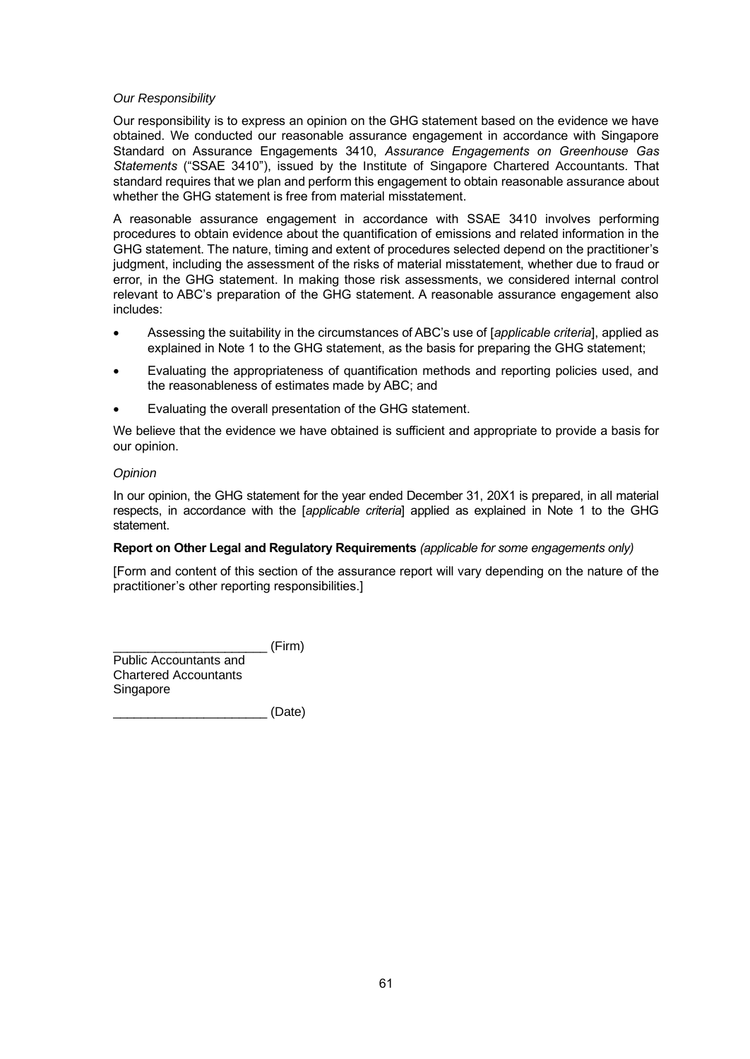*Our Responsibility*

Our responsibility is to express an opinion on the GHG statement based on the evidence we have obtained. We conducted our reasonable assurance engagement in accordance with Singapore Standard on Assurance Engagements 3410, *Assurance Engagements on Greenhouse Gas Statements* ("SSAE 3410"), issued by the Institute of Singapore Chartered Accountants. That standard requires that we plan and perform this engagement to obtain reasonable assurance about whether the GHG statement is free from material misstatement.

A reasonable assurance engagement in accordance with SSAE 3410 involves performing procedures to obtain evidence about the quantification of emissions and related information in the GHG statement. The nature, timing and extent of procedures selected depend on the practitioner's judgment, including the assessment of the risks of material misstatement, whether due to fraud or error, in the GHG statement. In making those risk assessments, we considered internal control relevant to ABC's preparation of the GHG statement. A reasonable assurance engagement also includes:

- Assessing the suitability in the circumstances of ABC's use of [*applicable criteria*], applied as explained in Note 1 to the GHG statement, as the basis for preparing the GHG statement;
- Evaluating the appropriateness of quantification methods and reporting policies used, and the reasonableness of estimates made by ABC; and
- Evaluating the overall presentation of the GHG statement.

We believe that the evidence we have obtained is sufficient and appropriate to provide a basis for our opinion.

*Opinion*

In our opinion, the GHG statement for the year ended December 31, 20X1 is prepared, in all material respects, in accordance with the [*applicable criteria*] applied as explained in Note 1 to the GHG statement.

**Report on Other Legal and Regulatory Requirements** *(applicable for some engagements only)*

[Form and content of this section of the assurance report will vary depending on the nature of the practitioner's other reporting responsibilities.]

______________________ (Firm)
Public Accountants and
Chartered Accountants
Singapore

______________________ (Date)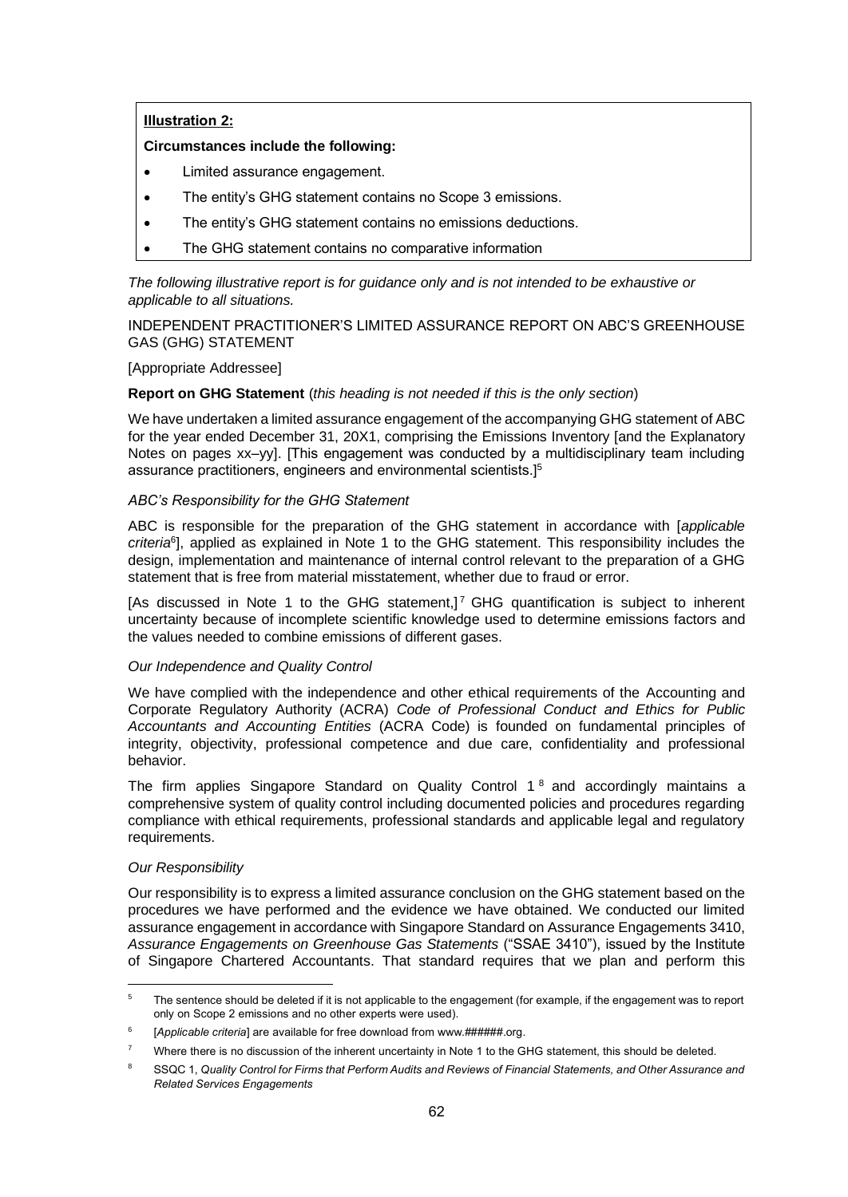**Illustration 2:**

**Circumstances include the following:**

- Limited assurance engagement.
- The entity's GHG statement contains no Scope 3 emissions.
- The entity's GHG statement contains no emissions deductions.
- The GHG statement contains no comparative information

*The following illustrative report is for guidance only and is not intended to be exhaustive or applicable to all situations.*

INDEPENDENT PRACTITIONER'S LIMITED ASSURANCE REPORT ON ABC'S GREENHOUSE GAS (GHG) STATEMENT

[Appropriate Addressee]

**Report on GHG Statement** (*this heading is not needed if this is the only section*)

We have undertaken a limited assurance engagement of the accompanying GHG statement of ABC for the year ended December 31, 20X1, comprising the Emissions Inventory [and the Explanatory Notes on pages xx–yy]. [This engagement was conducted by a multidisciplinary team including assurance practitioners, engineers and environmental scientists.][5]

*ABC's Responsibility for the GHG Statement*

ABC is responsible for the preparation of the GHG statement in accordance with [*applicable criteria*[6]], applied as explained in Note 1 to the GHG statement. This responsibility includes the design, implementation and maintenance of internal control relevant to the preparation of a GHG statement that is free from material misstatement, whether due to fraud or error.

[As discussed in Note 1 to the GHG statement,][7] GHG quantification is subject to inherent uncertainty because of incomplete scientific knowledge used to determine emissions factors and the values needed to combine emissions of different gases.

*Our Independence and Quality Control*

We have complied with the independence and other ethical requirements of the Accounting and Corporate Regulatory Authority (ACRA) *Code of Professional Conduct and Ethics for Public Accountants and Accounting Entities* (ACRA Code) is founded on fundamental principles of integrity, objectivity, professional competence and due care, confidentiality and professional behavior.

The firm applies Singapore Standard on Quality Control 1 [8] and accordingly maintains a comprehensive system of quality control including documented policies and procedures regarding compliance with ethical requirements, professional standards and applicable legal and regulatory requirements.

*Our Responsibility*

Our responsibility is to express a limited assurance conclusion on the GHG statement based on the procedures we have performed and the evidence we have obtained. We conducted our limited assurance engagement in accordance with Singapore Standard on Assurance Engagements 3410, *Assurance Engagements on Greenhouse Gas Statements* ("SSAE 3410"), issued by the Institute of Singapore Chartered Accountants. That standard requires that we plan and perform this

---

[5] The sentence should be deleted if it is not applicable to the engagement (for example, if the engagement was to report only on Scope 2 emissions and no other experts were used).

[6] [*Applicable criteria*] are available for free download from www.######.org.

[7] Where there is no discussion of the inherent uncertainty in Note 1 to the GHG statement, this should be deleted.

[8] SSQC 1, *Quality Control for Firms that Perform Audits and Reviews of Financial Statements, and Other Assurance and Related Services Engagements*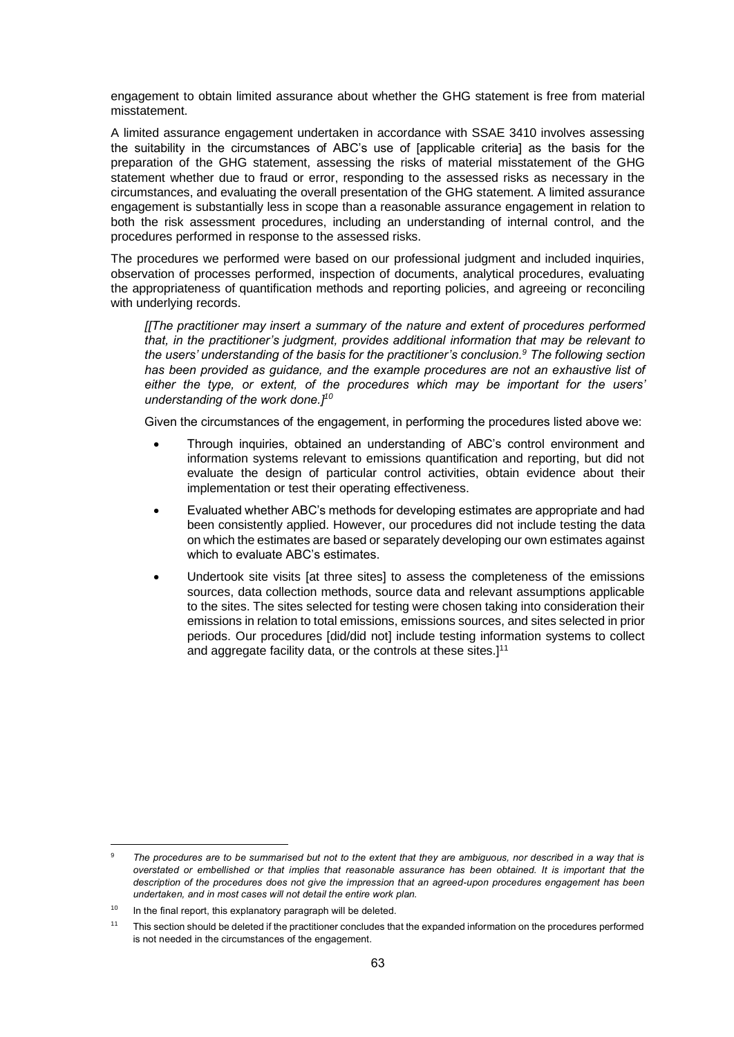engagement to obtain limited assurance about whether the GHG statement is free from material misstatement.

A limited assurance engagement undertaken in accordance with SSAE 3410 involves assessing the suitability in the circumstances of ABC's use of [applicable criteria] as the basis for the preparation of the GHG statement, assessing the risks of material misstatement of the GHG statement whether due to fraud or error, responding to the assessed risks as necessary in the circumstances, and evaluating the overall presentation of the GHG statement. A limited assurance engagement is substantially less in scope than a reasonable assurance engagement in relation to both the risk assessment procedures, including an understanding of internal control, and the procedures performed in response to the assessed risks.

The procedures we performed were based on our professional judgment and included inquiries, observation of processes performed, inspection of documents, analytical procedures, evaluating the appropriateness of quantification methods and reporting policies, and agreeing or reconciling with underlying records.

> *[[The practitioner may insert a summary of the nature and extent of procedures performed that, in the practitioner's judgment, provides additional information that may be relevant to the users' understanding of the basis for the practitioner's conclusion.[9] The following section has been provided as guidance, and the example procedures are not an exhaustive list of either the type, or extent, of the procedures which may be important for the users' understanding of the work done.]*[10]
>
> Given the circumstances of the engagement, in performing the procedures listed above we:
>
> - Through inquiries, obtained an understanding of ABC's control environment and information systems relevant to emissions quantification and reporting, but did not evaluate the design of particular control activities, obtain evidence about their implementation or test their operating effectiveness.
> - Evaluated whether ABC's methods for developing estimates are appropriate and had been consistently applied. However, our procedures did not include testing the data on which the estimates are based or separately developing our own estimates against which to evaluate ABC's estimates.
> - Undertook site visits [at three sites] to assess the completeness of the emissions sources, data collection methods, source data and relevant assumptions applicable to the sites. The sites selected for testing were chosen taking into consideration their emissions in relation to total emissions, emissions sources, and sites selected in prior periods. Our procedures [did/did not] include testing information systems to collect and aggregate facility data, or the controls at these sites.][11]

---

[9] *The procedures are to be summarised but not to the extent that they are ambiguous, nor described in a way that is overstated or embellished or that implies that reasonable assurance has been obtained. It is important that the description of the procedures does not give the impression that an agreed-upon procedures engagement has been undertaken, and in most cases will not detail the entire work plan.*

[10] In the final report, this explanatory paragraph will be deleted.

[11] This section should be deleted if the practitioner concludes that the expanded information on the procedures performed is not needed in the circumstances of the engagement.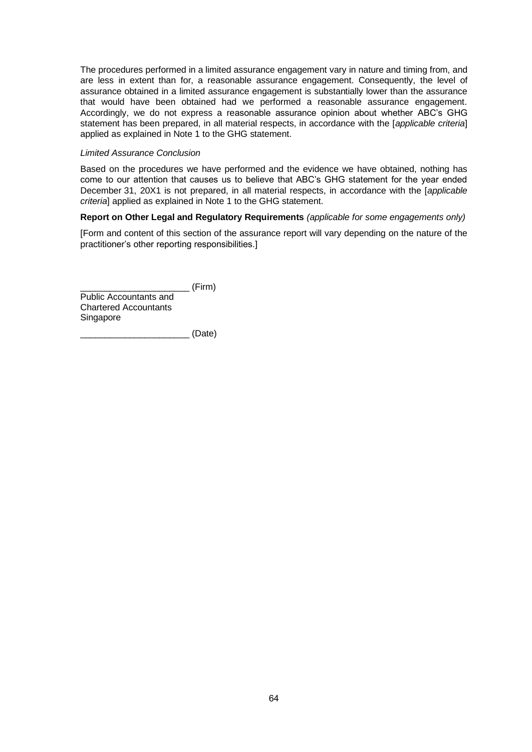The procedures performed in a limited assurance engagement vary in nature and timing from, and are less in extent than for, a reasonable assurance engagement. Consequently, the level of assurance obtained in a limited assurance engagement is substantially lower than the assurance that would have been obtained had we performed a reasonable assurance engagement. Accordingly, we do not express a reasonable assurance opinion about whether ABC's GHG statement has been prepared, in all material respects, in accordance with the [*applicable criteria*] applied as explained in Note 1 to the GHG statement.

*Limited Assurance Conclusion*

Based on the procedures we have performed and the evidence we have obtained, nothing has come to our attention that causes us to believe that ABC's GHG statement for the year ended December 31, 20X1 is not prepared, in all material respects, in accordance with the [*applicable criteria*] applied as explained in Note 1 to the GHG statement.

**Report on Other Legal and Regulatory Requirements** *(applicable for some engagements only)*

[Form and content of this section of the assurance report will vary depending on the nature of the practitioner's other reporting responsibilities.]

______________________ (Firm)
Public Accountants and
Chartered Accountants
Singapore

______________________ (Date)